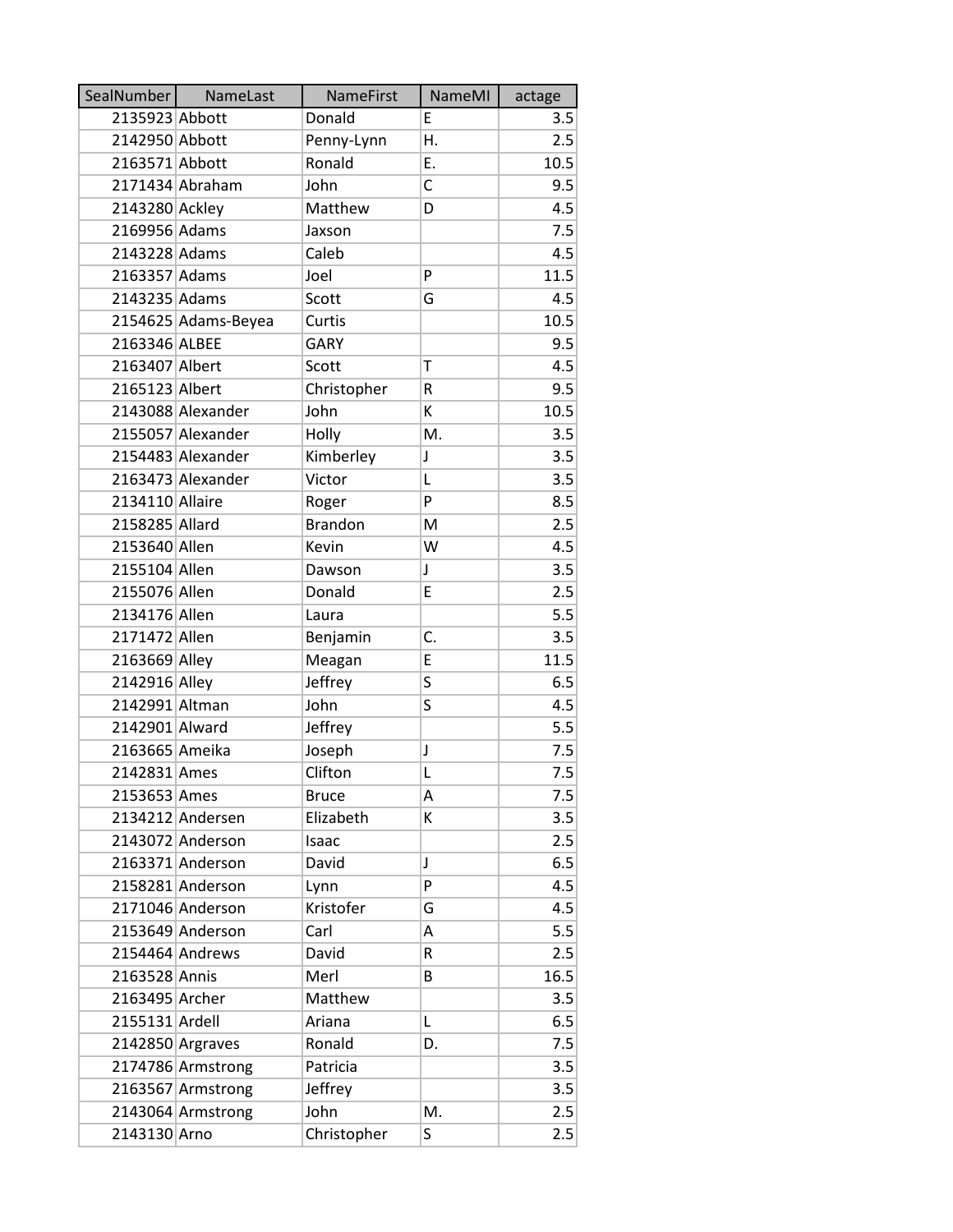| SealNumber | NameLast | NameFirst | NameMI | actage |
|---|---|---|---|---|
| 2135923 | Abbott | Donald | E | 3.5 |
| 2142950 | Abbott | Penny-Lynn | H. | 2.5 |
| 2163571 | Abbott | Ronald | E. | 10.5 |
| 2171434 | Abraham | John | C | 9.5 |
| 2143280 | Ackley | Matthew | D | 4.5 |
| 2169956 | Adams | Jaxson | | 7.5 |
| 2143228 | Adams | Caleb | | 4.5 |
| 2163357 | Adams | Joel | P | 11.5 |
| 2143235 | Adams | Scott | G | 4.5 |
| 2154625 | Adams-Beyea | Curtis | | 10.5 |
| 2163346 | ALBEE | GARY | | 9.5 |
| 2163407 | Albert | Scott | T | 4.5 |
| 2165123 | Albert | Christopher | R | 9.5 |
| 2143088 | Alexander | John | K | 10.5 |
| 2155057 | Alexander | Holly | M. | 3.5 |
| 2154483 | Alexander | Kimberley | J | 3.5 |
| 2163473 | Alexander | Victor | L | 3.5 |
| 2134110 | Allaire | Roger | P | 8.5 |
| 2158285 | Allard | Brandon | M | 2.5 |
| 2153640 | Allen | Kevin | W | 4.5 |
| 2155104 | Allen | Dawson | J | 3.5 |
| 2155076 | Allen | Donald | E | 2.5 |
| 2134176 | Allen | Laura | | 5.5 |
| 2171472 | Allen | Benjamin | C. | 3.5 |
| 2163669 | Alley | Meagan | E | 11.5 |
| 2142916 | Alley | Jeffrey | S | 6.5 |
| 2142991 | Altman | John | S | 4.5 |
| 2142901 | Alward | Jeffrey | | 5.5 |
| 2163665 | Ameika | Joseph | J | 7.5 |
| 2142831 | Ames | Clifton | L | 7.5 |
| 2153653 | Ames | Bruce | A | 7.5 |
| 2134212 | Andersen | Elizabeth | K | 3.5 |
| 2143072 | Anderson | Isaac | | 2.5 |
| 2163371 | Anderson | David | J | 6.5 |
| 2158281 | Anderson | Lynn | P | 4.5 |
| 2171046 | Anderson | Kristofer | G | 4.5 |
| 2153649 | Anderson | Carl | A | 5.5 |
| 2154464 | Andrews | David | R | 2.5 |
| 2163528 | Annis | Merl | B | 16.5 |
| 2163495 | Archer | Matthew | | 3.5 |
| 2155131 | Ardell | Ariana | L | 6.5 |
| 2142850 | Argraves | Ronald | D. | 7.5 |
| 2174786 | Armstrong | Patricia | | 3.5 |
| 2163567 | Armstrong | Jeffrey | | 3.5 |
| 2143064 | Armstrong | John | M. | 2.5 |
| 2143130 | Arno | Christopher | S | 2.5 |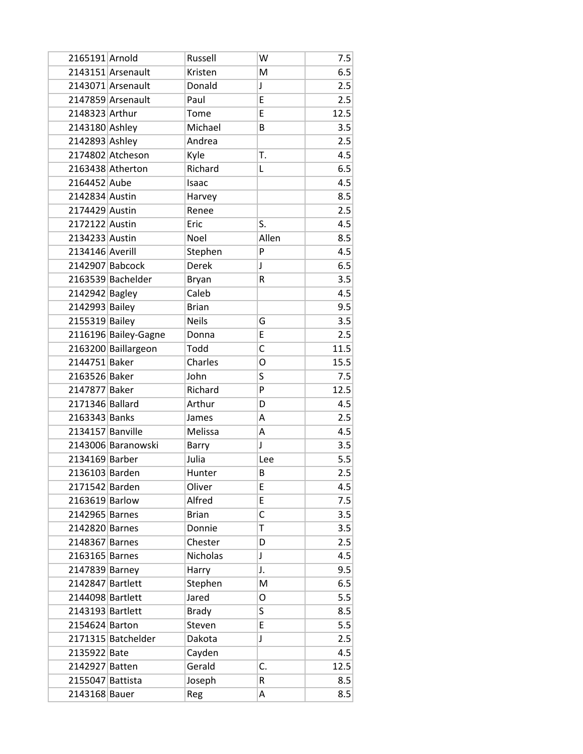| | | | | |
|---|---|---|---|---|
| 2165191 | Arnold | Russell | W | 7.5 |
| 2143151 | Arsenault | Kristen | M | 6.5 |
| 2143071 | Arsenault | Donald | J | 2.5 |
| 2147859 | Arsenault | Paul | E | 2.5 |
| 2148323 | Arthur | Tome | E | 12.5 |
| 2143180 | Ashley | Michael | B | 3.5 |
| 2142893 | Ashley | Andrea | | 2.5 |
| 2174802 | Atcheson | Kyle | T. | 4.5 |
| 2163438 | Atherton | Richard | L | 6.5 |
| 2164452 | Aube | Isaac | | 4.5 |
| 2142834 | Austin | Harvey | | 8.5 |
| 2174429 | Austin | Renee | | 2.5 |
| 2172122 | Austin | Eric | S. | 4.5 |
| 2134233 | Austin | Noel | Allen | 8.5 |
| 2134146 | Averill | Stephen | P | 4.5 |
| 2142907 | Babcock | Derek | J | 6.5 |
| 2163539 | Bachelder | Bryan | R | 3.5 |
| 2142942 | Bagley | Caleb | | 4.5 |
| 2142993 | Bailey | Brian | | 9.5 |
| 2155319 | Bailey | Neils | G | 3.5 |
| 2116196 | Bailey-Gagne | Donna | E | 2.5 |
| 2163200 | Baillargeon | Todd | C | 11.5 |
| 2144751 | Baker | Charles | O | 15.5 |
| 2163526 | Baker | John | S | 7.5 |
| 2147877 | Baker | Richard | P | 12.5 |
| 2171346 | Ballard | Arthur | D | 4.5 |
| 2163343 | Banks | James | A | 2.5 |
| 2134157 | Banville | Melissa | A | 4.5 |
| 2143006 | Baranowski | Barry | J | 3.5 |
| 2134169 | Barber | Julia | Lee | 5.5 |
| 2136103 | Barden | Hunter | B | 2.5 |
| 2171542 | Barden | Oliver | E | 4.5 |
| 2163619 | Barlow | Alfred | E | 7.5 |
| 2142965 | Barnes | Brian | C | 3.5 |
| 2142820 | Barnes | Donnie | T | 3.5 |
| 2148367 | Barnes | Chester | D | 2.5 |
| 2163165 | Barnes | Nicholas | J | 4.5 |
| 2147839 | Barney | Harry | J. | 9.5 |
| 2142847 | Bartlett | Stephen | M | 6.5 |
| 2144098 | Bartlett | Jared | O | 5.5 |
| 2143193 | Bartlett | Brady | S | 8.5 |
| 2154624 | Barton | Steven | E | 5.5 |
| 2171315 | Batchelder | Dakota | J | 2.5 |
| 2135922 | Bate | Cayden | | 4.5 |
| 2142927 | Batten | Gerald | C. | 12.5 |
| 2155047 | Battista | Joseph | R | 8.5 |
| 2143168 | Bauer | Reg | A | 8.5 |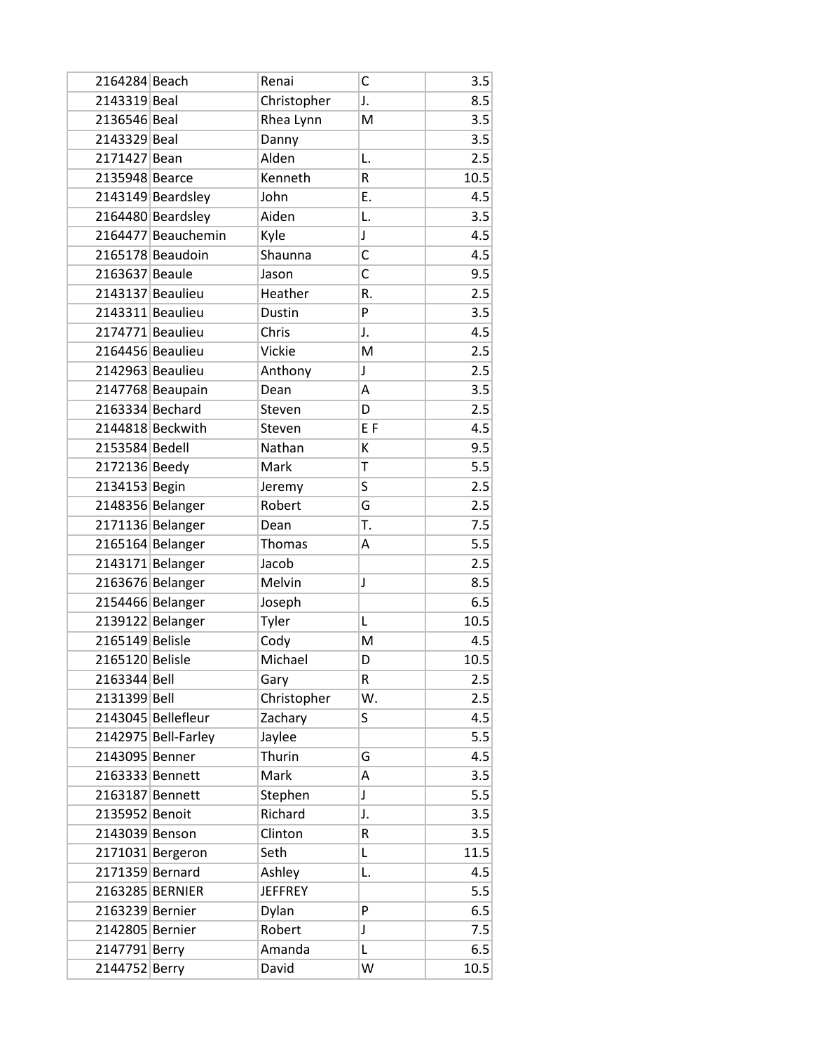| | | | | |
|---|---|---|---|---|
| 2164284 | Beach | Renai | C | 3.5 |
| 2143319 | Beal | Christopher | J. | 8.5 |
| 2136546 | Beal | Rhea Lynn | M | 3.5 |
| 2143329 | Beal | Danny | | 3.5 |
| 2171427 | Bean | Alden | L. | 2.5 |
| 2135948 | Bearce | Kenneth | R | 10.5 |
| 2143149 | Beardsley | John | E. | 4.5 |
| 2164480 | Beardsley | Aiden | L. | 3.5 |
| 2164477 | Beauchemin | Kyle | J | 4.5 |
| 2165178 | Beaudoin | Shaunna | C | 4.5 |
| 2163637 | Beaule | Jason | C | 9.5 |
| 2143137 | Beaulieu | Heather | R. | 2.5 |
| 2143311 | Beaulieu | Dustin | P | 3.5 |
| 2174771 | Beaulieu | Chris | J. | 4.5 |
| 2164456 | Beaulieu | Vickie | M | 2.5 |
| 2142963 | Beaulieu | Anthony | J | 2.5 |
| 2147768 | Beaupain | Dean | A | 3.5 |
| 2163334 | Bechard | Steven | D | 2.5 |
| 2144818 | Beckwith | Steven | E F | 4.5 |
| 2153584 | Bedell | Nathan | K | 9.5 |
| 2172136 | Beedy | Mark | T | 5.5 |
| 2134153 | Begin | Jeremy | S | 2.5 |
| 2148356 | Belanger | Robert | G | 2.5 |
| 2171136 | Belanger | Dean | T. | 7.5 |
| 2165164 | Belanger | Thomas | A | 5.5 |
| 2143171 | Belanger | Jacob | | 2.5 |
| 2163676 | Belanger | Melvin | J | 8.5 |
| 2154466 | Belanger | Joseph | | 6.5 |
| 2139122 | Belanger | Tyler | L | 10.5 |
| 2165149 | Belisle | Cody | M | 4.5 |
| 2165120 | Belisle | Michael | D | 10.5 |
| 2163344 | Bell | Gary | R | 2.5 |
| 2131399 | Bell | Christopher | W. | 2.5 |
| 2143045 | Bellefleur | Zachary | S | 4.5 |
| 2142975 | Bell-Farley | Jaylee | | 5.5 |
| 2143095 | Benner | Thurin | G | 4.5 |
| 2163333 | Bennett | Mark | A | 3.5 |
| 2163187 | Bennett | Stephen | J | 5.5 |
| 2135952 | Benoit | Richard | J. | 3.5 |
| 2143039 | Benson | Clinton | R | 3.5 |
| 2171031 | Bergeron | Seth | L | 11.5 |
| 2171359 | Bernard | Ashley | L. | 4.5 |
| 2163285 | BERNIER | JEFFREY | | 5.5 |
| 2163239 | Bernier | Dylan | P | 6.5 |
| 2142805 | Bernier | Robert | J | 7.5 |
| 2147791 | Berry | Amanda | L | 6.5 |
| 2144752 | Berry | David | W | 10.5 |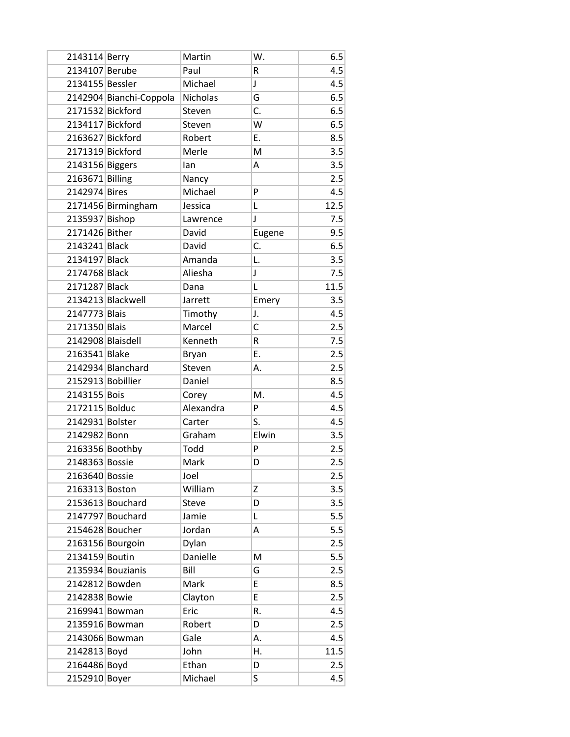| | | | | |
|---|---|---|---|---|
| 2143114 | Berry | Martin | W. | 6.5 |
| 2134107 | Berube | Paul | R | 4.5 |
| 2134155 | Bessler | Michael | J | 4.5 |
| 2142904 | Bianchi-Coppola | Nicholas | G | 6.5 |
| 2171532 | Bickford | Steven | C. | 6.5 |
| 2134117 | Bickford | Steven | W | 6.5 |
| 2163627 | Bickford | Robert | E. | 8.5 |
| 2171319 | Bickford | Merle | M | 3.5 |
| 2143156 | Biggers | Ian | A | 3.5 |
| 2163671 | Billing | Nancy | | 2.5 |
| 2142974 | Bires | Michael | P | 4.5 |
| 2171456 | Birmingham | Jessica | L | 12.5 |
| 2135937 | Bishop | Lawrence | J | 7.5 |
| 2171426 | Bither | David | Eugene | 9.5 |
| 2143241 | Black | David | C. | 6.5 |
| 2134197 | Black | Amanda | L. | 3.5 |
| 2174768 | Black | Aliesha | J | 7.5 |
| 2171287 | Black | Dana | L | 11.5 |
| 2134213 | Blackwell | Jarrett | Emery | 3.5 |
| 2147773 | Blais | Timothy | J. | 4.5 |
| 2171350 | Blais | Marcel | C | 2.5 |
| 2142908 | Blaisdell | Kenneth | R | 7.5 |
| 2163541 | Blake | Bryan | E. | 2.5 |
| 2142934 | Blanchard | Steven | A. | 2.5 |
| 2152913 | Bobillier | Daniel | | 8.5 |
| 2143155 | Bois | Corey | M. | 4.5 |
| 2172115 | Bolduc | Alexandra | P | 4.5 |
| 2142931 | Bolster | Carter | S. | 4.5 |
| 2142982 | Bonn | Graham | Elwin | 3.5 |
| 2163356 | Boothby | Todd | P | 2.5 |
| 2148363 | Bossie | Mark | D | 2.5 |
| 2163640 | Bossie | Joel | | 2.5 |
| 2163313 | Boston | William | Z | 3.5 |
| 2153613 | Bouchard | Steve | D | 3.5 |
| 2147797 | Bouchard | Jamie | L | 5.5 |
| 2154628 | Boucher | Jordan | A | 5.5 |
| 2163156 | Bourgoin | Dylan | | 2.5 |
| 2134159 | Boutin | Danielle | M | 5.5 |
| 2135934 | Bouzianis | Bill | G | 2.5 |
| 2142812 | Bowden | Mark | E | 8.5 |
| 2142838 | Bowie | Clayton | E | 2.5 |
| 2169941 | Bowman | Eric | R. | 4.5 |
| 2135916 | Bowman | Robert | D | 2.5 |
| 2143066 | Bowman | Gale | A. | 4.5 |
| 2142813 | Boyd | John | H. | 11.5 |
| 2164486 | Boyd | Ethan | D | 2.5 |
| 2152910 | Boyer | Michael | S | 4.5 |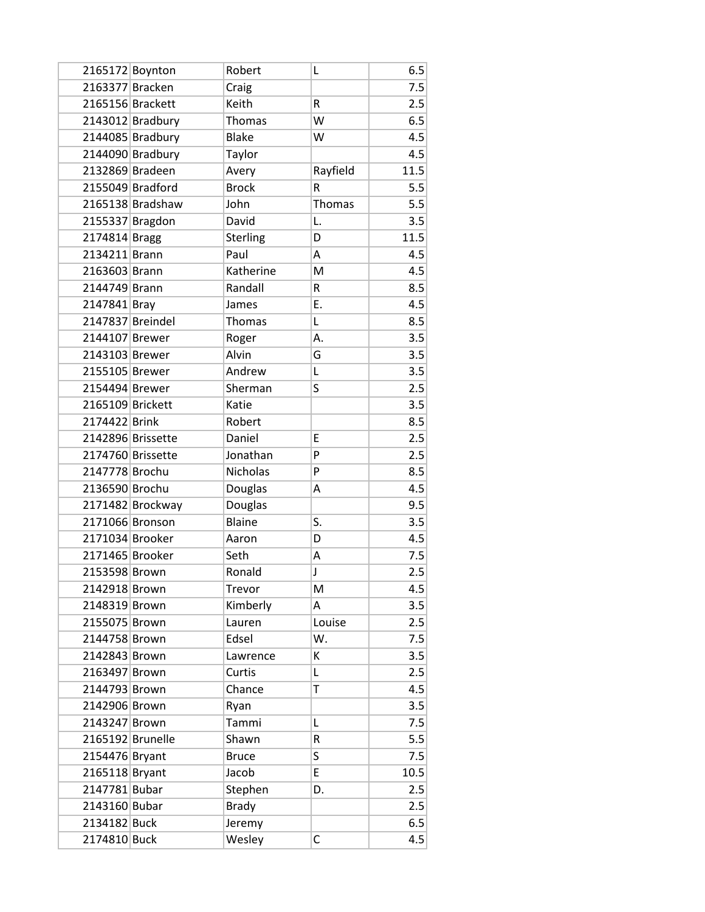| | | | | |
|---|---|---|---|---|
| 2165172 | Boynton | Robert | L | 6.5 |
| 2163377 | Bracken | Craig | | 7.5 |
| 2165156 | Brackett | Keith | R | 2.5 |
| 2143012 | Bradbury | Thomas | W | 6.5 |
| 2144085 | Bradbury | Blake | W | 4.5 |
| 2144090 | Bradbury | Taylor | | 4.5 |
| 2132869 | Bradeen | Avery | Rayfield | 11.5 |
| 2155049 | Bradford | Brock | R | 5.5 |
| 2165138 | Bradshaw | John | Thomas | 5.5 |
| 2155337 | Bragdon | David | L. | 3.5 |
| 2174814 | Bragg | Sterling | D | 11.5 |
| 2134211 | Brann | Paul | A | 4.5 |
| 2163603 | Brann | Katherine | M | 4.5 |
| 2144749 | Brann | Randall | R | 8.5 |
| 2147841 | Bray | James | E. | 4.5 |
| 2147837 | Breindel | Thomas | L | 8.5 |
| 2144107 | Brewer | Roger | A. | 3.5 |
| 2143103 | Brewer | Alvin | G | 3.5 |
| 2155105 | Brewer | Andrew | L | 3.5 |
| 2154494 | Brewer | Sherman | S | 2.5 |
| 2165109 | Brickett | Katie | | 3.5 |
| 2174422 | Brink | Robert | | 8.5 |
| 2142896 | Brissette | Daniel | E | 2.5 |
| 2174760 | Brissette | Jonathan | P | 2.5 |
| 2147778 | Brochu | Nicholas | P | 8.5 |
| 2136590 | Brochu | Douglas | A | 4.5 |
| 2171482 | Brockway | Douglas | | 9.5 |
| 2171066 | Bronson | Blaine | S. | 3.5 |
| 2171034 | Brooker | Aaron | D | 4.5 |
| 2171465 | Brooker | Seth | A | 7.5 |
| 2153598 | Brown | Ronald | J | 2.5 |
| 2142918 | Brown | Trevor | M | 4.5 |
| 2148319 | Brown | Kimberly | A | 3.5 |
| 2155075 | Brown | Lauren | Louise | 2.5 |
| 2144758 | Brown | Edsel | W. | 7.5 |
| 2142843 | Brown | Lawrence | K | 3.5 |
| 2163497 | Brown | Curtis | L | 2.5 |
| 2144793 | Brown | Chance | T | 4.5 |
| 2142906 | Brown | Ryan | | 3.5 |
| 2143247 | Brown | Tammi | L | 7.5 |
| 2165192 | Brunelle | Shawn | R | 5.5 |
| 2154476 | Bryant | Bruce | S | 7.5 |
| 2165118 | Bryant | Jacob | E | 10.5 |
| 2147781 | Bubar | Stephen | D. | 2.5 |
| 2143160 | Bubar | Brady | | 2.5 |
| 2134182 | Buck | Jeremy | | 6.5 |
| 2174810 | Buck | Wesley | C | 4.5 |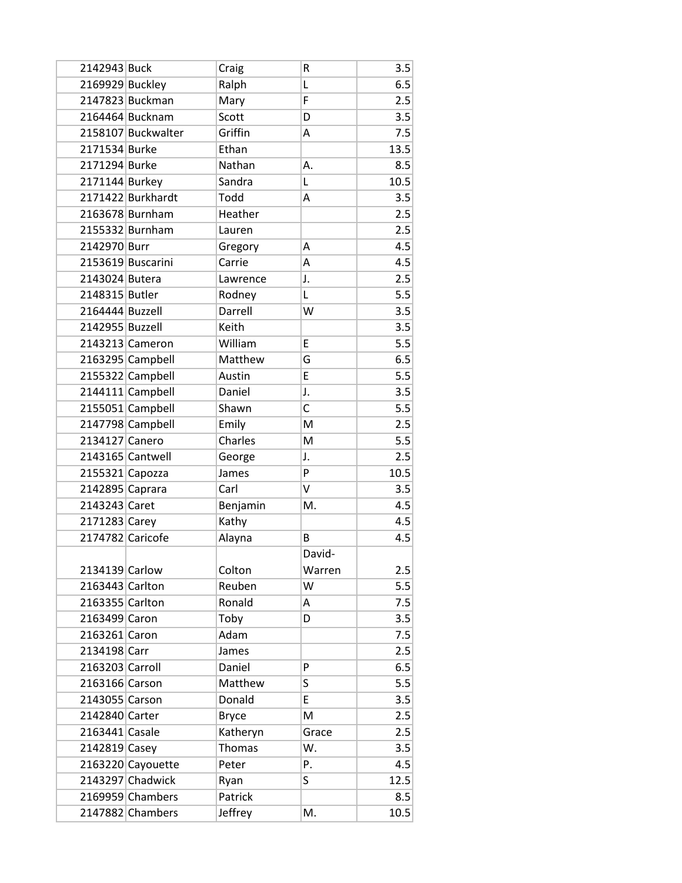| | | | | |
|---|---|---|---|---|
| 2142943 | Buck | Craig | R | 3.5 |
| 2169929 | Buckley | Ralph | L | 6.5 |
| 2147823 | Buckman | Mary | F | 2.5 |
| 2164464 | Bucknam | Scott | D | 3.5 |
| 2158107 | Buckwalter | Griffin | A | 7.5 |
| 2171534 | Burke | Ethan | | 13.5 |
| 2171294 | Burke | Nathan | A. | 8.5 |
| 2171144 | Burkey | Sandra | L | 10.5 |
| 2171422 | Burkhardt | Todd | A | 3.5 |
| 2163678 | Burnham | Heather | | 2.5 |
| 2155332 | Burnham | Lauren | | 2.5 |
| 2142970 | Burr | Gregory | A | 4.5 |
| 2153619 | Buscarini | Carrie | A | 4.5 |
| 2143024 | Butera | Lawrence | J. | 2.5 |
| 2148315 | Butler | Rodney | L | 5.5 |
| 2164444 | Buzzell | Darrell | W | 3.5 |
| 2142955 | Buzzell | Keith | | 3.5 |
| 2143213 | Cameron | William | E | 5.5 |
| 2163295 | Campbell | Matthew | G | 6.5 |
| 2155322 | Campbell | Austin | E | 5.5 |
| 2144111 | Campbell | Daniel | J. | 3.5 |
| 2155051 | Campbell | Shawn | C | 5.5 |
| 2147798 | Campbell | Emily | M | 2.5 |
| 2134127 | Canero | Charles | M | 5.5 |
| 2143165 | Cantwell | George | J. | 2.5 |
| 2155321 | Capozza | James | P | 10.5 |
| 2142895 | Caprara | Carl | V | 3.5 |
| 2143243 | Caret | Benjamin | M. | 4.5 |
| 2171283 | Carey | Kathy | | 4.5 |
| 2174782 | Caricofe | Alayna | B | 4.5 |
| 2134139 | Carlow | Colton | David-Warren | 2.5 |
| 2163443 | Carlton | Reuben | W | 5.5 |
| 2163355 | Carlton | Ronald | A | 7.5 |
| 2163499 | Caron | Toby | D | 3.5 |
| 2163261 | Caron | Adam | | 7.5 |
| 2134198 | Carr | James | | 2.5 |
| 2163203 | Carroll | Daniel | P | 6.5 |
| 2163166 | Carson | Matthew | S | 5.5 |
| 2143055 | Carson | Donald | E | 3.5 |
| 2142840 | Carter | Bryce | M | 2.5 |
| 2163441 | Casale | Katheryn | Grace | 2.5 |
| 2142819 | Casey | Thomas | W. | 3.5 |
| 2163220 | Cayouette | Peter | P. | 4.5 |
| 2143297 | Chadwick | Ryan | S | 12.5 |
| 2169959 | Chambers | Patrick | | 8.5 |
| 2147882 | Chambers | Jeffrey | M. | 10.5 |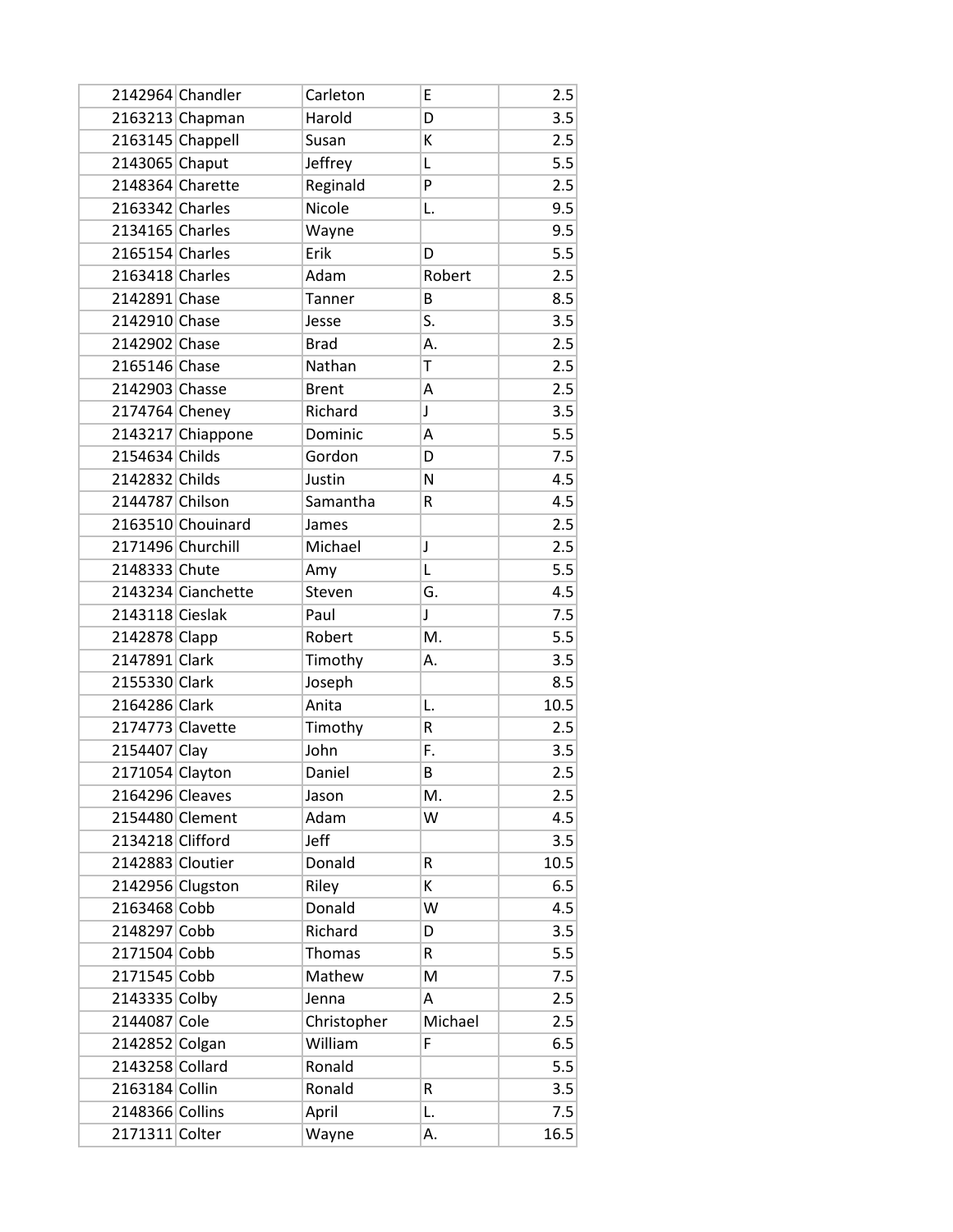| | | | | |
|---|---|---|---|---|
| 2142964 | Chandler | Carleton | E | 2.5 |
| 2163213 | Chapman | Harold | D | 3.5 |
| 2163145 | Chappell | Susan | K | 2.5 |
| 2143065 | Chaput | Jeffrey | L | 5.5 |
| 2148364 | Charette | Reginald | P | 2.5 |
| 2163342 | Charles | Nicole | L. | 9.5 |
| 2134165 | Charles | Wayne | | 9.5 |
| 2165154 | Charles | Erik | D | 5.5 |
| 2163418 | Charles | Adam | Robert | 2.5 |
| 2142891 | Chase | Tanner | B | 8.5 |
| 2142910 | Chase | Jesse | S. | 3.5 |
| 2142902 | Chase | Brad | A. | 2.5 |
| 2165146 | Chase | Nathan | T | 2.5 |
| 2142903 | Chasse | Brent | A | 2.5 |
| 2174764 | Cheney | Richard | J | 3.5 |
| 2143217 | Chiappone | Dominic | A | 5.5 |
| 2154634 | Childs | Gordon | D | 7.5 |
| 2142832 | Childs | Justin | N | 4.5 |
| 2144787 | Chilson | Samantha | R | 4.5 |
| 2163510 | Chouinard | James | | 2.5 |
| 2171496 | Churchill | Michael | J | 2.5 |
| 2148333 | Chute | Amy | L | 5.5 |
| 2143234 | Cianchette | Steven | G. | 4.5 |
| 2143118 | Cieslak | Paul | J | 7.5 |
| 2142878 | Clapp | Robert | M. | 5.5 |
| 2147891 | Clark | Timothy | A. | 3.5 |
| 2155330 | Clark | Joseph | | 8.5 |
| 2164286 | Clark | Anita | L. | 10.5 |
| 2174773 | Clavette | Timothy | R | 2.5 |
| 2154407 | Clay | John | F. | 3.5 |
| 2171054 | Clayton | Daniel | B | 2.5 |
| 2164296 | Cleaves | Jason | M. | 2.5 |
| 2154480 | Clement | Adam | W | 4.5 |
| 2134218 | Clifford | Jeff | | 3.5 |
| 2142883 | Cloutier | Donald | R | 10.5 |
| 2142956 | Clugston | Riley | K | 6.5 |
| 2163468 | Cobb | Donald | W | 4.5 |
| 2148297 | Cobb | Richard | D | 3.5 |
| 2171504 | Cobb | Thomas | R | 5.5 |
| 2171545 | Cobb | Mathew | M | 7.5 |
| 2143335 | Colby | Jenna | A | 2.5 |
| 2144087 | Cole | Christopher | Michael | 2.5 |
| 2142852 | Colgan | William | F | 6.5 |
| 2143258 | Collard | Ronald | | 5.5 |
| 2163184 | Collin | Ronald | R | 3.5 |
| 2148366 | Collins | April | L. | 7.5 |
| 2171311 | Colter | Wayne | A. | 16.5 |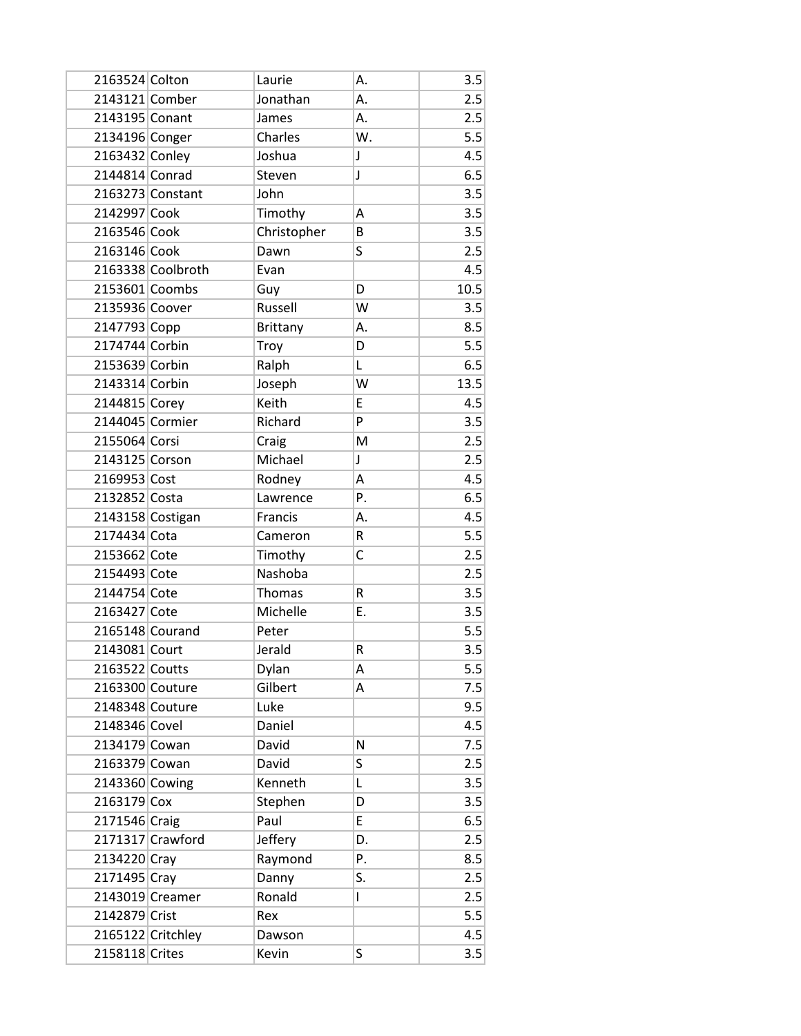| | | | | |
|---|---|---|---|---|
| 2163524 | Colton | Laurie | A. | 3.5 |
| 2143121 | Comber | Jonathan | A. | 2.5 |
| 2143195 | Conant | James | A. | 2.5 |
| 2134196 | Conger | Charles | W. | 5.5 |
| 2163432 | Conley | Joshua | J | 4.5 |
| 2144814 | Conrad | Steven | J | 6.5 |
| 2163273 | Constant | John | | 3.5 |
| 2142997 | Cook | Timothy | A | 3.5 |
| 2163546 | Cook | Christopher | B | 3.5 |
| 2163146 | Cook | Dawn | S | 2.5 |
| 2163338 | Coolbroth | Evan | | 4.5 |
| 2153601 | Coombs | Guy | D | 10.5 |
| 2135936 | Coover | Russell | W | 3.5 |
| 2147793 | Copp | Brittany | A. | 8.5 |
| 2174744 | Corbin | Troy | D | 5.5 |
| 2153639 | Corbin | Ralph | L | 6.5 |
| 2143314 | Corbin | Joseph | W | 13.5 |
| 2144815 | Corey | Keith | E | 4.5 |
| 2144045 | Cormier | Richard | P | 3.5 |
| 2155064 | Corsi | Craig | M | 2.5 |
| 2143125 | Corson | Michael | J | 2.5 |
| 2169953 | Cost | Rodney | A | 4.5 |
| 2132852 | Costa | Lawrence | P. | 6.5 |
| 2143158 | Costigan | Francis | A. | 4.5 |
| 2174434 | Cota | Cameron | R | 5.5 |
| 2153662 | Cote | Timothy | C | 2.5 |
| 2154493 | Cote | Nashoba | | 2.5 |
| 2144754 | Cote | Thomas | R | 3.5 |
| 2163427 | Cote | Michelle | E. | 3.5 |
| 2165148 | Courand | Peter | | 5.5 |
| 2143081 | Court | Jerald | R | 3.5 |
| 2163522 | Coutts | Dylan | A | 5.5 |
| 2163300 | Couture | Gilbert | A | 7.5 |
| 2148348 | Couture | Luke | | 9.5 |
| 2148346 | Covel | Daniel | | 4.5 |
| 2134179 | Cowan | David | N | 7.5 |
| 2163379 | Cowan | David | S | 2.5 |
| 2143360 | Cowing | Kenneth | L | 3.5 |
| 2163179 | Cox | Stephen | D | 3.5 |
| 2171546 | Craig | Paul | E | 6.5 |
| 2171317 | Crawford | Jeffery | D. | 2.5 |
| 2134220 | Cray | Raymond | P. | 8.5 |
| 2171495 | Cray | Danny | S. | 2.5 |
| 2143019 | Creamer | Ronald | I | 2.5 |
| 2142879 | Crist | Rex | | 5.5 |
| 2165122 | Critchley | Dawson | | 4.5 |
| 2158118 | Crites | Kevin | S | 3.5 |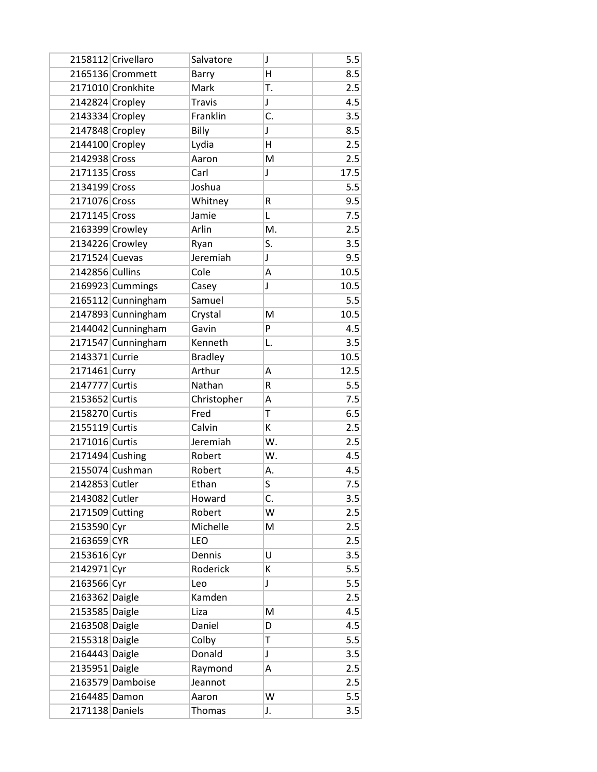| | | | | |
|---|---|---|---|---|
| 2158112 | Crivellaro | Salvatore | J | 5.5 |
| 2165136 | Crommett | Barry | H | 8.5 |
| 2171010 | Cronkhite | Mark | T. | 2.5 |
| 2142824 | Cropley | Travis | J | 4.5 |
| 2143334 | Cropley | Franklin | C. | 3.5 |
| 2147848 | Cropley | Billy | J | 8.5 |
| 2144100 | Cropley | Lydia | H | 2.5 |
| 2142938 | Cross | Aaron | M | 2.5 |
| 2171135 | Cross | Carl | J | 17.5 |
| 2134199 | Cross | Joshua | | 5.5 |
| 2171076 | Cross | Whitney | R | 9.5 |
| 2171145 | Cross | Jamie | L | 7.5 |
| 2163399 | Crowley | Arlin | M. | 2.5 |
| 2134226 | Crowley | Ryan | S. | 3.5 |
| 2171524 | Cuevas | Jeremiah | J | 9.5 |
| 2142856 | Cullins | Cole | A | 10.5 |
| 2169923 | Cummings | Casey | J | 10.5 |
| 2165112 | Cunningham | Samuel | | 5.5 |
| 2147893 | Cunningham | Crystal | M | 10.5 |
| 2144042 | Cunningham | Gavin | P | 4.5 |
| 2171547 | Cunningham | Kenneth | L. | 3.5 |
| 2143371 | Currie | Bradley | | 10.5 |
| 2171461 | Curry | Arthur | A | 12.5 |
| 2147777 | Curtis | Nathan | R | 5.5 |
| 2153652 | Curtis | Christopher | A | 7.5 |
| 2158270 | Curtis | Fred | T | 6.5 |
| 2155119 | Curtis | Calvin | K | 2.5 |
| 2171016 | Curtis | Jeremiah | W. | 2.5 |
| 2171494 | Cushing | Robert | W. | 4.5 |
| 2155074 | Cushman | Robert | A. | 4.5 |
| 2142853 | Cutler | Ethan | S | 7.5 |
| 2143082 | Cutler | Howard | C. | 3.5 |
| 2171509 | Cutting | Robert | W | 2.5 |
| 2153590 | Cyr | Michelle | M | 2.5 |
| 2163659 | CYR | LEO | | 2.5 |
| 2153616 | Cyr | Dennis | U | 3.5 |
| 2142971 | Cyr | Roderick | K | 5.5 |
| 2163566 | Cyr | Leo | J | 5.5 |
| 2163362 | Daigle | Kamden | | 2.5 |
| 2153585 | Daigle | Liza | M | 4.5 |
| 2163508 | Daigle | Daniel | D | 4.5 |
| 2155318 | Daigle | Colby | T | 5.5 |
| 2164443 | Daigle | Donald | J | 3.5 |
| 2135951 | Daigle | Raymond | A | 2.5 |
| 2163579 | Damboise | Jeannot | | 2.5 |
| 2164485 | Damon | Aaron | W | 5.5 |
| 2171138 | Daniels | Thomas | J. | 3.5 |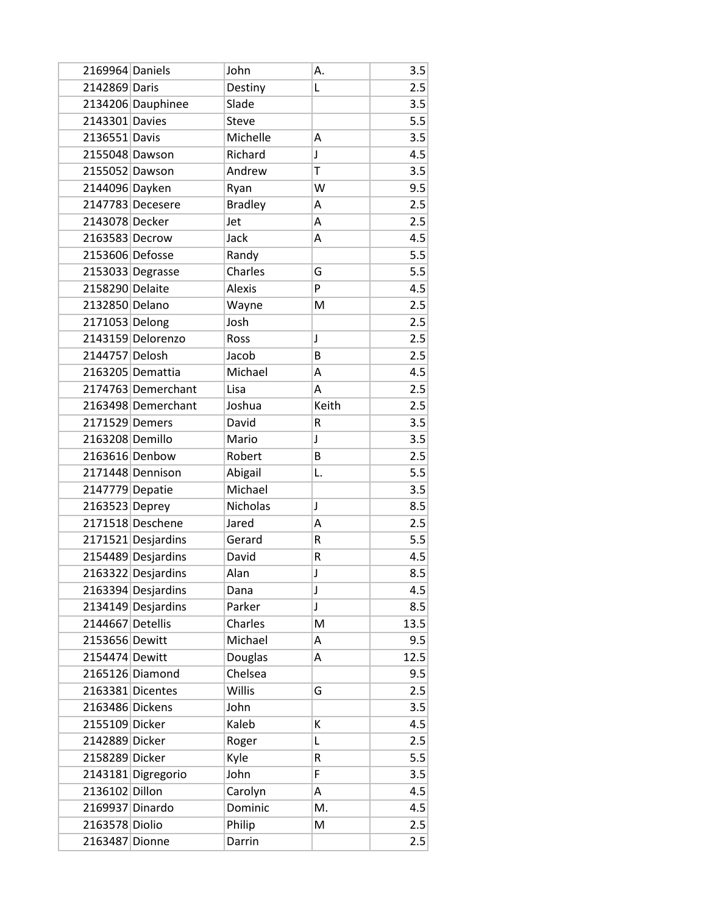| | | | | |
|---|---|---|---|---|
| 2169964 | Daniels | John | A. | 3.5 |
| 2142869 | Daris | Destiny | L | 2.5 |
| 2134206 | Dauphinee | Slade | | 3.5 |
| 2143301 | Davies | Steve | | 5.5 |
| 2136551 | Davis | Michelle | A | 3.5 |
| 2155048 | Dawson | Richard | J | 4.5 |
| 2155052 | Dawson | Andrew | T | 3.5 |
| 2144096 | Dayken | Ryan | W | 9.5 |
| 2147783 | Decesere | Bradley | A | 2.5 |
| 2143078 | Decker | Jet | A | 2.5 |
| 2163583 | Decrow | Jack | A | 4.5 |
| 2153606 | Defosse | Randy | | 5.5 |
| 2153033 | Degrasse | Charles | G | 5.5 |
| 2158290 | Delaite | Alexis | P | 4.5 |
| 2132850 | Delano | Wayne | M | 2.5 |
| 2171053 | Delong | Josh | | 2.5 |
| 2143159 | Delorenzo | Ross | J | 2.5 |
| 2144757 | Delosh | Jacob | B | 2.5 |
| 2163205 | Demattia | Michael | A | 4.5 |
| 2174763 | Demerchant | Lisa | A | 2.5 |
| 2163498 | Demerchant | Joshua | Keith | 2.5 |
| 2171529 | Demers | David | R | 3.5 |
| 2163208 | Demillo | Mario | J | 3.5 |
| 2163616 | Denbow | Robert | B | 2.5 |
| 2171448 | Dennison | Abigail | L. | 5.5 |
| 2147779 | Depatie | Michael | | 3.5 |
| 2163523 | Deprey | Nicholas | J | 8.5 |
| 2171518 | Deschene | Jared | A | 2.5 |
| 2171521 | Desjardins | Gerard | R | 5.5 |
| 2154489 | Desjardins | David | R | 4.5 |
| 2163322 | Desjardins | Alan | J | 8.5 |
| 2163394 | Desjardins | Dana | J | 4.5 |
| 2134149 | Desjardins | Parker | J | 8.5 |
| 2144667 | Detellis | Charles | M | 13.5 |
| 2153656 | Dewitt | Michael | A | 9.5 |
| 2154474 | Dewitt | Douglas | A | 12.5 |
| 2165126 | Diamond | Chelsea | | 9.5 |
| 2163381 | Dicentes | Willis | G | 2.5 |
| 2163486 | Dickens | John | | 3.5 |
| 2155109 | Dicker | Kaleb | K | 4.5 |
| 2142889 | Dicker | Roger | L | 2.5 |
| 2158289 | Dicker | Kyle | R | 5.5 |
| 2143181 | Digregorio | John | F | 3.5 |
| 2136102 | Dillon | Carolyn | A | 4.5 |
| 2169937 | Dinardo | Dominic | M. | 4.5 |
| 2163578 | Diolio | Philip | M | 2.5 |
| 2163487 | Dionne | Darrin | | 2.5 |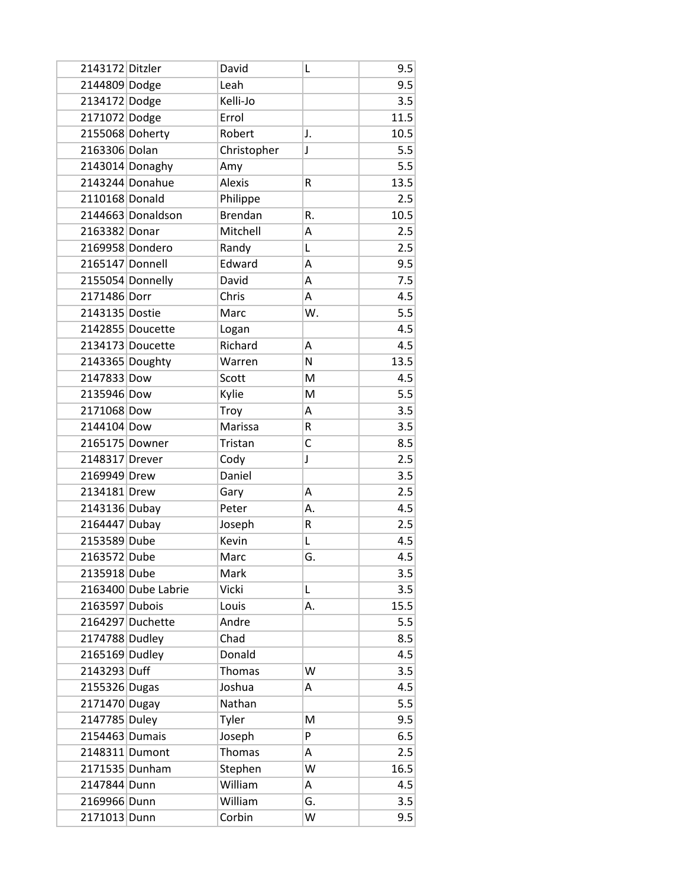| | | | | |
|---|---|---|---|---|
| 2143172 | Ditzler | David | L | 9.5 |
| 2144809 | Dodge | Leah | | 9.5 |
| 2134172 | Dodge | Kelli-Jo | | 3.5 |
| 2171072 | Dodge | Errol | | 11.5 |
| 2155068 | Doherty | Robert | J. | 10.5 |
| 2163306 | Dolan | Christopher | J | 5.5 |
| 2143014 | Donaghy | Amy | | 5.5 |
| 2143244 | Donahue | Alexis | R | 13.5 |
| 2110168 | Donald | Philippe | | 2.5 |
| 2144663 | Donaldson | Brendan | R. | 10.5 |
| 2163382 | Donar | Mitchell | A | 2.5 |
| 2169958 | Dondero | Randy | L | 2.5 |
| 2165147 | Donnell | Edward | A | 9.5 |
| 2155054 | Donnelly | David | A | 7.5 |
| 2171486 | Dorr | Chris | A | 4.5 |
| 2143135 | Dostie | Marc | W. | 5.5 |
| 2142855 | Doucette | Logan | | 4.5 |
| 2134173 | Doucette | Richard | A | 4.5 |
| 2143365 | Doughty | Warren | N | 13.5 |
| 2147833 | Dow | Scott | M | 4.5 |
| 2135946 | Dow | Kylie | M | 5.5 |
| 2171068 | Dow | Troy | A | 3.5 |
| 2144104 | Dow | Marissa | R | 3.5 |
| 2165175 | Downer | Tristan | C | 8.5 |
| 2148317 | Drever | Cody | J | 2.5 |
| 2169949 | Drew | Daniel | | 3.5 |
| 2134181 | Drew | Gary | A | 2.5 |
| 2143136 | Dubay | Peter | A. | 4.5 |
| 2164447 | Dubay | Joseph | R | 2.5 |
| 2153589 | Dube | Kevin | L | 4.5 |
| 2163572 | Dube | Marc | G. | 4.5 |
| 2135918 | Dube | Mark | | 3.5 |
| 2163400 | Dube Labrie | Vicki | L | 3.5 |
| 2163597 | Dubois | Louis | A. | 15.5 |
| 2164297 | Duchette | Andre | | 5.5 |
| 2174788 | Dudley | Chad | | 8.5 |
| 2165169 | Dudley | Donald | | 4.5 |
| 2143293 | Duff | Thomas | W | 3.5 |
| 2155326 | Dugas | Joshua | A | 4.5 |
| 2171470 | Dugay | Nathan | | 5.5 |
| 2147785 | Duley | Tyler | M | 9.5 |
| 2154463 | Dumais | Joseph | P | 6.5 |
| 2148311 | Dumont | Thomas | A | 2.5 |
| 2171535 | Dunham | Stephen | W | 16.5 |
| 2147844 | Dunn | William | A | 4.5 |
| 2169966 | Dunn | William | G. | 3.5 |
| 2171013 | Dunn | Corbin | W | 9.5 |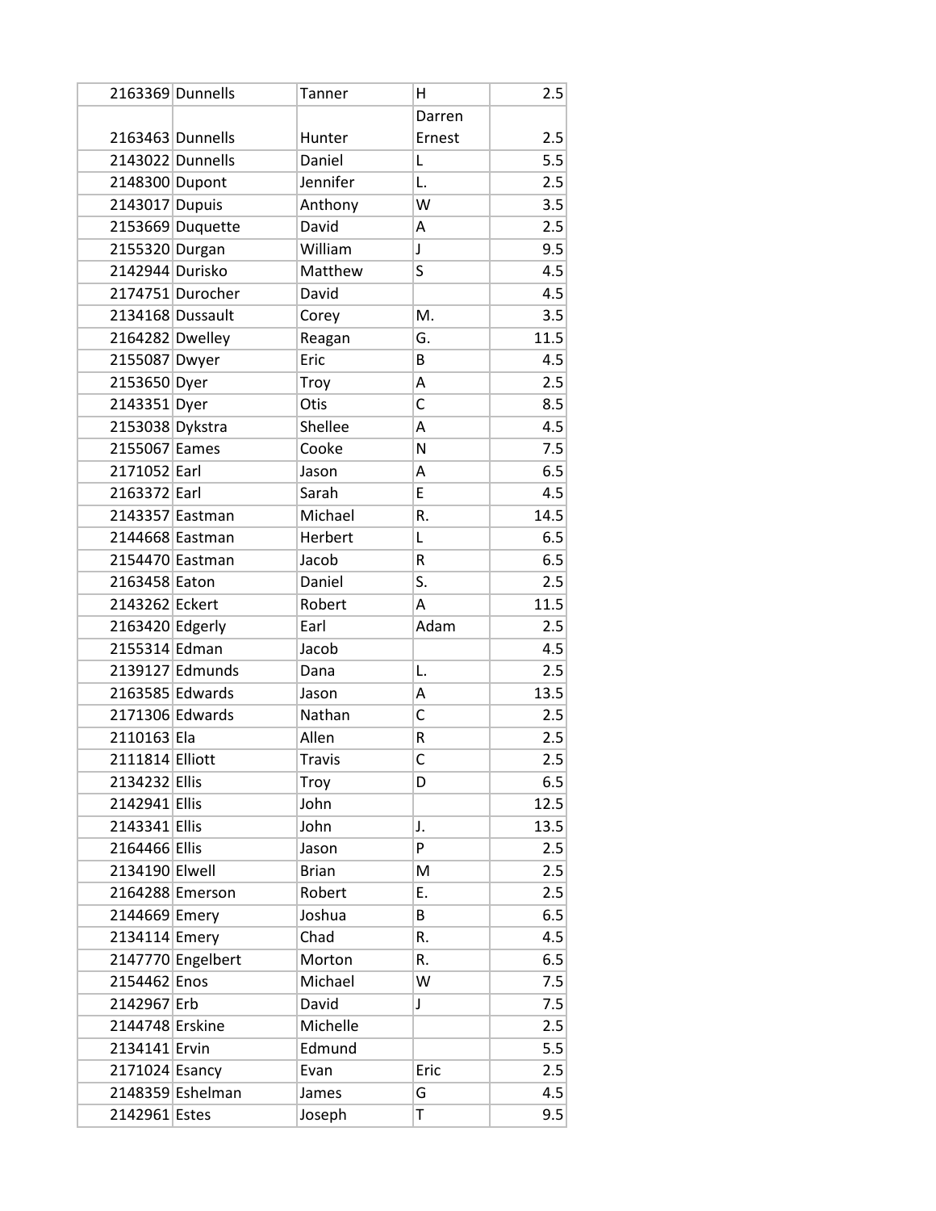| | | | | |
|---|---|---|---|---|
| 2163369 | Dunnells | Tanner | H | 2.5 |
| 2163463 | Dunnells | Hunter | Darren Ernest | 2.5 |
| 2143022 | Dunnells | Daniel | L | 5.5 |
| 2148300 | Dupont | Jennifer | L. | 2.5 |
| 2143017 | Dupuis | Anthony | W | 3.5 |
| 2153669 | Duquette | David | A | 2.5 |
| 2155320 | Durgan | William | J | 9.5 |
| 2142944 | Durisko | Matthew | S | 4.5 |
| 2174751 | Durocher | David | | 4.5 |
| 2134168 | Dussault | Corey | M. | 3.5 |
| 2164282 | Dwelley | Reagan | G. | 11.5 |
| 2155087 | Dwyer | Eric | B | 4.5 |
| 2153650 | Dyer | Troy | A | 2.5 |
| 2143351 | Dyer | Otis | C | 8.5 |
| 2153038 | Dykstra | Shellee | A | 4.5 |
| 2155067 | Eames | Cooke | N | 7.5 |
| 2171052 | Earl | Jason | A | 6.5 |
| 2163372 | Earl | Sarah | E | 4.5 |
| 2143357 | Eastman | Michael | R. | 14.5 |
| 2144668 | Eastman | Herbert | L | 6.5 |
| 2154470 | Eastman | Jacob | R | 6.5 |
| 2163458 | Eaton | Daniel | S. | 2.5 |
| 2143262 | Eckert | Robert | A | 11.5 |
| 2163420 | Edgerly | Earl | Adam | 2.5 |
| 2155314 | Edman | Jacob | | 4.5 |
| 2139127 | Edmunds | Dana | L. | 2.5 |
| 2163585 | Edwards | Jason | A | 13.5 |
| 2171306 | Edwards | Nathan | C | 2.5 |
| 2110163 | Ela | Allen | R | 2.5 |
| 2111814 | Elliott | Travis | C | 2.5 |
| 2134232 | Ellis | Troy | D | 6.5 |
| 2142941 | Ellis | John | | 12.5 |
| 2143341 | Ellis | John | J. | 13.5 |
| 2164466 | Ellis | Jason | P | 2.5 |
| 2134190 | Elwell | Brian | M | 2.5 |
| 2164288 | Emerson | Robert | E. | 2.5 |
| 2144669 | Emery | Joshua | B | 6.5 |
| 2134114 | Emery | Chad | R. | 4.5 |
| 2147770 | Engelbert | Morton | R. | 6.5 |
| 2154462 | Enos | Michael | W | 7.5 |
| 2142967 | Erb | David | J | 7.5 |
| 2144748 | Erskine | Michelle | | 2.5 |
| 2134141 | Ervin | Edmund | | 5.5 |
| 2171024 | Esancy | Evan | Eric | 2.5 |
| 2148359 | Eshelman | James | G | 4.5 |
| 2142961 | Estes | Joseph | T | 9.5 |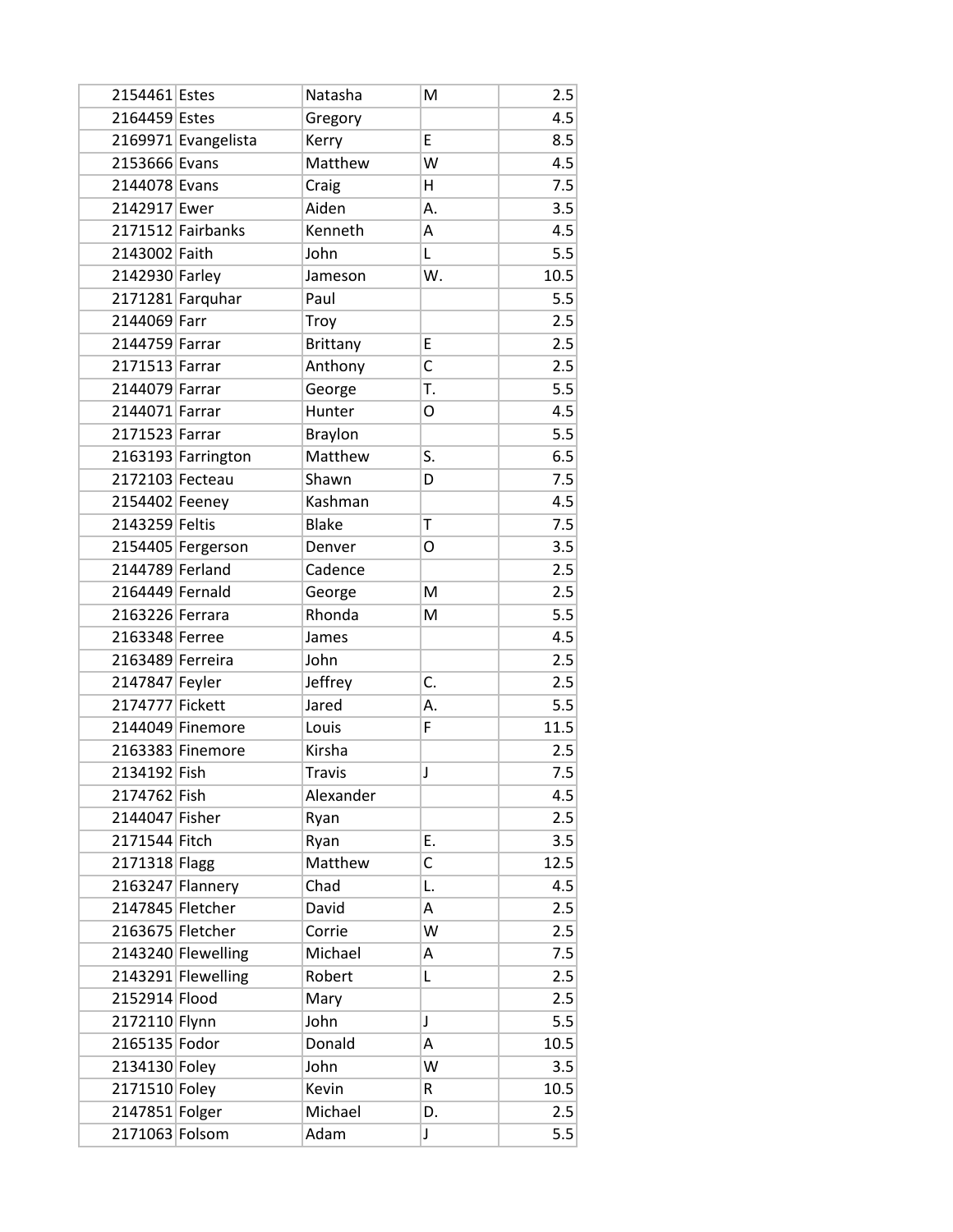| | | | | |
|---|---|---|---|---|
| 2154461 | Estes | Natasha | M | 2.5 |
| 2164459 | Estes | Gregory | | 4.5 |
| 2169971 | Evangelista | Kerry | E | 8.5 |
| 2153666 | Evans | Matthew | W | 4.5 |
| 2144078 | Evans | Craig | H | 7.5 |
| 2142917 | Ewer | Aiden | A. | 3.5 |
| 2171512 | Fairbanks | Kenneth | A | 4.5 |
| 2143002 | Faith | John | L | 5.5 |
| 2142930 | Farley | Jameson | W. | 10.5 |
| 2171281 | Farquhar | Paul | | 5.5 |
| 2144069 | Farr | Troy | | 2.5 |
| 2144759 | Farrar | Brittany | E | 2.5 |
| 2171513 | Farrar | Anthony | C | 2.5 |
| 2144079 | Farrar | George | T. | 5.5 |
| 2144071 | Farrar | Hunter | O | 4.5 |
| 2171523 | Farrar | Braylon | | 5.5 |
| 2163193 | Farrington | Matthew | S. | 6.5 |
| 2172103 | Fecteau | Shawn | D | 7.5 |
| 2154402 | Feeney | Kashman | | 4.5 |
| 2143259 | Feltis | Blake | T | 7.5 |
| 2154405 | Fergerson | Denver | O | 3.5 |
| 2144789 | Ferland | Cadence | | 2.5 |
| 2164449 | Fernald | George | M | 2.5 |
| 2163226 | Ferrara | Rhonda | M | 5.5 |
| 2163348 | Ferree | James | | 4.5 |
| 2163489 | Ferreira | John | | 2.5 |
| 2147847 | Feyler | Jeffrey | C. | 2.5 |
| 2174777 | Fickett | Jared | A. | 5.5 |
| 2144049 | Finemore | Louis | F | 11.5 |
| 2163383 | Finemore | Kirsha | | 2.5 |
| 2134192 | Fish | Travis | J | 7.5 |
| 2174762 | Fish | Alexander | | 4.5 |
| 2144047 | Fisher | Ryan | | 2.5 |
| 2171544 | Fitch | Ryan | E. | 3.5 |
| 2171318 | Flagg | Matthew | C | 12.5 |
| 2163247 | Flannery | Chad | L. | 4.5 |
| 2147845 | Fletcher | David | A | 2.5 |
| 2163675 | Fletcher | Corrie | W | 2.5 |
| 2143240 | Flewelling | Michael | A | 7.5 |
| 2143291 | Flewelling | Robert | L | 2.5 |
| 2152914 | Flood | Mary | | 2.5 |
| 2172110 | Flynn | John | J | 5.5 |
| 2165135 | Fodor | Donald | A | 10.5 |
| 2134130 | Foley | John | W | 3.5 |
| 2171510 | Foley | Kevin | R | 10.5 |
| 2147851 | Folger | Michael | D. | 2.5 |
| 2171063 | Folsom | Adam | J | 5.5 |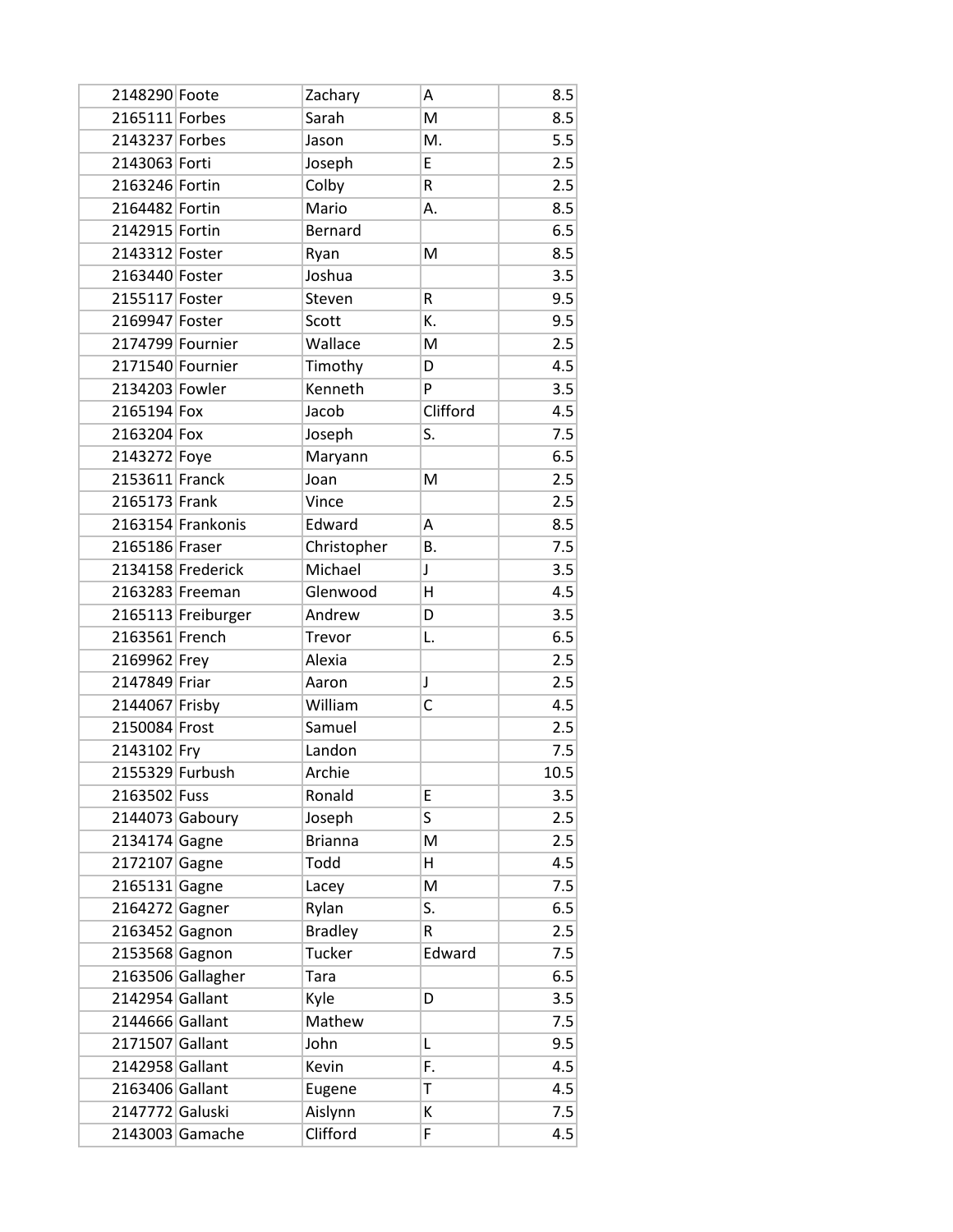| | | | | |
|---|---|---|---|---|
| 2148290 | Foote | Zachary | A | 8.5 |
| 2165111 | Forbes | Sarah | M | 8.5 |
| 2143237 | Forbes | Jason | M. | 5.5 |
| 2143063 | Forti | Joseph | E | 2.5 |
| 2163246 | Fortin | Colby | R | 2.5 |
| 2164482 | Fortin | Mario | A. | 8.5 |
| 2142915 | Fortin | Bernard | | 6.5 |
| 2143312 | Foster | Ryan | M | 8.5 |
| 2163440 | Foster | Joshua | | 3.5 |
| 2155117 | Foster | Steven | R | 9.5 |
| 2169947 | Foster | Scott | K. | 9.5 |
| 2174799 | Fournier | Wallace | M | 2.5 |
| 2171540 | Fournier | Timothy | D | 4.5 |
| 2134203 | Fowler | Kenneth | P | 3.5 |
| 2165194 | Fox | Jacob | Clifford | 4.5 |
| 2163204 | Fox | Joseph | S. | 7.5 |
| 2143272 | Foye | Maryann | | 6.5 |
| 2153611 | Franck | Joan | M | 2.5 |
| 2165173 | Frank | Vince | | 2.5 |
| 2163154 | Frankonis | Edward | A | 8.5 |
| 2165186 | Fraser | Christopher | B. | 7.5 |
| 2134158 | Frederick | Michael | J | 3.5 |
| 2163283 | Freeman | Glenwood | H | 4.5 |
| 2165113 | Freiburger | Andrew | D | 3.5 |
| 2163561 | French | Trevor | L. | 6.5 |
| 2169962 | Frey | Alexia | | 2.5 |
| 2147849 | Friar | Aaron | J | 2.5 |
| 2144067 | Frisby | William | C | 4.5 |
| 2150084 | Frost | Samuel | | 2.5 |
| 2143102 | Fry | Landon | | 7.5 |
| 2155329 | Furbush | Archie | | 10.5 |
| 2163502 | Fuss | Ronald | E | 3.5 |
| 2144073 | Gaboury | Joseph | S | 2.5 |
| 2134174 | Gagne | Brianna | M | 2.5 |
| 2172107 | Gagne | Todd | H | 4.5 |
| 2165131 | Gagne | Lacey | M | 7.5 |
| 2164272 | Gagner | Rylan | S. | 6.5 |
| 2163452 | Gagnon | Bradley | R | 2.5 |
| 2153568 | Gagnon | Tucker | Edward | 7.5 |
| 2163506 | Gallagher | Tara | | 6.5 |
| 2142954 | Gallant | Kyle | D | 3.5 |
| 2144666 | Gallant | Mathew | | 7.5 |
| 2171507 | Gallant | John | L | 9.5 |
| 2142958 | Gallant | Kevin | F. | 4.5 |
| 2163406 | Gallant | Eugene | T | 4.5 |
| 2147772 | Galuski | Aislynn | K | 7.5 |
| 2143003 | Gamache | Clifford | F | 4.5 |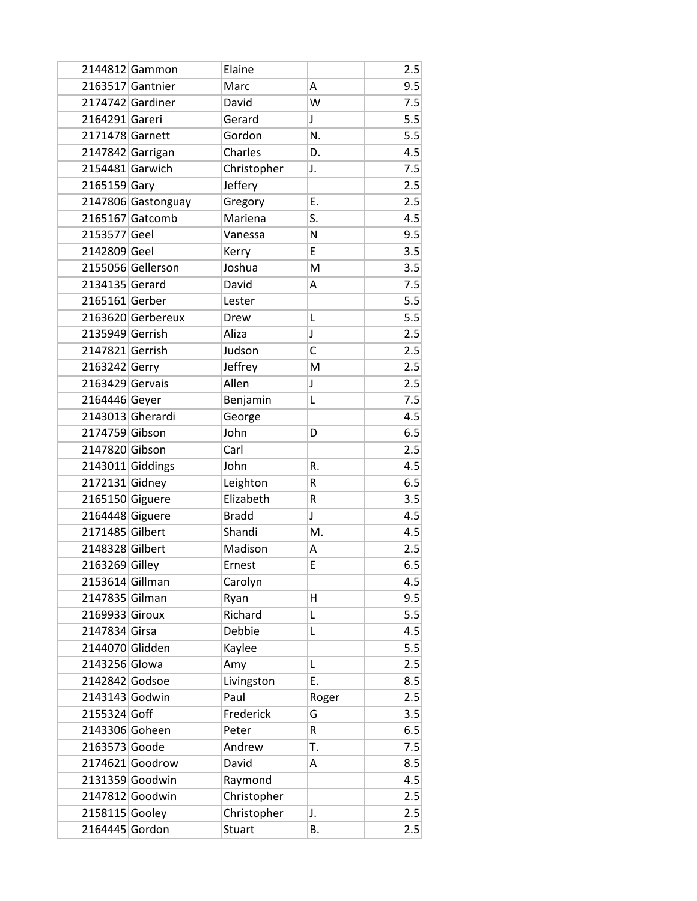| | | | | |
|---|---|---|---|---|
| 2144812 | Gammon | Elaine | | 2.5 |
| 2163517 | Gantnier | Marc | A | 9.5 |
| 2174742 | Gardiner | David | W | 7.5 |
| 2164291 | Gareri | Gerard | J | 5.5 |
| 2171478 | Garnett | Gordon | N. | 5.5 |
| 2147842 | Garrigan | Charles | D. | 4.5 |
| 2154481 | Garwich | Christopher | J. | 7.5 |
| 2165159 | Gary | Jeffery | | 2.5 |
| 2147806 | Gastonguay | Gregory | E. | 2.5 |
| 2165167 | Gatcomb | Mariena | S. | 4.5 |
| 2153577 | Geel | Vanessa | N | 9.5 |
| 2142809 | Geel | Kerry | E | 3.5 |
| 2155056 | Gellerson | Joshua | M | 3.5 |
| 2134135 | Gerard | David | A | 7.5 |
| 2165161 | Gerber | Lester | | 5.5 |
| 2163620 | Gerbereux | Drew | L | 5.5 |
| 2135949 | Gerrish | Aliza | J | 2.5 |
| 2147821 | Gerrish | Judson | C | 2.5 |
| 2163242 | Gerry | Jeffrey | M | 2.5 |
| 2163429 | Gervais | Allen | J | 2.5 |
| 2164446 | Geyer | Benjamin | L | 7.5 |
| 2143013 | Gherardi | George | | 4.5 |
| 2174759 | Gibson | John | D | 6.5 |
| 2147820 | Gibson | Carl | | 2.5 |
| 2143011 | Giddings | John | R. | 4.5 |
| 2172131 | Gidney | Leighton | R | 6.5 |
| 2165150 | Giguere | Elizabeth | R | 3.5 |
| 2164448 | Giguere | Bradd | J | 4.5 |
| 2171485 | Gilbert | Shandi | M. | 4.5 |
| 2148328 | Gilbert | Madison | A | 2.5 |
| 2163269 | Gilley | Ernest | E | 6.5 |
| 2153614 | Gillman | Carolyn | | 4.5 |
| 2147835 | Gilman | Ryan | H | 9.5 |
| 2169933 | Giroux | Richard | L | 5.5 |
| 2147834 | Girsa | Debbie | L | 4.5 |
| 2144070 | Glidden | Kaylee | | 5.5 |
| 2143256 | Glowa | Amy | L | 2.5 |
| 2142842 | Godsoe | Livingston | E. | 8.5 |
| 2143143 | Godwin | Paul | Roger | 2.5 |
| 2155324 | Goff | Frederick | G | 3.5 |
| 2143306 | Goheen | Peter | R | 6.5 |
| 2163573 | Goode | Andrew | T. | 7.5 |
| 2174621 | Goodrow | David | A | 8.5 |
| 2131359 | Goodwin | Raymond | | 4.5 |
| 2147812 | Goodwin | Christopher | | 2.5 |
| 2158115 | Gooley | Christopher | J. | 2.5 |
| 2164445 | Gordon | Stuart | B. | 2.5 |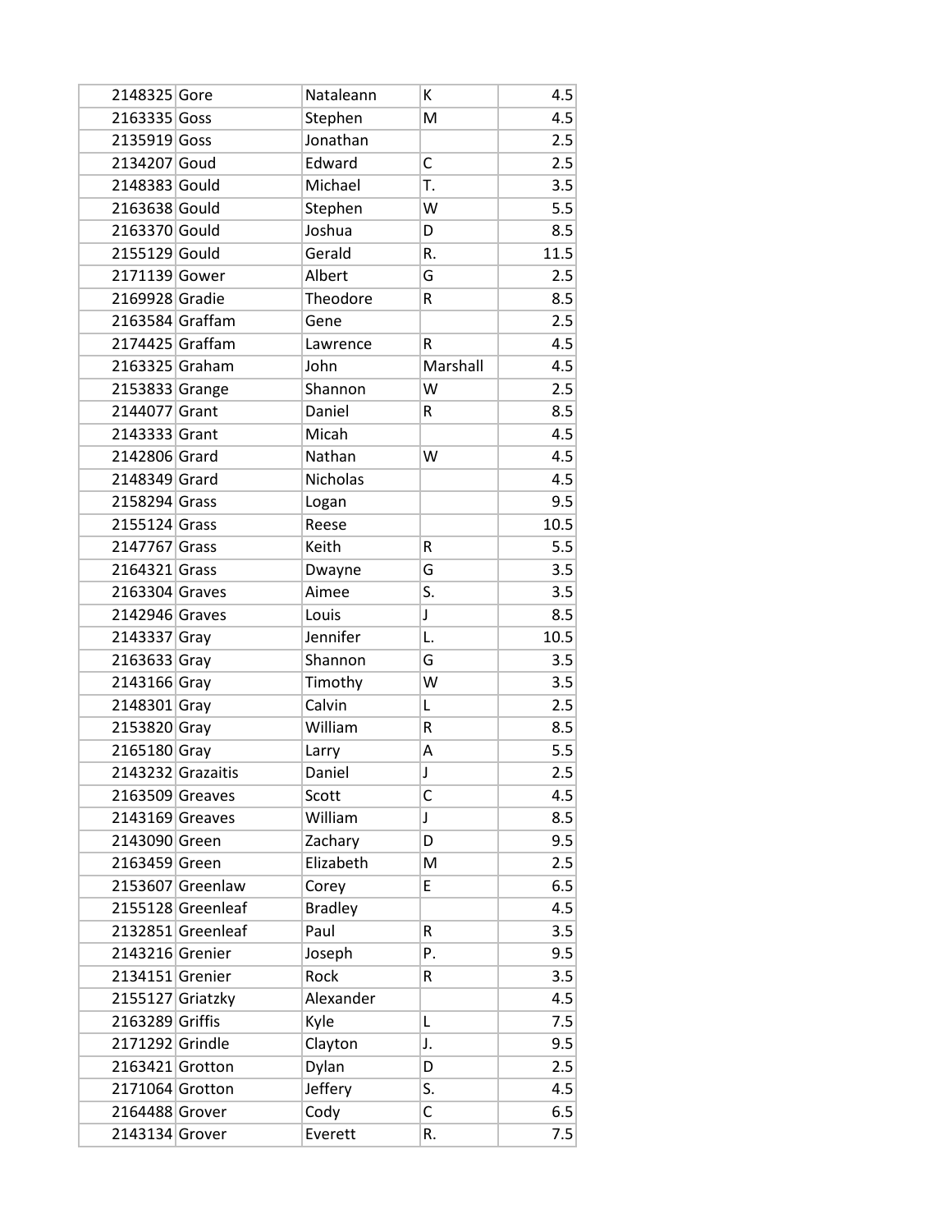| | | | | |
|---|---|---|---|---|
| 2148325 | Gore | Nataleann | K | 4.5 |
| 2163335 | Goss | Stephen | M | 4.5 |
| 2135919 | Goss | Jonathan | | 2.5 |
| 2134207 | Goud | Edward | C | 2.5 |
| 2148383 | Gould | Michael | T. | 3.5 |
| 2163638 | Gould | Stephen | W | 5.5 |
| 2163370 | Gould | Joshua | D | 8.5 |
| 2155129 | Gould | Gerald | R. | 11.5 |
| 2171139 | Gower | Albert | G | 2.5 |
| 2169928 | Gradie | Theodore | R | 8.5 |
| 2163584 | Graffam | Gene | | 2.5 |
| 2174425 | Graffam | Lawrence | R | 4.5 |
| 2163325 | Graham | John | Marshall | 4.5 |
| 2153833 | Grange | Shannon | W | 2.5 |
| 2144077 | Grant | Daniel | R | 8.5 |
| 2143333 | Grant | Micah | | 4.5 |
| 2142806 | Grard | Nathan | W | 4.5 |
| 2148349 | Grard | Nicholas | | 4.5 |
| 2158294 | Grass | Logan | | 9.5 |
| 2155124 | Grass | Reese | | 10.5 |
| 2147767 | Grass | Keith | R | 5.5 |
| 2164321 | Grass | Dwayne | G | 3.5 |
| 2163304 | Graves | Aimee | S. | 3.5 |
| 2142946 | Graves | Louis | J | 8.5 |
| 2143337 | Gray | Jennifer | L. | 10.5 |
| 2163633 | Gray | Shannon | G | 3.5 |
| 2143166 | Gray | Timothy | W | 3.5 |
| 2148301 | Gray | Calvin | L | 2.5 |
| 2153820 | Gray | William | R | 8.5 |
| 2165180 | Gray | Larry | A | 5.5 |
| 2143232 | Grazaitis | Daniel | J | 2.5 |
| 2163509 | Greaves | Scott | C | 4.5 |
| 2143169 | Greaves | William | J | 8.5 |
| 2143090 | Green | Zachary | D | 9.5 |
| 2163459 | Green | Elizabeth | M | 2.5 |
| 2153607 | Greenlaw | Corey | E | 6.5 |
| 2155128 | Greenleaf | Bradley | | 4.5 |
| 2132851 | Greenleaf | Paul | R | 3.5 |
| 2143216 | Grenier | Joseph | P. | 9.5 |
| 2134151 | Grenier | Rock | R | 3.5 |
| 2155127 | Griatzky | Alexander | | 4.5 |
| 2163289 | Griffis | Kyle | L | 7.5 |
| 2171292 | Grindle | Clayton | J. | 9.5 |
| 2163421 | Grotton | Dylan | D | 2.5 |
| 2171064 | Grotton | Jeffery | S. | 4.5 |
| 2164488 | Grover | Cody | C | 6.5 |
| 2143134 | Grover | Everett | R. | 7.5 |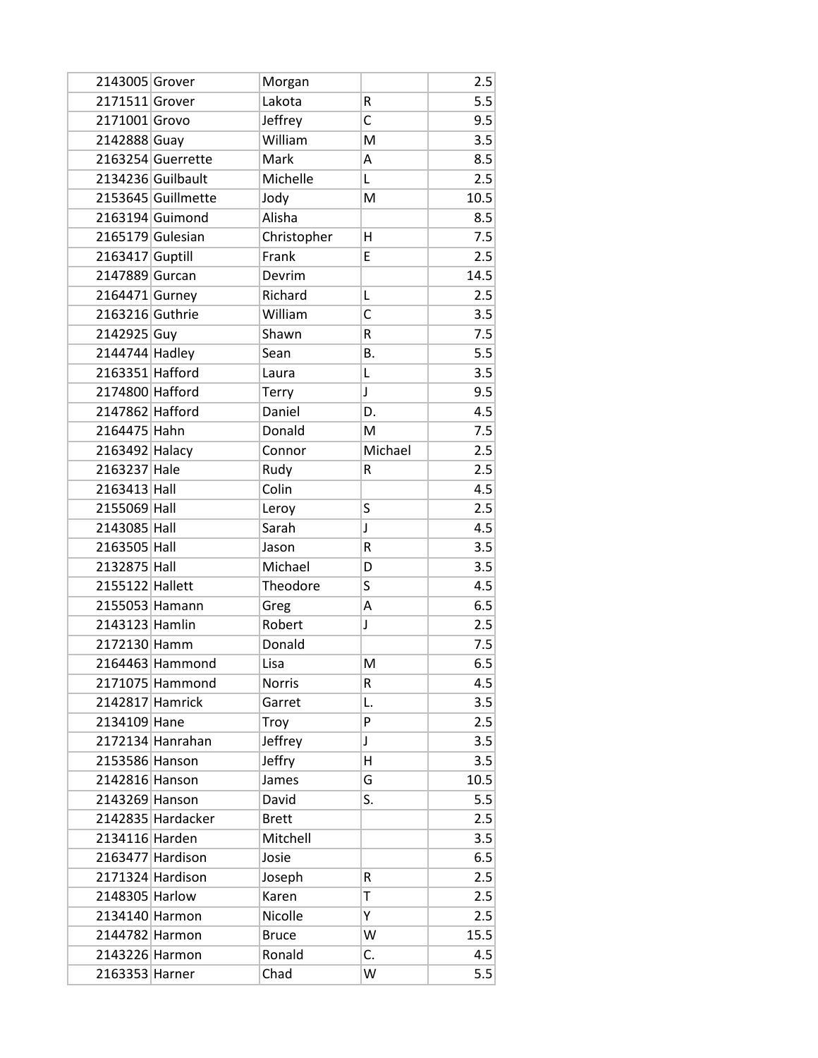| | | | | |
|---|---|---|---|---|
| 2143005 | Grover | Morgan | | 2.5 |
| 2171511 | Grover | Lakota | R | 5.5 |
| 2171001 | Grovo | Jeffrey | C | 9.5 |
| 2142888 | Guay | William | M | 3.5 |
| 2163254 | Guerrette | Mark | A | 8.5 |
| 2134236 | Guilbault | Michelle | L | 2.5 |
| 2153645 | Guillmette | Jody | M | 10.5 |
| 2163194 | Guimond | Alisha | | 8.5 |
| 2165179 | Gulesian | Christopher | H | 7.5 |
| 2163417 | Guptill | Frank | E | 2.5 |
| 2147889 | Gurcan | Devrim | | 14.5 |
| 2164471 | Gurney | Richard | L | 2.5 |
| 2163216 | Guthrie | William | C | 3.5 |
| 2142925 | Guy | Shawn | R | 7.5 |
| 2144744 | Hadley | Sean | B. | 5.5 |
| 2163351 | Hafford | Laura | L | 3.5 |
| 2174800 | Hafford | Terry | J | 9.5 |
| 2147862 | Hafford | Daniel | D. | 4.5 |
| 2164475 | Hahn | Donald | M | 7.5 |
| 2163492 | Halacy | Connor | Michael | 2.5 |
| 2163237 | Hale | Rudy | R | 2.5 |
| 2163413 | Hall | Colin | | 4.5 |
| 2155069 | Hall | Leroy | S | 2.5 |
| 2143085 | Hall | Sarah | J | 4.5 |
| 2163505 | Hall | Jason | R | 3.5 |
| 2132875 | Hall | Michael | D | 3.5 |
| 2155122 | Hallett | Theodore | S | 4.5 |
| 2155053 | Hamann | Greg | A | 6.5 |
| 2143123 | Hamlin | Robert | J | 2.5 |
| 2172130 | Hamm | Donald | | 7.5 |
| 2164463 | Hammond | Lisa | M | 6.5 |
| 2171075 | Hammond | Norris | R | 4.5 |
| 2142817 | Hamrick | Garret | L. | 3.5 |
| 2134109 | Hane | Troy | P | 2.5 |
| 2172134 | Hanrahan | Jeffrey | J | 3.5 |
| 2153586 | Hanson | Jeffry | H | 3.5 |
| 2142816 | Hanson | James | G | 10.5 |
| 2143269 | Hanson | David | S. | 5.5 |
| 2142835 | Hardacker | Brett | | 2.5 |
| 2134116 | Harden | Mitchell | | 3.5 |
| 2163477 | Hardison | Josie | | 6.5 |
| 2171324 | Hardison | Joseph | R | 2.5 |
| 2148305 | Harlow | Karen | T | 2.5 |
| 2134140 | Harmon | Nicolle | Y | 2.5 |
| 2144782 | Harmon | Bruce | W | 15.5 |
| 2143226 | Harmon | Ronald | C. | 4.5 |
| 2163353 | Harner | Chad | W | 5.5 |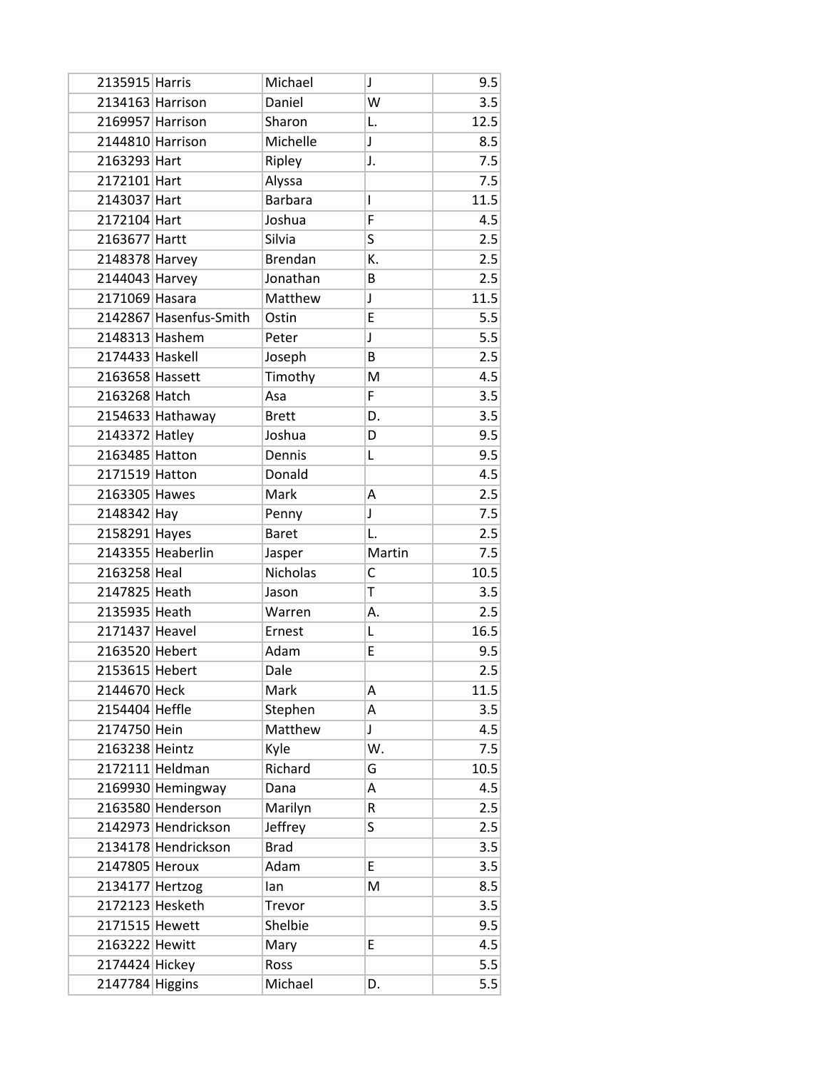| | | | | |
|---|---|---|---|---|
| 2135915 | Harris | Michael | J | 9.5 |
| 2134163 | Harrison | Daniel | W | 3.5 |
| 2169957 | Harrison | Sharon | L. | 12.5 |
| 2144810 | Harrison | Michelle | J | 8.5 |
| 2163293 | Hart | Ripley | J. | 7.5 |
| 2172101 | Hart | Alyssa | | 7.5 |
| 2143037 | Hart | Barbara | I | 11.5 |
| 2172104 | Hart | Joshua | F | 4.5 |
| 2163677 | Hartt | Silvia | S | 2.5 |
| 2148378 | Harvey | Brendan | K. | 2.5 |
| 2144043 | Harvey | Jonathan | B | 2.5 |
| 2171069 | Hasara | Matthew | J | 11.5 |
| 2142867 | Hasenfus-Smith | Ostin | E | 5.5 |
| 2148313 | Hashem | Peter | J | 5.5 |
| 2174433 | Haskell | Joseph | B | 2.5 |
| 2163658 | Hassett | Timothy | M | 4.5 |
| 2163268 | Hatch | Asa | F | 3.5 |
| 2154633 | Hathaway | Brett | D. | 3.5 |
| 2143372 | Hatley | Joshua | D | 9.5 |
| 2163485 | Hatton | Dennis | L | 9.5 |
| 2171519 | Hatton | Donald | | 4.5 |
| 2163305 | Hawes | Mark | A | 2.5 |
| 2148342 | Hay | Penny | J | 7.5 |
| 2158291 | Hayes | Baret | L. | 2.5 |
| 2143355 | Heaberlin | Jasper | Martin | 7.5 |
| 2163258 | Heal | Nicholas | C | 10.5 |
| 2147825 | Heath | Jason | T | 3.5 |
| 2135935 | Heath | Warren | A. | 2.5 |
| 2171437 | Heavel | Ernest | L | 16.5 |
| 2163520 | Hebert | Adam | E | 9.5 |
| 2153615 | Hebert | Dale | | 2.5 |
| 2144670 | Heck | Mark | A | 11.5 |
| 2154404 | Heffle | Stephen | A | 3.5 |
| 2174750 | Hein | Matthew | J | 4.5 |
| 2163238 | Heintz | Kyle | W. | 7.5 |
| 2172111 | Heldman | Richard | G | 10.5 |
| 2169930 | Hemingway | Dana | A | 4.5 |
| 2163580 | Henderson | Marilyn | R | 2.5 |
| 2142973 | Hendrickson | Jeffrey | S | 2.5 |
| 2134178 | Hendrickson | Brad | | 3.5 |
| 2147805 | Heroux | Adam | E | 3.5 |
| 2134177 | Hertzog | Ian | M | 8.5 |
| 2172123 | Hesketh | Trevor | | 3.5 |
| 2171515 | Hewett | Shelbie | | 9.5 |
| 2163222 | Hewitt | Mary | E | 4.5 |
| 2174424 | Hickey | Ross | | 5.5 |
| 2147784 | Higgins | Michael | D. | 5.5 |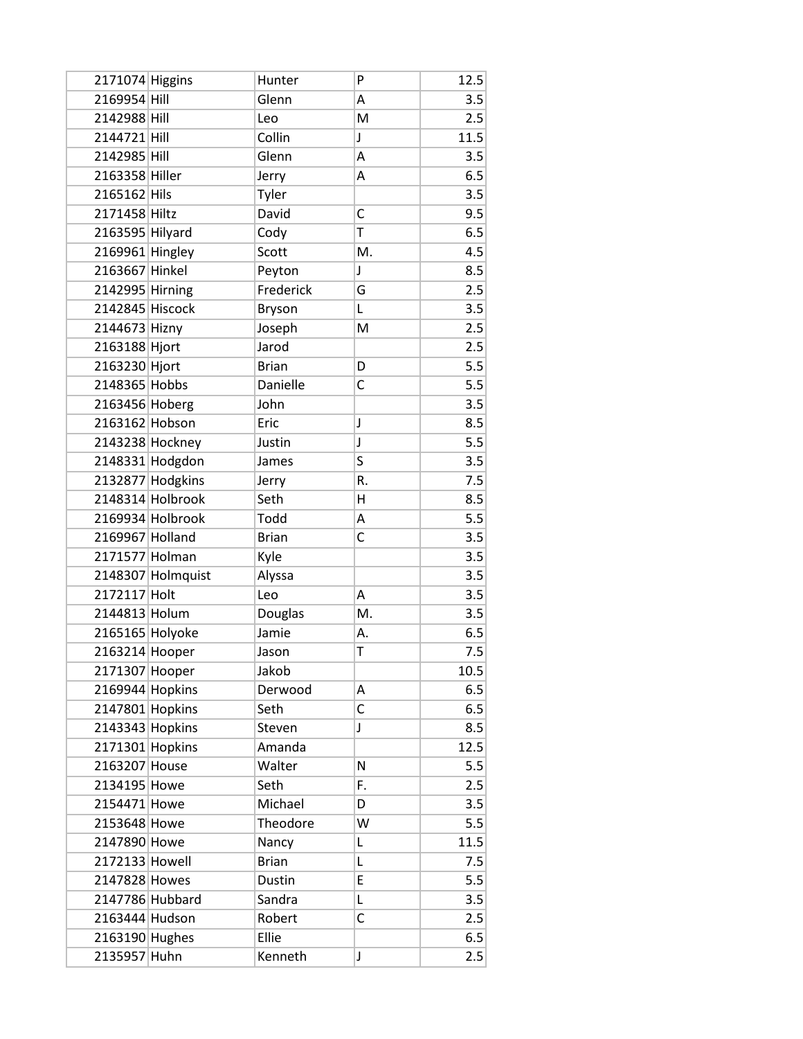| | | | | |
|---|---|---|---|---|
| 2171074 | Higgins | Hunter | P | 12.5 |
| 2169954 | Hill | Glenn | A | 3.5 |
| 2142988 | Hill | Leo | M | 2.5 |
| 2144721 | Hill | Collin | J | 11.5 |
| 2142985 | Hill | Glenn | A | 3.5 |
| 2163358 | Hiller | Jerry | A | 6.5 |
| 2165162 | Hils | Tyler | | 3.5 |
| 2171458 | Hiltz | David | C | 9.5 |
| 2163595 | Hilyard | Cody | T | 6.5 |
| 2169961 | Hingley | Scott | M. | 4.5 |
| 2163667 | Hinkel | Peyton | J | 8.5 |
| 2142995 | Hirning | Frederick | G | 2.5 |
| 2142845 | Hiscock | Bryson | L | 3.5 |
| 2144673 | Hizny | Joseph | M | 2.5 |
| 2163188 | Hjort | Jarod | | 2.5 |
| 2163230 | Hjort | Brian | D | 5.5 |
| 2148365 | Hobbs | Danielle | C | 5.5 |
| 2163456 | Hoberg | John | | 3.5 |
| 2163162 | Hobson | Eric | J | 8.5 |
| 2143238 | Hockney | Justin | J | 5.5 |
| 2148331 | Hodgdon | James | S | 3.5 |
| 2132877 | Hodgkins | Jerry | R. | 7.5 |
| 2148314 | Holbrook | Seth | H | 8.5 |
| 2169934 | Holbrook | Todd | A | 5.5 |
| 2169967 | Holland | Brian | C | 3.5 |
| 2171577 | Holman | Kyle | | 3.5 |
| 2148307 | Holmquist | Alyssa | | 3.5 |
| 2172117 | Holt | Leo | A | 3.5 |
| 2144813 | Holum | Douglas | M. | 3.5 |
| 2165165 | Holyoke | Jamie | A. | 6.5 |
| 2163214 | Hooper | Jason | T | 7.5 |
| 2171307 | Hooper | Jakob | | 10.5 |
| 2169944 | Hopkins | Derwood | A | 6.5 |
| 2147801 | Hopkins | Seth | C | 6.5 |
| 2143343 | Hopkins | Steven | J | 8.5 |
| 2171301 | Hopkins | Amanda | | 12.5 |
| 2163207 | House | Walter | N | 5.5 |
| 2134195 | Howe | Seth | F. | 2.5 |
| 2154471 | Howe | Michael | D | 3.5 |
| 2153648 | Howe | Theodore | W | 5.5 |
| 2147890 | Howe | Nancy | L | 11.5 |
| 2172133 | Howell | Brian | L | 7.5 |
| 2147828 | Howes | Dustin | E | 5.5 |
| 2147786 | Hubbard | Sandra | L | 3.5 |
| 2163444 | Hudson | Robert | C | 2.5 |
| 2163190 | Hughes | Ellie | | 6.5 |
| 2135957 | Huhn | Kenneth | J | 2.5 |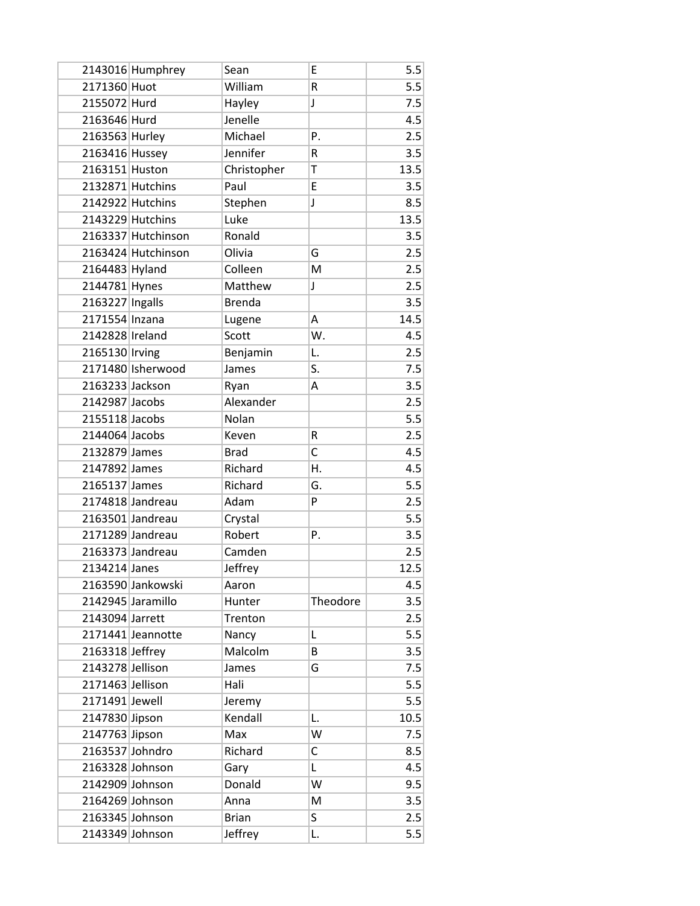| | | | | |
|---|---|---|---|---|
| 2143016 | Humphrey | Sean | E | 5.5 |
| 2171360 | Huot | William | R | 5.5 |
| 2155072 | Hurd | Hayley | J | 7.5 |
| 2163646 | Hurd | Jenelle | | 4.5 |
| 2163563 | Hurley | Michael | P. | 2.5 |
| 2163416 | Hussey | Jennifer | R | 3.5 |
| 2163151 | Huston | Christopher | T | 13.5 |
| 2132871 | Hutchins | Paul | E | 3.5 |
| 2142922 | Hutchins | Stephen | J | 8.5 |
| 2143229 | Hutchins | Luke | | 13.5 |
| 2163337 | Hutchinson | Ronald | | 3.5 |
| 2163424 | Hutchinson | Olivia | G | 2.5 |
| 2164483 | Hyland | Colleen | M | 2.5 |
| 2144781 | Hynes | Matthew | J | 2.5 |
| 2163227 | Ingalls | Brenda | | 3.5 |
| 2171554 | Inzana | Lugene | A | 14.5 |
| 2142828 | Ireland | Scott | W. | 4.5 |
| 2165130 | Irving | Benjamin | L. | 2.5 |
| 2171480 | Isherwood | James | S. | 7.5 |
| 2163233 | Jackson | Ryan | A | 3.5 |
| 2142987 | Jacobs | Alexander | | 2.5 |
| 2155118 | Jacobs | Nolan | | 5.5 |
| 2144064 | Jacobs | Keven | R | 2.5 |
| 2132879 | James | Brad | C | 4.5 |
| 2147892 | James | Richard | H. | 4.5 |
| 2165137 | James | Richard | G. | 5.5 |
| 2174818 | Jandreau | Adam | P | 2.5 |
| 2163501 | Jandreau | Crystal | | 5.5 |
| 2171289 | Jandreau | Robert | P. | 3.5 |
| 2163373 | Jandreau | Camden | | 2.5 |
| 2134214 | Janes | Jeffrey | | 12.5 |
| 2163590 | Jankowski | Aaron | | 4.5 |
| 2142945 | Jaramillo | Hunter | Theodore | 3.5 |
| 2143094 | Jarrett | Trenton | | 2.5 |
| 2171441 | Jeannotte | Nancy | L | 5.5 |
| 2163318 | Jeffrey | Malcolm | B | 3.5 |
| 2143278 | Jellison | James | G | 7.5 |
| 2171463 | Jellison | Hali | | 5.5 |
| 2171491 | Jewell | Jeremy | | 5.5 |
| 2147830 | Jipson | Kendall | L. | 10.5 |
| 2147763 | Jipson | Max | W | 7.5 |
| 2163537 | Johndro | Richard | C | 8.5 |
| 2163328 | Johnson | Gary | L | 4.5 |
| 2142909 | Johnson | Donald | W | 9.5 |
| 2164269 | Johnson | Anna | M | 3.5 |
| 2163345 | Johnson | Brian | S | 2.5 |
| 2143349 | Johnson | Jeffrey | L. | 5.5 |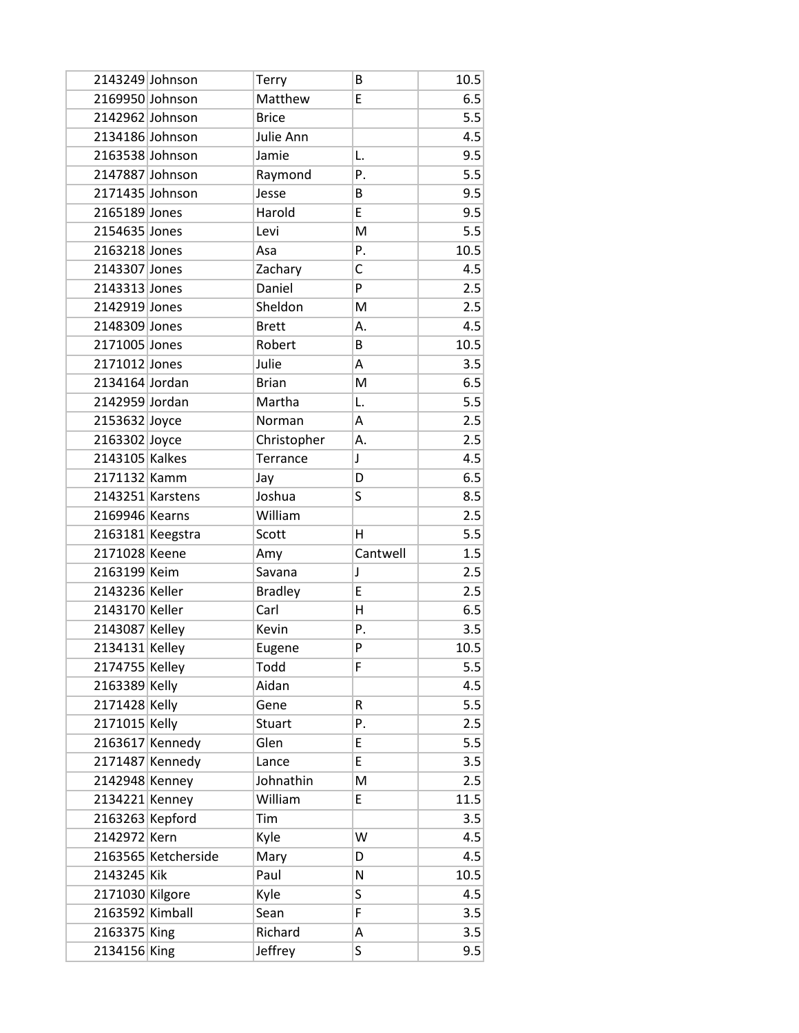| | | | | |
|---|---|---|---|---|
| 2143249 | Johnson | Terry | B | 10.5 |
| 2169950 | Johnson | Matthew | E | 6.5 |
| 2142962 | Johnson | Brice | | 5.5 |
| 2134186 | Johnson | Julie Ann | | 4.5 |
| 2163538 | Johnson | Jamie | L. | 9.5 |
| 2147887 | Johnson | Raymond | P. | 5.5 |
| 2171435 | Johnson | Jesse | B | 9.5 |
| 2165189 | Jones | Harold | E | 9.5 |
| 2154635 | Jones | Levi | M | 5.5 |
| 2163218 | Jones | Asa | P. | 10.5 |
| 2143307 | Jones | Zachary | C | 4.5 |
| 2143313 | Jones | Daniel | P | 2.5 |
| 2142919 | Jones | Sheldon | M | 2.5 |
| 2148309 | Jones | Brett | A. | 4.5 |
| 2171005 | Jones | Robert | B | 10.5 |
| 2171012 | Jones | Julie | A | 3.5 |
| 2134164 | Jordan | Brian | M | 6.5 |
| 2142959 | Jordan | Martha | L. | 5.5 |
| 2153632 | Joyce | Norman | A | 2.5 |
| 2163302 | Joyce | Christopher | A. | 2.5 |
| 2143105 | Kalkes | Terrance | J | 4.5 |
| 2171132 | Kamm | Jay | D | 6.5 |
| 2143251 | Karstens | Joshua | S | 8.5 |
| 2169946 | Kearns | William | | 2.5 |
| 2163181 | Keegstra | Scott | H | 5.5 |
| 2171028 | Keene | Amy | Cantwell | 1.5 |
| 2163199 | Keim | Savana | J | 2.5 |
| 2143236 | Keller | Bradley | E | 2.5 |
| 2143170 | Keller | Carl | H | 6.5 |
| 2143087 | Kelley | Kevin | P. | 3.5 |
| 2134131 | Kelley | Eugene | P | 10.5 |
| 2174755 | Kelley | Todd | F | 5.5 |
| 2163389 | Kelly | Aidan | | 4.5 |
| 2171428 | Kelly | Gene | R | 5.5 |
| 2171015 | Kelly | Stuart | P. | 2.5 |
| 2163617 | Kennedy | Glen | E | 5.5 |
| 2171487 | Kennedy | Lance | E | 3.5 |
| 2142948 | Kenney | Johnathin | M | 2.5 |
| 2134221 | Kenney | William | E | 11.5 |
| 2163263 | Kepford | Tim | | 3.5 |
| 2142972 | Kern | Kyle | W | 4.5 |
| 2163565 | Ketcherside | Mary | D | 4.5 |
| 2143245 | Kik | Paul | N | 10.5 |
| 2171030 | Kilgore | Kyle | S | 4.5 |
| 2163592 | Kimball | Sean | F | 3.5 |
| 2163375 | King | Richard | A | 3.5 |
| 2134156 | King | Jeffrey | S | 9.5 |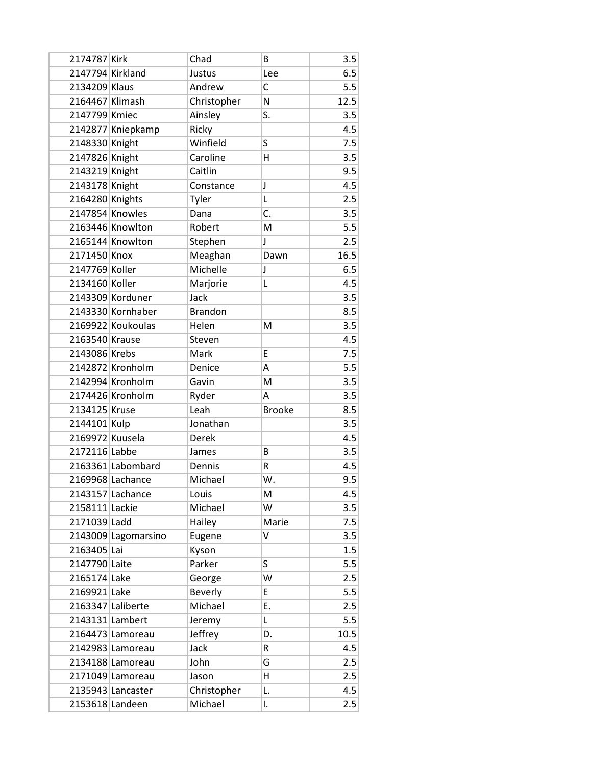| | | | | |
|---|---|---|---|---|
| 2174787 | Kirk | Chad | B | 3.5 |
| 2147794 | Kirkland | Justus | Lee | 6.5 |
| 2134209 | Klaus | Andrew | C | 5.5 |
| 2164467 | Klimash | Christopher | N | 12.5 |
| 2147799 | Kmiec | Ainsley | S. | 3.5 |
| 2142877 | Kniepkamp | Ricky | | 4.5 |
| 2148330 | Knight | Winfield | S | 7.5 |
| 2147826 | Knight | Caroline | H | 3.5 |
| 2143219 | Knight | Caitlin | | 9.5 |
| 2143178 | Knight | Constance | J | 4.5 |
| 2164280 | Knights | Tyler | L | 2.5 |
| 2147854 | Knowles | Dana | C. | 3.5 |
| 2163446 | Knowlton | Robert | M | 5.5 |
| 2165144 | Knowlton | Stephen | J | 2.5 |
| 2171450 | Knox | Meaghan | Dawn | 16.5 |
| 2147769 | Koller | Michelle | J | 6.5 |
| 2134160 | Koller | Marjorie | L | 4.5 |
| 2143309 | Korduner | Jack | | 3.5 |
| 2143330 | Kornhaber | Brandon | | 8.5 |
| 2169922 | Koukoulas | Helen | M | 3.5 |
| 2163540 | Krause | Steven | | 4.5 |
| 2143086 | Krebs | Mark | E | 7.5 |
| 2142872 | Kronholm | Denice | A | 5.5 |
| 2142994 | Kronholm | Gavin | M | 3.5 |
| 2174426 | Kronholm | Ryder | A | 3.5 |
| 2134125 | Kruse | Leah | Brooke | 8.5 |
| 2144101 | Kulp | Jonathan | | 3.5 |
| 2169972 | Kuusela | Derek | | 4.5 |
| 2172116 | Labbe | James | B | 3.5 |
| 2163361 | Labombard | Dennis | R | 4.5 |
| 2169968 | Lachance | Michael | W. | 9.5 |
| 2143157 | Lachance | Louis | M | 4.5 |
| 2158111 | Lackie | Michael | W | 3.5 |
| 2171039 | Ladd | Hailey | Marie | 7.5 |
| 2143009 | Lagomarsino | Eugene | V | 3.5 |
| 2163405 | Lai | Kyson | | 1.5 |
| 2147790 | Laite | Parker | S | 5.5 |
| 2165174 | Lake | George | W | 2.5 |
| 2169921 | Lake | Beverly | E | 5.5 |
| 2163347 | Laliberte | Michael | E. | 2.5 |
| 2143131 | Lambert | Jeremy | L | 5.5 |
| 2164473 | Lamoreau | Jeffrey | D. | 10.5 |
| 2142983 | Lamoreau | Jack | R | 4.5 |
| 2134188 | Lamoreau | John | G | 2.5 |
| 2171049 | Lamoreau | Jason | H | 2.5 |
| 2135943 | Lancaster | Christopher | L. | 4.5 |
| 2153618 | Landeen | Michael | I. | 2.5 |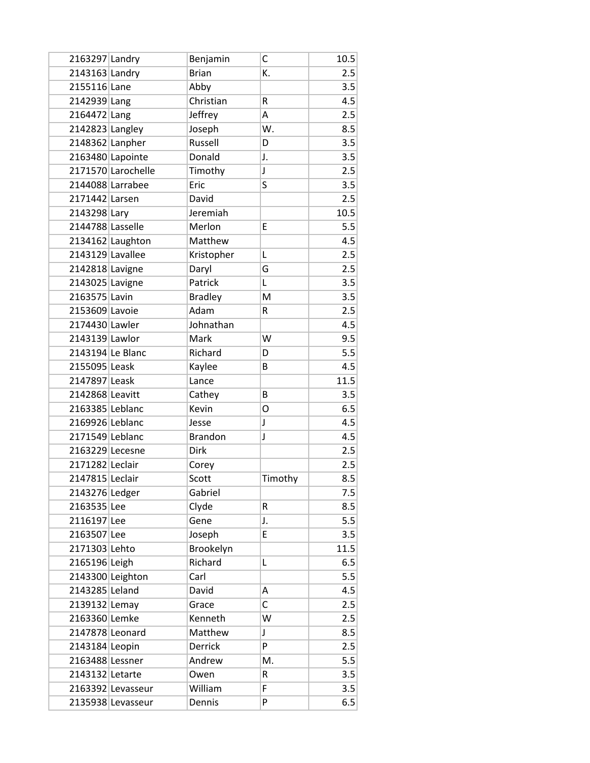| 2163297 | Landry | Benjamin | C | 10.5 |
|---|---|---|---|---|
| 2143163 | Landry | Brian | K. | 2.5 |
| 2155116 | Lane | Abby | | 3.5 |
| 2142939 | Lang | Christian | R | 4.5 |
| 2164472 | Lang | Jeffrey | A | 2.5 |
| 2142823 | Langley | Joseph | W. | 8.5 |
| 2148362 | Lanpher | Russell | D | 3.5 |
| 2163480 | Lapointe | Donald | J. | 3.5 |
| 2171570 | Larochelle | Timothy | J | 2.5 |
| 2144088 | Larrabee | Eric | S | 3.5 |
| 2171442 | Larsen | David | | 2.5 |
| 2143298 | Lary | Jeremiah | | 10.5 |
| 2144788 | Lasselle | Merlon | E | 5.5 |
| 2134162 | Laughton | Matthew | | 4.5 |
| 2143129 | Lavallee | Kristopher | L | 2.5 |
| 2142818 | Lavigne | Daryl | G | 2.5 |
| 2143025 | Lavigne | Patrick | L | 3.5 |
| 2163575 | Lavin | Bradley | M | 3.5 |
| 2153609 | Lavoie | Adam | R | 2.5 |
| 2174430 | Lawler | Johnathan | | 4.5 |
| 2143139 | Lawlor | Mark | W | 9.5 |
| 2143194 | Le Blanc | Richard | D | 5.5 |
| 2155095 | Leask | Kaylee | B | 4.5 |
| 2147897 | Leask | Lance | | 11.5 |
| 2142868 | Leavitt | Cathey | B | 3.5 |
| 2163385 | Leblanc | Kevin | O | 6.5 |
| 2169926 | Leblanc | Jesse | J | 4.5 |
| 2171549 | Leblanc | Brandon | J | 4.5 |
| 2163229 | Lecesne | Dirk | | 2.5 |
| 2171282 | Leclair | Corey | | 2.5 |
| 2147815 | Leclair | Scott | Timothy | 8.5 |
| 2143276 | Ledger | Gabriel | | 7.5 |
| 2163535 | Lee | Clyde | R | 8.5 |
| 2116197 | Lee | Gene | J. | 5.5 |
| 2163507 | Lee | Joseph | E | 3.5 |
| 2171303 | Lehto | Brookelyn | | 11.5 |
| 2165196 | Leigh | Richard | L | 6.5 |
| 2143300 | Leighton | Carl | | 5.5 |
| 2143285 | Leland | David | A | 4.5 |
| 2139132 | Lemay | Grace | C | 2.5 |
| 2163360 | Lemke | Kenneth | W | 2.5 |
| 2147878 | Leonard | Matthew | J | 8.5 |
| 2143184 | Leopin | Derrick | P | 2.5 |
| 2163488 | Lessner | Andrew | M. | 5.5 |
| 2143132 | Letarte | Owen | R | 3.5 |
| 2163392 | Levasseur | William | F | 3.5 |
| 2135938 | Levasseur | Dennis | P | 6.5 |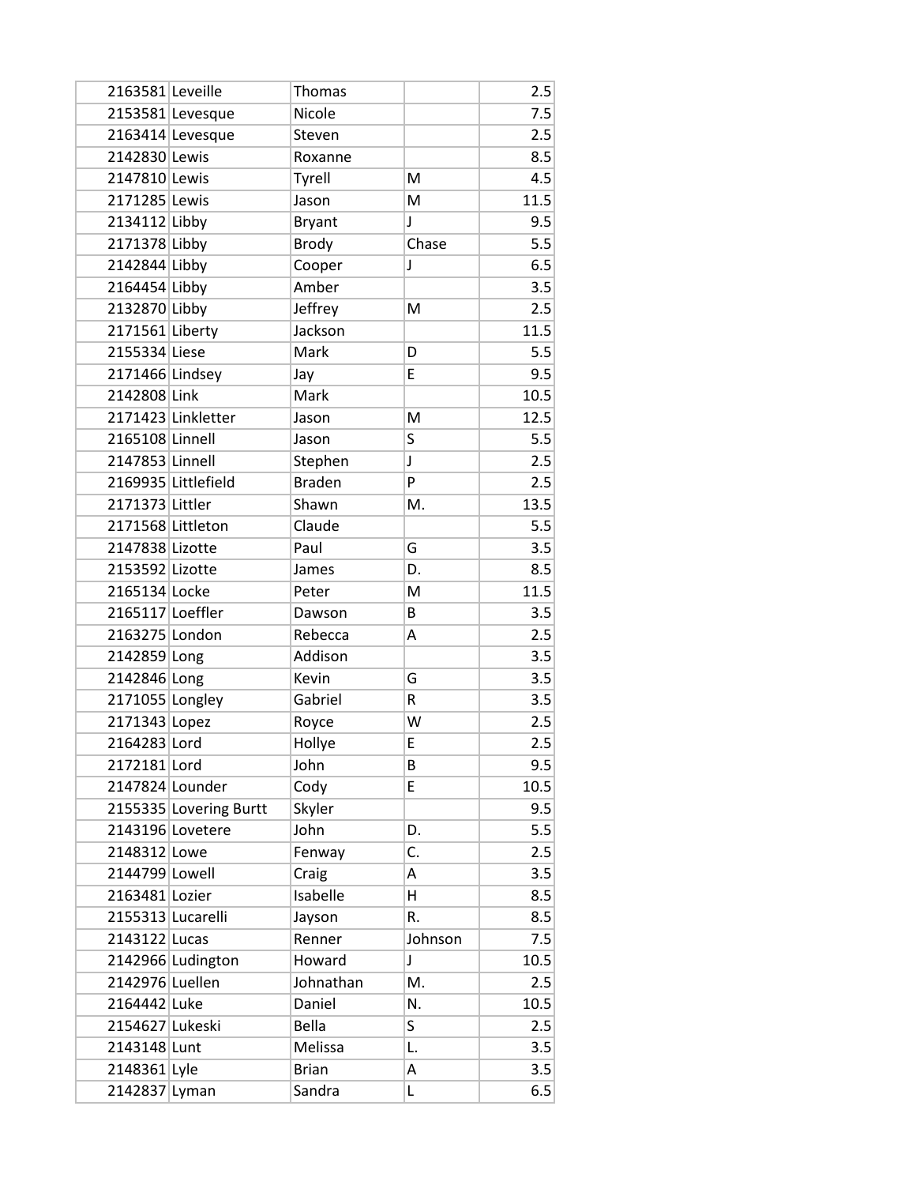| | | | | |
|---|---|---|---|---|
| 2163581 | Leveille | Thomas | | 2.5 |
| 2153581 | Levesque | Nicole | | 7.5 |
| 2163414 | Levesque | Steven | | 2.5 |
| 2142830 | Lewis | Roxanne | | 8.5 |
| 2147810 | Lewis | Tyrell | M | 4.5 |
| 2171285 | Lewis | Jason | M | 11.5 |
| 2134112 | Libby | Bryant | J | 9.5 |
| 2171378 | Libby | Brody | Chase | 5.5 |
| 2142844 | Libby | Cooper | J | 6.5 |
| 2164454 | Libby | Amber | | 3.5 |
| 2132870 | Libby | Jeffrey | M | 2.5 |
| 2171561 | Liberty | Jackson | | 11.5 |
| 2155334 | Liese | Mark | D | 5.5 |
| 2171466 | Lindsey | Jay | E | 9.5 |
| 2142808 | Link | Mark | | 10.5 |
| 2171423 | Linkletter | Jason | M | 12.5 |
| 2165108 | Linnell | Jason | S | 5.5 |
| 2147853 | Linnell | Stephen | J | 2.5 |
| 2169935 | Littlefield | Braden | P | 2.5 |
| 2171373 | Littler | Shawn | M. | 13.5 |
| 2171568 | Littleton | Claude | | 5.5 |
| 2147838 | Lizotte | Paul | G | 3.5 |
| 2153592 | Lizotte | James | D. | 8.5 |
| 2165134 | Locke | Peter | M | 11.5 |
| 2165117 | Loeffler | Dawson | B | 3.5 |
| 2163275 | London | Rebecca | A | 2.5 |
| 2142859 | Long | Addison | | 3.5 |
| 2142846 | Long | Kevin | G | 3.5 |
| 2171055 | Longley | Gabriel | R | 3.5 |
| 2171343 | Lopez | Royce | W | 2.5 |
| 2164283 | Lord | Hollye | E | 2.5 |
| 2172181 | Lord | John | B | 9.5 |
| 2147824 | Lounder | Cody | E | 10.5 |
| 2155335 | Lovering Burtt | Skyler | | 9.5 |
| 2143196 | Lovetere | John | D. | 5.5 |
| 2148312 | Lowe | Fenway | C. | 2.5 |
| 2144799 | Lowell | Craig | A | 3.5 |
| 2163481 | Lozier | Isabelle | H | 8.5 |
| 2155313 | Lucarelli | Jayson | R. | 8.5 |
| 2143122 | Lucas | Renner | Johnson | 7.5 |
| 2142966 | Ludington | Howard | J | 10.5 |
| 2142976 | Luellen | Johnathan | M. | 2.5 |
| 2164442 | Luke | Daniel | N. | 10.5 |
| 2154627 | Lukeski | Bella | S | 2.5 |
| 2143148 | Lunt | Melissa | L. | 3.5 |
| 2148361 | Lyle | Brian | A | 3.5 |
| 2142837 | Lyman | Sandra | L | 6.5 |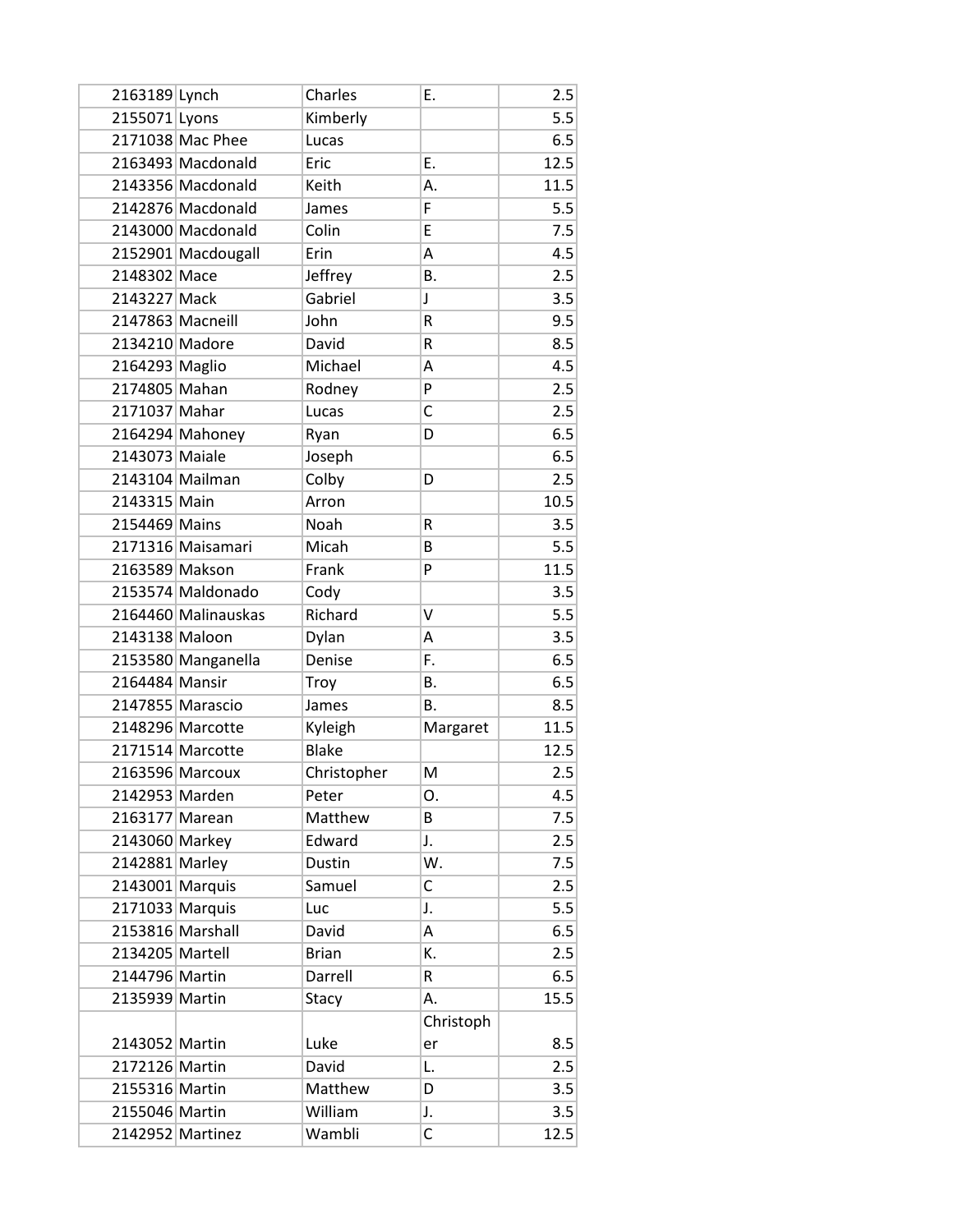| | | | | |
|---|---|---|---|---|
| 2163189 | Lynch | Charles | E. | 2.5 |
| 2155071 | Lyons | Kimberly | | 5.5 |
| 2171038 | Mac Phee | Lucas | | 6.5 |
| 2163493 | Macdonald | Eric | E. | 12.5 |
| 2143356 | Macdonald | Keith | A. | 11.5 |
| 2142876 | Macdonald | James | F | 5.5 |
| 2143000 | Macdonald | Colin | E | 7.5 |
| 2152901 | Macdougall | Erin | A | 4.5 |
| 2148302 | Mace | Jeffrey | B. | 2.5 |
| 2143227 | Mack | Gabriel | J | 3.5 |
| 2147863 | Macneill | John | R | 9.5 |
| 2134210 | Madore | David | R | 8.5 |
| 2164293 | Maglio | Michael | A | 4.5 |
| 2174805 | Mahan | Rodney | P | 2.5 |
| 2171037 | Mahar | Lucas | C | 2.5 |
| 2164294 | Mahoney | Ryan | D | 6.5 |
| 2143073 | Maiale | Joseph | | 6.5 |
| 2143104 | Mailman | Colby | D | 2.5 |
| 2143315 | Main | Arron | | 10.5 |
| 2154469 | Mains | Noah | R | 3.5 |
| 2171316 | Maisamari | Micah | B | 5.5 |
| 2163589 | Makson | Frank | P | 11.5 |
| 2153574 | Maldonado | Cody | | 3.5 |
| 2164460 | Malinauskas | Richard | V | 5.5 |
| 2143138 | Maloon | Dylan | A | 3.5 |
| 2153580 | Manganella | Denise | F. | 6.5 |
| 2164484 | Mansir | Troy | B. | 6.5 |
| 2147855 | Marascio | James | B. | 8.5 |
| 2148296 | Marcotte | Kyleigh | Margaret | 11.5 |
| 2171514 | Marcotte | Blake | | 12.5 |
| 2163596 | Marcoux | Christopher | M | 2.5 |
| 2142953 | Marden | Peter | O. | 4.5 |
| 2163177 | Marean | Matthew | B | 7.5 |
| 2143060 | Markey | Edward | J. | 2.5 |
| 2142881 | Marley | Dustin | W. | 7.5 |
| 2143001 | Marquis | Samuel | C | 2.5 |
| 2171033 | Marquis | Luc | J. | 5.5 |
| 2153816 | Marshall | David | A | 6.5 |
| 2134205 | Martell | Brian | K. | 2.5 |
| 2144796 | Martin | Darrell | R | 6.5 |
| 2135939 | Martin | Stacy | A. | 15.5 |
| 2143052 | Martin | Luke | Christopher | 8.5 |
| 2172126 | Martin | David | L. | 2.5 |
| 2155316 | Martin | Matthew | D | 3.5 |
| 2155046 | Martin | William | J. | 3.5 |
| 2142952 | Martinez | Wambli | C | 12.5 |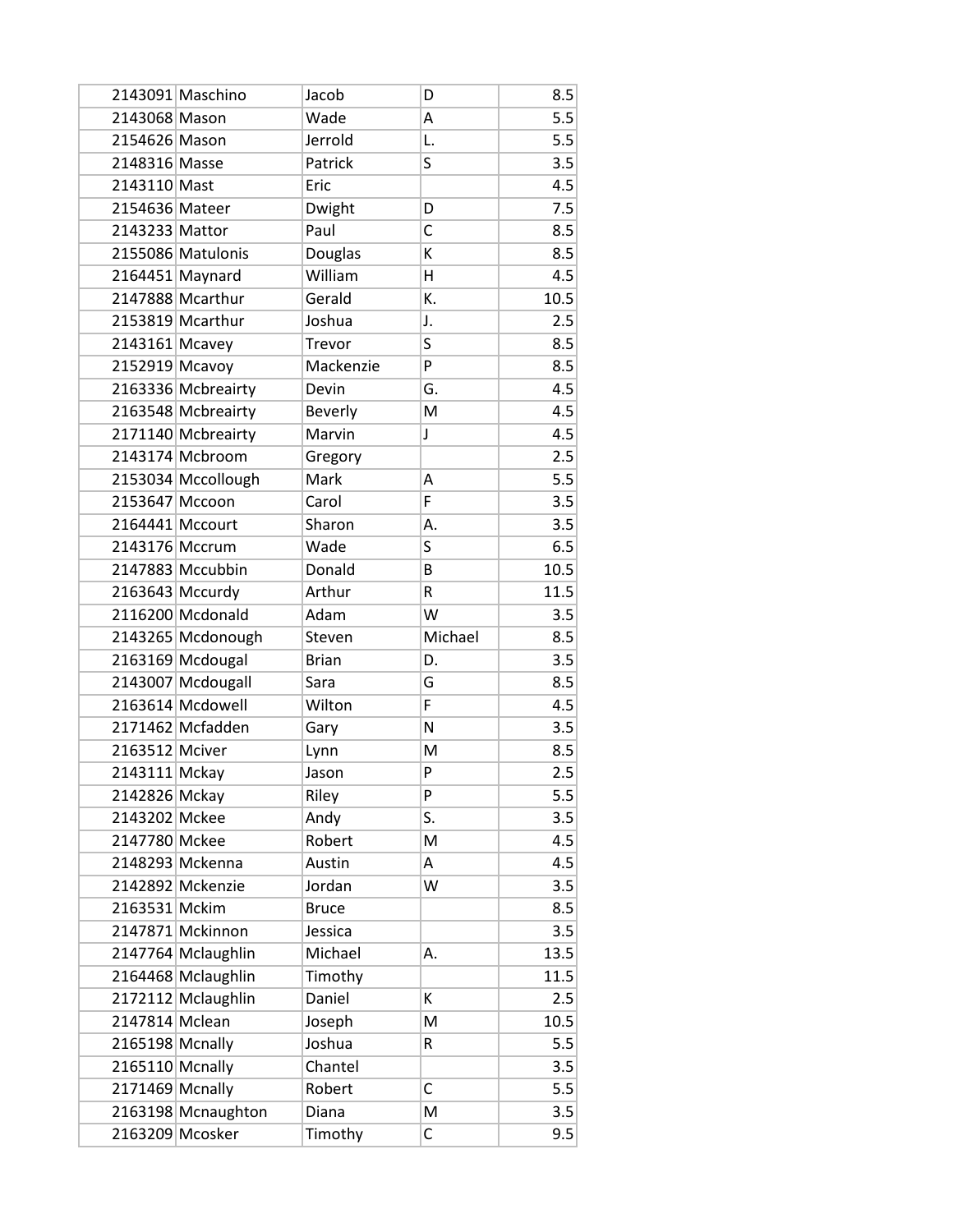| | | | | |
|---|---|---|---|---|
| 2143091 | Maschino | Jacob | D | 8.5 |
| 2143068 | Mason | Wade | A | 5.5 |
| 2154626 | Mason | Jerrold | L. | 5.5 |
| 2148316 | Masse | Patrick | S | 3.5 |
| 2143110 | Mast | Eric | | 4.5 |
| 2154636 | Mateer | Dwight | D | 7.5 |
| 2143233 | Mattor | Paul | C | 8.5 |
| 2155086 | Matulonis | Douglas | K | 8.5 |
| 2164451 | Maynard | William | H | 4.5 |
| 2147888 | Mcarthur | Gerald | K. | 10.5 |
| 2153819 | Mcarthur | Joshua | J. | 2.5 |
| 2143161 | Mcavey | Trevor | S | 8.5 |
| 2152919 | Mcavoy | Mackenzie | P | 8.5 |
| 2163336 | Mcbreairty | Devin | G. | 4.5 |
| 2163548 | Mcbreairty | Beverly | M | 4.5 |
| 2171140 | Mcbreairty | Marvin | J | 4.5 |
| 2143174 | Mcbroom | Gregory | | 2.5 |
| 2153034 | Mccollough | Mark | A | 5.5 |
| 2153647 | Mccoon | Carol | F | 3.5 |
| 2164441 | Mccourt | Sharon | A. | 3.5 |
| 2143176 | Mccrum | Wade | S | 6.5 |
| 2147883 | Mccubbin | Donald | B | 10.5 |
| 2163643 | Mccurdy | Arthur | R | 11.5 |
| 2116200 | Mcdonald | Adam | W | 3.5 |
| 2143265 | Mcdonough | Steven | Michael | 8.5 |
| 2163169 | Mcdougal | Brian | D. | 3.5 |
| 2143007 | Mcdougall | Sara | G | 8.5 |
| 2163614 | Mcdowell | Wilton | F | 4.5 |
| 2171462 | Mcfadden | Gary | N | 3.5 |
| 2163512 | Mciver | Lynn | M | 8.5 |
| 2143111 | Mckay | Jason | P | 2.5 |
| 2142826 | Mckay | Riley | P | 5.5 |
| 2143202 | Mckee | Andy | S. | 3.5 |
| 2147780 | Mckee | Robert | M | 4.5 |
| 2148293 | Mckenna | Austin | A | 4.5 |
| 2142892 | Mckenzie | Jordan | W | 3.5 |
| 2163531 | Mckim | Bruce | | 8.5 |
| 2147871 | Mckinnon | Jessica | | 3.5 |
| 2147764 | Mclaughlin | Michael | A. | 13.5 |
| 2164468 | Mclaughlin | Timothy | | 11.5 |
| 2172112 | Mclaughlin | Daniel | K | 2.5 |
| 2147814 | Mclean | Joseph | M | 10.5 |
| 2165198 | Mcnally | Joshua | R | 5.5 |
| 2165110 | Mcnally | Chantel | | 3.5 |
| 2171469 | Mcnally | Robert | C | 5.5 |
| 2163198 | Mcnaughton | Diana | M | 3.5 |
| 2163209 | Mcosker | Timothy | C | 9.5 |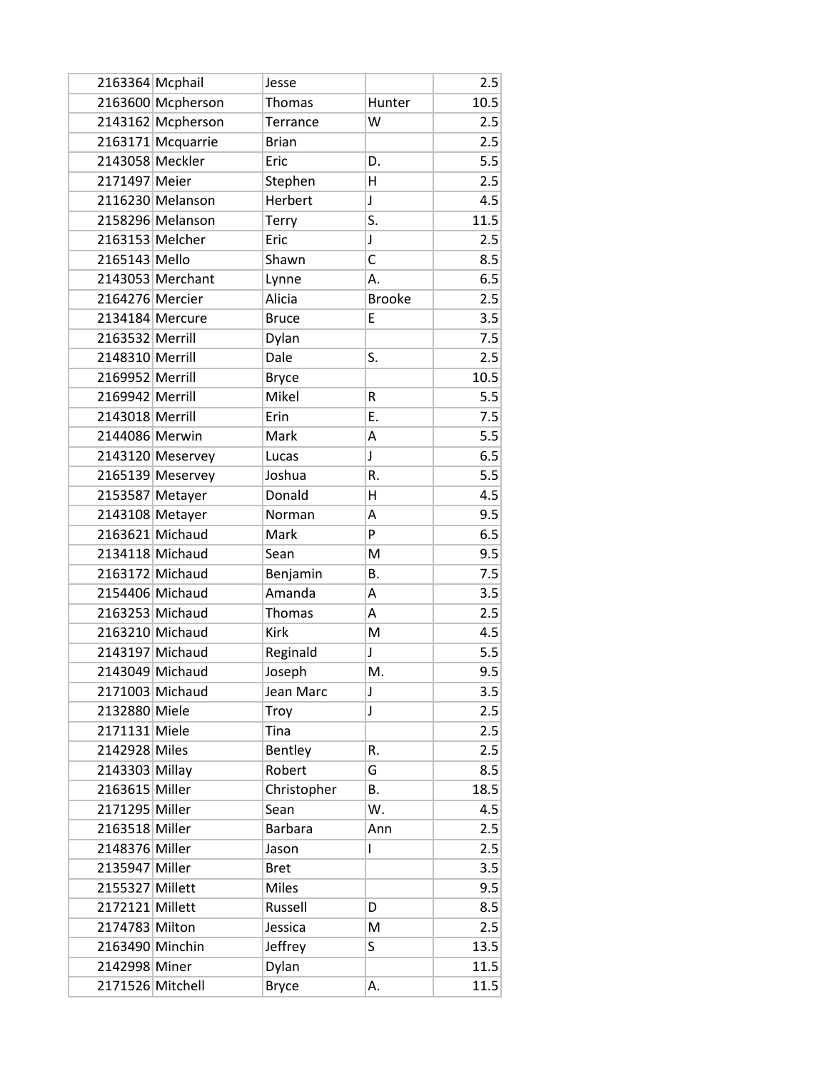| | | | | |
|---|---|---|---|---|
| 2163364 | Mcphail | Jesse | | 2.5 |
| 2163600 | Mcpherson | Thomas | Hunter | 10.5 |
| 2143162 | Mcpherson | Terrance | W | 2.5 |
| 2163171 | Mcquarrie | Brian | | 2.5 |
| 2143058 | Meckler | Eric | D. | 5.5 |
| 2171497 | Meier | Stephen | H | 2.5 |
| 2116230 | Melanson | Herbert | J | 4.5 |
| 2158296 | Melanson | Terry | S. | 11.5 |
| 2163153 | Melcher | Eric | J | 2.5 |
| 2165143 | Mello | Shawn | C | 8.5 |
| 2143053 | Merchant | Lynne | A. | 6.5 |
| 2164276 | Mercier | Alicia | Brooke | 2.5 |
| 2134184 | Mercure | Bruce | E | 3.5 |
| 2163532 | Merrill | Dylan | | 7.5 |
| 2148310 | Merrill | Dale | S. | 2.5 |
| 2169952 | Merrill | Bryce | | 10.5 |
| 2169942 | Merrill | Mikel | R | 5.5 |
| 2143018 | Merrill | Erin | E. | 7.5 |
| 2144086 | Merwin | Mark | A | 5.5 |
| 2143120 | Meservey | Lucas | J | 6.5 |
| 2165139 | Meservey | Joshua | R. | 5.5 |
| 2153587 | Metayer | Donald | H | 4.5 |
| 2143108 | Metayer | Norman | A | 9.5 |
| 2163621 | Michaud | Mark | P | 6.5 |
| 2134118 | Michaud | Sean | M | 9.5 |
| 2163172 | Michaud | Benjamin | B. | 7.5 |
| 2154406 | Michaud | Amanda | A | 3.5 |
| 2163253 | Michaud | Thomas | A | 2.5 |
| 2163210 | Michaud | Kirk | M | 4.5 |
| 2143197 | Michaud | Reginald | J | 5.5 |
| 2143049 | Michaud | Joseph | M. | 9.5 |
| 2171003 | Michaud | Jean Marc | J | 3.5 |
| 2132880 | Miele | Troy | J | 2.5 |
| 2171131 | Miele | Tina | | 2.5 |
| 2142928 | Miles | Bentley | R. | 2.5 |
| 2143303 | Millay | Robert | G | 8.5 |
| 2163615 | Miller | Christopher | B. | 18.5 |
| 2171295 | Miller | Sean | W. | 4.5 |
| 2163518 | Miller | Barbara | Ann | 2.5 |
| 2148376 | Miller | Jason | I | 2.5 |
| 2135947 | Miller | Bret | | 3.5 |
| 2155327 | Millett | Miles | | 9.5 |
| 2172121 | Millett | Russell | D | 8.5 |
| 2174783 | Milton | Jessica | M | 2.5 |
| 2163490 | Minchin | Jeffrey | S | 13.5 |
| 2142998 | Miner | Dylan | | 11.5 |
| 2171526 | Mitchell | Bryce | A. | 11.5 |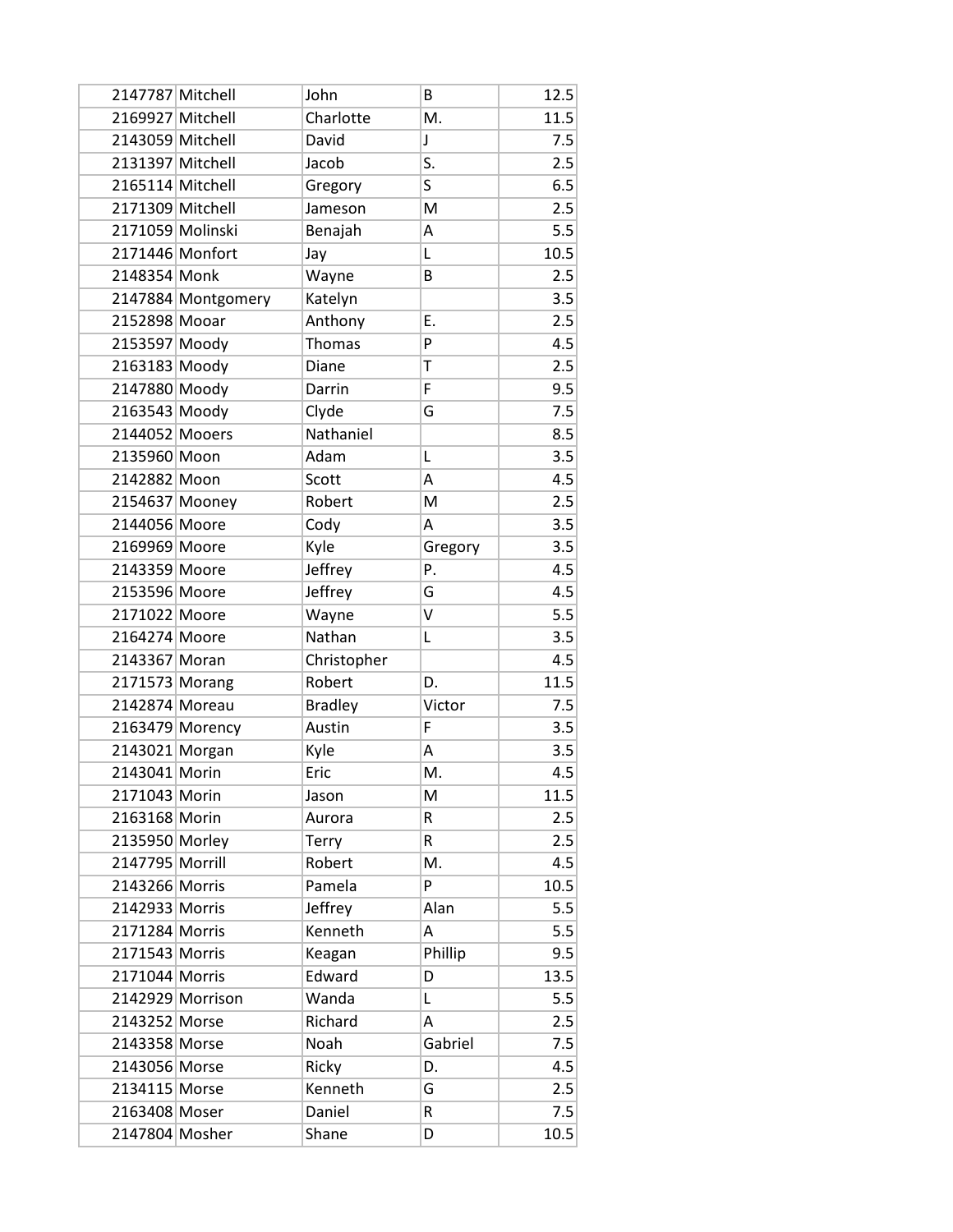| | | | | |
|---|---|---|---|---|
| 2147787 | Mitchell | John | B | 12.5 |
| 2169927 | Mitchell | Charlotte | M. | 11.5 |
| 2143059 | Mitchell | David | J | 7.5 |
| 2131397 | Mitchell | Jacob | S. | 2.5 |
| 2165114 | Mitchell | Gregory | S | 6.5 |
| 2171309 | Mitchell | Jameson | M | 2.5 |
| 2171059 | Molinski | Benajah | A | 5.5 |
| 2171446 | Monfort | Jay | L | 10.5 |
| 2148354 | Monk | Wayne | B | 2.5 |
| 2147884 | Montgomery | Katelyn | | 3.5 |
| 2152898 | Mooar | Anthony | E. | 2.5 |
| 2153597 | Moody | Thomas | P | 4.5 |
| 2163183 | Moody | Diane | T | 2.5 |
| 2147880 | Moody | Darrin | F | 9.5 |
| 2163543 | Moody | Clyde | G | 7.5 |
| 2144052 | Mooers | Nathaniel | | 8.5 |
| 2135960 | Moon | Adam | L | 3.5 |
| 2142882 | Moon | Scott | A | 4.5 |
| 2154637 | Mooney | Robert | M | 2.5 |
| 2144056 | Moore | Cody | A | 3.5 |
| 2169969 | Moore | Kyle | Gregory | 3.5 |
| 2143359 | Moore | Jeffrey | P. | 4.5 |
| 2153596 | Moore | Jeffrey | G | 4.5 |
| 2171022 | Moore | Wayne | V | 5.5 |
| 2164274 | Moore | Nathan | L | 3.5 |
| 2143367 | Moran | Christopher | | 4.5 |
| 2171573 | Morang | Robert | D. | 11.5 |
| 2142874 | Moreau | Bradley | Victor | 7.5 |
| 2163479 | Morency | Austin | F | 3.5 |
| 2143021 | Morgan | Kyle | A | 3.5 |
| 2143041 | Morin | Eric | M. | 4.5 |
| 2171043 | Morin | Jason | M | 11.5 |
| 2163168 | Morin | Aurora | R | 2.5 |
| 2135950 | Morley | Terry | R | 2.5 |
| 2147795 | Morrill | Robert | M. | 4.5 |
| 2143266 | Morris | Pamela | P | 10.5 |
| 2142933 | Morris | Jeffrey | Alan | 5.5 |
| 2171284 | Morris | Kenneth | A | 5.5 |
| 2171543 | Morris | Keagan | Phillip | 9.5 |
| 2171044 | Morris | Edward | D | 13.5 |
| 2142929 | Morrison | Wanda | L | 5.5 |
| 2143252 | Morse | Richard | A | 2.5 |
| 2143358 | Morse | Noah | Gabriel | 7.5 |
| 2143056 | Morse | Ricky | D. | 4.5 |
| 2134115 | Morse | Kenneth | G | 2.5 |
| 2163408 | Moser | Daniel | R | 7.5 |
| 2147804 | Mosher | Shane | D | 10.5 |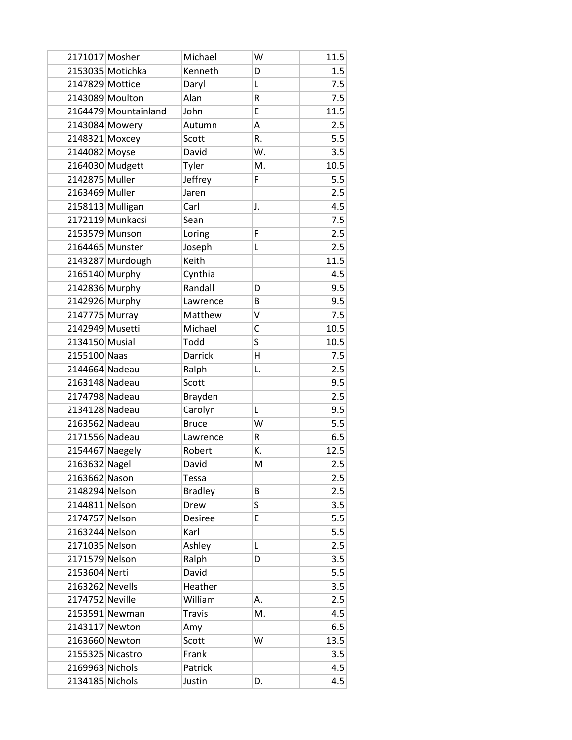| | | | | |
|---|---|---|---|---|
| 2171017 | Mosher | Michael | W | 11.5 |
| 2153035 | Motichka | Kenneth | D | 1.5 |
| 2147829 | Mottice | Daryl | L | 7.5 |
| 2143089 | Moulton | Alan | R | 7.5 |
| 2164479 | Mountainland | John | E | 11.5 |
| 2143084 | Mowery | Autumn | A | 2.5 |
| 2148321 | Moxcey | Scott | R. | 5.5 |
| 2144082 | Moyse | David | W. | 3.5 |
| 2164030 | Mudgett | Tyler | M. | 10.5 |
| 2142875 | Muller | Jeffrey | F | 5.5 |
| 2163469 | Muller | Jaren | | 2.5 |
| 2158113 | Mulligan | Carl | J. | 4.5 |
| 2172119 | Munkacsi | Sean | | 7.5 |
| 2153579 | Munson | Loring | F | 2.5 |
| 2164465 | Munster | Joseph | L | 2.5 |
| 2143287 | Murdough | Keith | | 11.5 |
| 2165140 | Murphy | Cynthia | | 4.5 |
| 2142836 | Murphy | Randall | D | 9.5 |
| 2142926 | Murphy | Lawrence | B | 9.5 |
| 2147775 | Murray | Matthew | V | 7.5 |
| 2142949 | Musetti | Michael | C | 10.5 |
| 2134150 | Musial | Todd | S | 10.5 |
| 2155100 | Naas | Darrick | H | 7.5 |
| 2144664 | Nadeau | Ralph | L. | 2.5 |
| 2163148 | Nadeau | Scott | | 9.5 |
| 2174798 | Nadeau | Brayden | | 2.5 |
| 2134128 | Nadeau | Carolyn | L | 9.5 |
| 2163562 | Nadeau | Bruce | W | 5.5 |
| 2171556 | Nadeau | Lawrence | R | 6.5 |
| 2154467 | Naegely | Robert | K. | 12.5 |
| 2163632 | Nagel | David | M | 2.5 |
| 2163662 | Nason | Tessa | | 2.5 |
| 2148294 | Nelson | Bradley | B | 2.5 |
| 2144811 | Nelson | Drew | S | 3.5 |
| 2174757 | Nelson | Desiree | E | 5.5 |
| 2163244 | Nelson | Karl | | 5.5 |
| 2171035 | Nelson | Ashley | L | 2.5 |
| 2171579 | Nelson | Ralph | D | 3.5 |
| 2153604 | Nerti | David | | 5.5 |
| 2163262 | Nevells | Heather | | 3.5 |
| 2174752 | Neville | William | A. | 2.5 |
| 2153591 | Newman | Travis | M. | 4.5 |
| 2143117 | Newton | Amy | | 6.5 |
| 2163660 | Newton | Scott | W | 13.5 |
| 2155325 | Nicastro | Frank | | 3.5 |
| 2169963 | Nichols | Patrick | | 4.5 |
| 2134185 | Nichols | Justin | D. | 4.5 |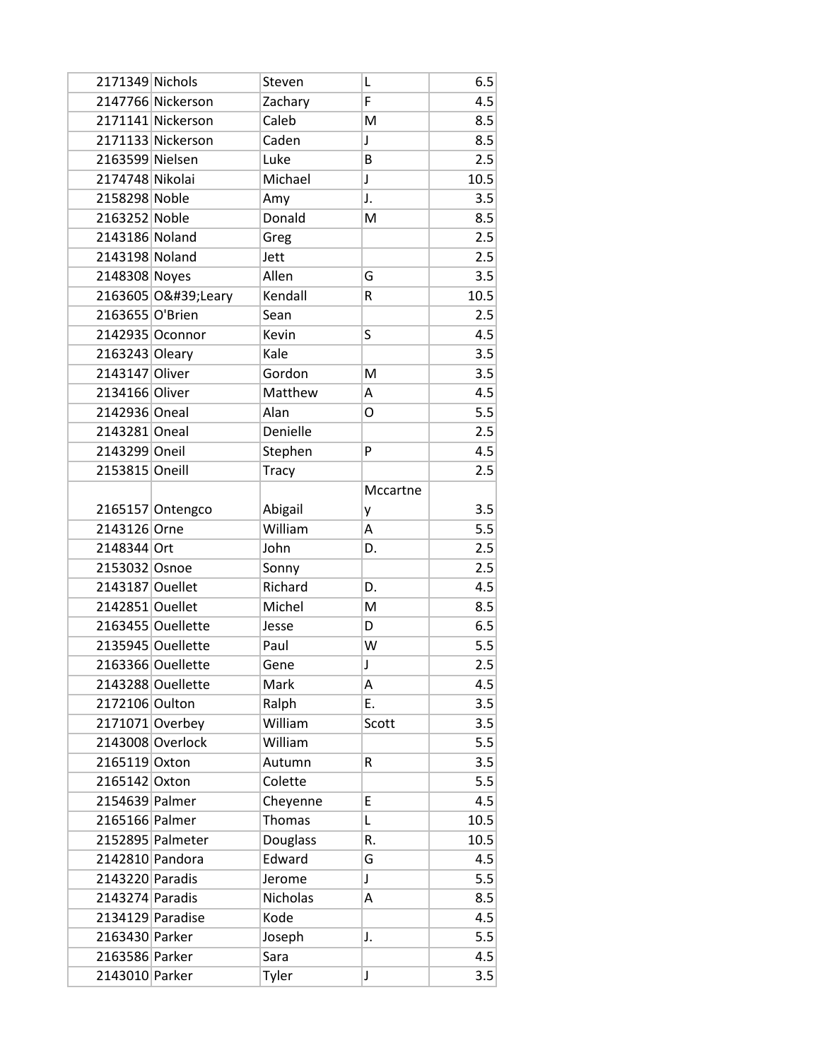| | | | | |
|---|---|---|---|---|
| 2171349 | Nichols | Steven | L | 6.5 |
| 2147766 | Nickerson | Zachary | F | 4.5 |
| 2171141 | Nickerson | Caleb | M | 8.5 |
| 2171133 | Nickerson | Caden | J | 8.5 |
| 2163599 | Nielsen | Luke | B | 2.5 |
| 2174748 | Nikolai | Michael | J | 10.5 |
| 2158298 | Noble | Amy | J. | 3.5 |
| 2163252 | Noble | Donald | M | 8.5 |
| 2143186 | Noland | Greg | | 2.5 |
| 2143198 | Noland | Jett | | 2.5 |
| 2148308 | Noyes | Allen | G | 3.5 |
| 2163605 | O&#39;Leary | Kendall | R | 10.5 |
| 2163655 | O'Brien | Sean | | 2.5 |
| 2142935 | Oconnor | Kevin | S | 4.5 |
| 2163243 | Oleary | Kale | | 3.5 |
| 2143147 | Oliver | Gordon | M | 3.5 |
| 2134166 | Oliver | Matthew | A | 4.5 |
| 2142936 | Oneal | Alan | O | 5.5 |
| 2143281 | Oneal | Denielle | | 2.5 |
| 2143299 | Oneil | Stephen | P | 4.5 |
| 2153815 | Oneill | Tracy | | 2.5 |
| 2165157 | Ontengco | Abigail | Mccartney | 3.5 |
| 2143126 | Orne | William | A | 5.5 |
| 2148344 | Ort | John | D. | 2.5 |
| 2153032 | Osnoe | Sonny | | 2.5 |
| 2143187 | Ouellet | Richard | D. | 4.5 |
| 2142851 | Ouellet | Michel | M | 8.5 |
| 2163455 | Ouellette | Jesse | D | 6.5 |
| 2135945 | Ouellette | Paul | W | 5.5 |
| 2163366 | Ouellette | Gene | J | 2.5 |
| 2143288 | Ouellette | Mark | A | 4.5 |
| 2172106 | Oulton | Ralph | E. | 3.5 |
| 2171071 | Overbey | William | Scott | 3.5 |
| 2143008 | Overlock | William | | 5.5 |
| 2165119 | Oxton | Autumn | R | 3.5 |
| 2165142 | Oxton | Colette | | 5.5 |
| 2154639 | Palmer | Cheyenne | E | 4.5 |
| 2165166 | Palmer | Thomas | L | 10.5 |
| 2152895 | Palmeter | Douglass | R. | 10.5 |
| 2142810 | Pandora | Edward | G | 4.5 |
| 2143220 | Paradis | Jerome | J | 5.5 |
| 2143274 | Paradis | Nicholas | A | 8.5 |
| 2134129 | Paradise | Kode | | 4.5 |
| 2163430 | Parker | Joseph | J. | 5.5 |
| 2163586 | Parker | Sara | | 4.5 |
| 2143010 | Parker | Tyler | J | 3.5 |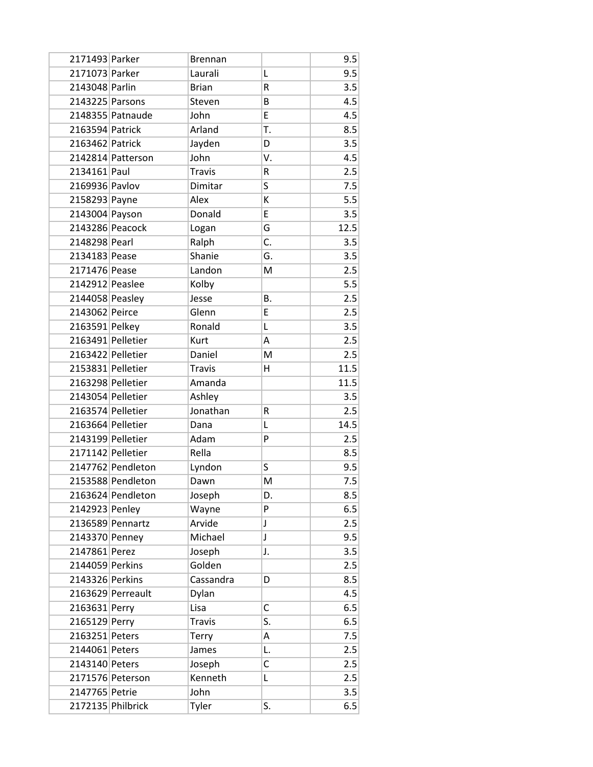| | | | | |
|---|---|---|---|---|
| 2171493 | Parker | Brennan | | 9.5 |
| 2171073 | Parker | Laurali | L | 9.5 |
| 2143048 | Parlin | Brian | R | 3.5 |
| 2143225 | Parsons | Steven | B | 4.5 |
| 2148355 | Patnaude | John | E | 4.5 |
| 2163594 | Patrick | Arland | T. | 8.5 |
| 2163462 | Patrick | Jayden | D | 3.5 |
| 2142814 | Patterson | John | V. | 4.5 |
| 2134161 | Paul | Travis | R | 2.5 |
| 2169936 | Pavlov | Dimitar | S | 7.5 |
| 2158293 | Payne | Alex | K | 5.5 |
| 2143004 | Payson | Donald | E | 3.5 |
| 2143286 | Peacock | Logan | G | 12.5 |
| 2148298 | Pearl | Ralph | C. | 3.5 |
| 2134183 | Pease | Shanie | G. | 3.5 |
| 2171476 | Pease | Landon | M | 2.5 |
| 2142912 | Peaslee | Kolby | | 5.5 |
| 2144058 | Peasley | Jesse | B. | 2.5 |
| 2143062 | Peirce | Glenn | E | 2.5 |
| 2163591 | Pelkey | Ronald | L | 3.5 |
| 2163491 | Pelletier | Kurt | A | 2.5 |
| 2163422 | Pelletier | Daniel | M | 2.5 |
| 2153831 | Pelletier | Travis | H | 11.5 |
| 2163298 | Pelletier | Amanda | | 11.5 |
| 2143054 | Pelletier | Ashley | | 3.5 |
| 2163574 | Pelletier | Jonathan | R | 2.5 |
| 2163664 | Pelletier | Dana | L | 14.5 |
| 2143199 | Pelletier | Adam | P | 2.5 |
| 2171142 | Pelletier | Rella | | 8.5 |
| 2147762 | Pendleton | Lyndon | S | 9.5 |
| 2153588 | Pendleton | Dawn | M | 7.5 |
| 2163624 | Pendleton | Joseph | D. | 8.5 |
| 2142923 | Penley | Wayne | P | 6.5 |
| 2136589 | Pennartz | Arvide | J | 2.5 |
| 2143370 | Penney | Michael | J | 9.5 |
| 2147861 | Perez | Joseph | J. | 3.5 |
| 2144059 | Perkins | Golden | | 2.5 |
| 2143326 | Perkins | Cassandra | D | 8.5 |
| 2163629 | Perreault | Dylan | | 4.5 |
| 2163631 | Perry | Lisa | C | 6.5 |
| 2165129 | Perry | Travis | S. | 6.5 |
| 2163251 | Peters | Terry | A | 7.5 |
| 2144061 | Peters | James | L. | 2.5 |
| 2143140 | Peters | Joseph | C | 2.5 |
| 2171576 | Peterson | Kenneth | L | 2.5 |
| 2147765 | Petrie | John | | 3.5 |
| 2172135 | Philbrick | Tyler | S. | 6.5 |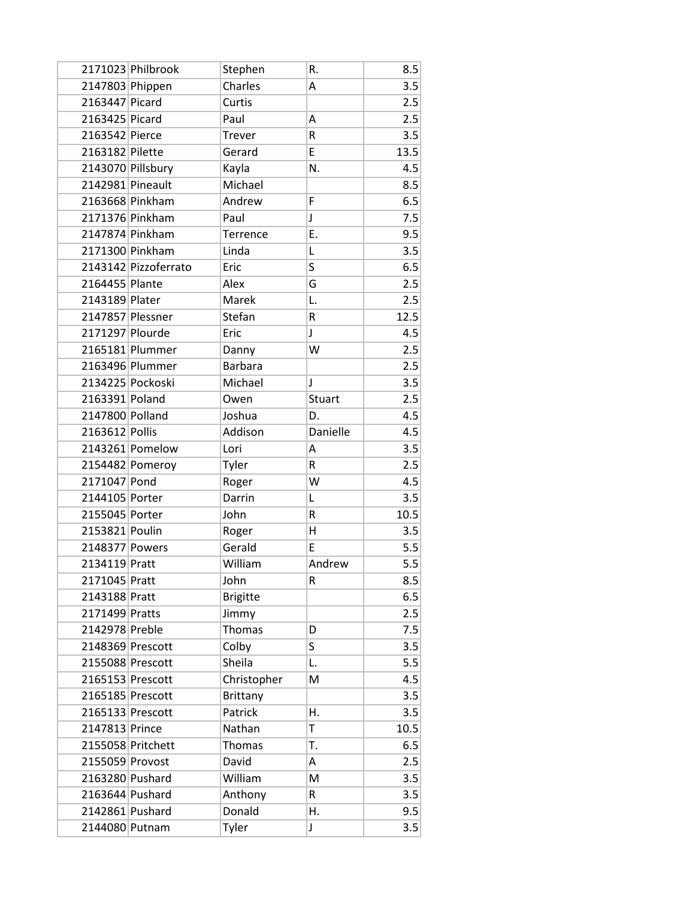| | | | | |
|---|---|---|---|---|
| 2171023 | Philbrook | Stephen | R. | 8.5 |
| 2147803 | Phippen | Charles | A | 3.5 |
| 2163447 | Picard | Curtis | | 2.5 |
| 2163425 | Picard | Paul | A | 2.5 |
| 2163542 | Pierce | Trever | R | 3.5 |
| 2163182 | Pilette | Gerard | E | 13.5 |
| 2143070 | Pillsbury | Kayla | N. | 4.5 |
| 2142981 | Pineault | Michael | | 8.5 |
| 2163668 | Pinkham | Andrew | F | 6.5 |
| 2171376 | Pinkham | Paul | J | 7.5 |
| 2147874 | Pinkham | Terrence | E. | 9.5 |
| 2171300 | Pinkham | Linda | L | 3.5 |
| 2143142 | Pizzoferrato | Eric | S | 6.5 |
| 2164455 | Plante | Alex | G | 2.5 |
| 2143189 | Plater | Marek | L. | 2.5 |
| 2147857 | Plessner | Stefan | R | 12.5 |
| 2171297 | Plourde | Eric | J | 4.5 |
| 2165181 | Plummer | Danny | W | 2.5 |
| 2163496 | Plummer | Barbara | | 2.5 |
| 2134225 | Pockoski | Michael | J | 3.5 |
| 2163391 | Poland | Owen | Stuart | 2.5 |
| 2147800 | Polland | Joshua | D. | 4.5 |
| 2163612 | Pollis | Addison | Danielle | 4.5 |
| 2143261 | Pomelow | Lori | A | 3.5 |
| 2154482 | Pomeroy | Tyler | R | 2.5 |
| 2171047 | Pond | Roger | W | 4.5 |
| 2144105 | Porter | Darrin | L | 3.5 |
| 2155045 | Porter | John | R | 10.5 |
| 2153821 | Poulin | Roger | H | 3.5 |
| 2148377 | Powers | Gerald | E | 5.5 |
| 2134119 | Pratt | William | Andrew | 5.5 |
| 2171045 | Pratt | John | R | 8.5 |
| 2143188 | Pratt | Brigitte | | 6.5 |
| 2171499 | Pratts | Jimmy | | 2.5 |
| 2142978 | Preble | Thomas | D | 7.5 |
| 2148369 | Prescott | Colby | S | 3.5 |
| 2155088 | Prescott | Sheila | L. | 5.5 |
| 2165153 | Prescott | Christopher | M | 4.5 |
| 2165185 | Prescott | Brittany | | 3.5 |
| 2165133 | Prescott | Patrick | H. | 3.5 |
| 2147813 | Prince | Nathan | T | 10.5 |
| 2155058 | Pritchett | Thomas | T. | 6.5 |
| 2155059 | Provost | David | A | 2.5 |
| 2163280 | Pushard | William | M | 3.5 |
| 2163644 | Pushard | Anthony | R | 3.5 |
| 2142861 | Pushard | Donald | H. | 9.5 |
| 2144080 | Putnam | Tyler | J | 3.5 |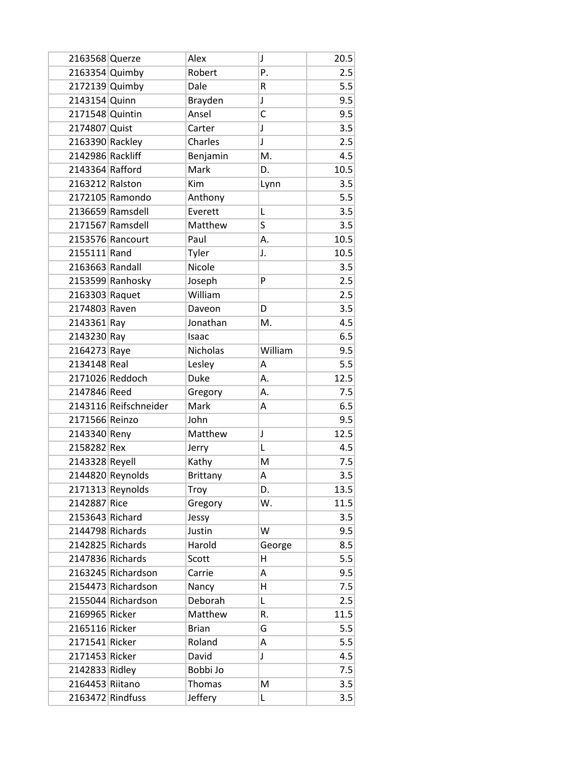| | | | | |
|---|---|---|---|---|
| 2163568 | Querze | Alex | J | 20.5 |
| 2163354 | Quimby | Robert | P. | 2.5 |
| 2172139 | Quimby | Dale | R | 5.5 |
| 2143154 | Quinn | Brayden | J | 9.5 |
| 2171548 | Quintin | Ansel | C | 9.5 |
| 2174807 | Quist | Carter | J | 3.5 |
| 2163390 | Rackley | Charles | J | 2.5 |
| 2142986 | Rackliff | Benjamin | M. | 4.5 |
| 2143364 | Rafford | Mark | D. | 10.5 |
| 2163212 | Ralston | Kim | Lynn | 3.5 |
| 2172105 | Ramondo | Anthony | | 5.5 |
| 2136659 | Ramsdell | Everett | L | 3.5 |
| 2171567 | Ramsdell | Matthew | S | 3.5 |
| 2153576 | Rancourt | Paul | A. | 10.5 |
| 2155111 | Rand | Tyler | J. | 10.5 |
| 2163663 | Randall | Nicole | | 3.5 |
| 2153599 | Ranhosky | Joseph | P | 2.5 |
| 2163303 | Raquet | William | | 2.5 |
| 2174803 | Raven | Daveon | D | 3.5 |
| 2143361 | Ray | Jonathan | M. | 4.5 |
| 2143230 | Ray | Isaac | | 6.5 |
| 2164273 | Raye | Nicholas | William | 9.5 |
| 2134148 | Real | Lesley | A | 5.5 |
| 2171026 | Reddoch | Duke | A. | 12.5 |
| 2147846 | Reed | Gregory | A. | 7.5 |
| 2143116 | Reifschneider | Mark | A | 6.5 |
| 2171566 | Reinzo | John | | 9.5 |
| 2143340 | Reny | Matthew | J | 12.5 |
| 2158282 | Rex | Jerry | L | 4.5 |
| 2143328 | Reyell | Kathy | M | 7.5 |
| 2144820 | Reynolds | Brittany | A | 3.5 |
| 2171313 | Reynolds | Troy | D. | 13.5 |
| 2142887 | Rice | Gregory | W. | 11.5 |
| 2153643 | Richard | Jessy | | 3.5 |
| 2144798 | Richards | Justin | W | 9.5 |
| 2142825 | Richards | Harold | George | 8.5 |
| 2147836 | Richards | Scott | H | 5.5 |
| 2163245 | Richardson | Carrie | A | 9.5 |
| 2154473 | Richardson | Nancy | H | 7.5 |
| 2155044 | Richardson | Deborah | L | 2.5 |
| 2169965 | Ricker | Matthew | R. | 11.5 |
| 2165116 | Ricker | Brian | G | 5.5 |
| 2171541 | Ricker | Roland | A | 5.5 |
| 2171453 | Ricker | David | J | 4.5 |
| 2142833 | Ridley | Bobbi Jo | | 7.5 |
| 2164453 | Riitano | Thomas | M | 3.5 |
| 2163472 | Rindfuss | Jeffery | L | 3.5 |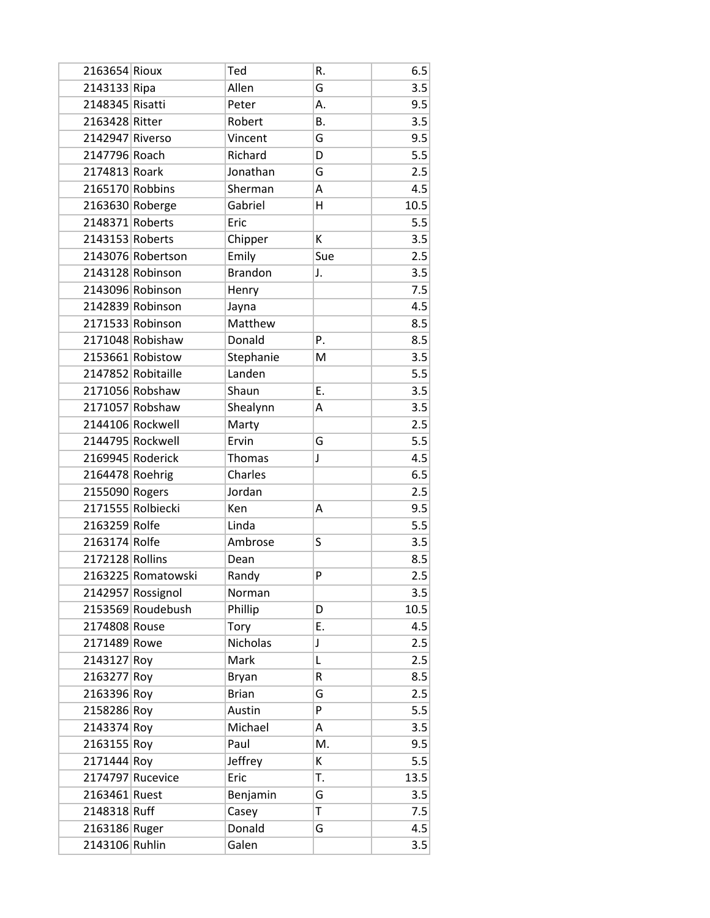| | | | | |
|---|---|---|---|---|
| 2163654 | Rioux | Ted | R. | 6.5 |
| 2143133 | Ripa | Allen | G | 3.5 |
| 2148345 | Risatti | Peter | A. | 9.5 |
| 2163428 | Ritter | Robert | B. | 3.5 |
| 2142947 | Riverso | Vincent | G | 9.5 |
| 2147796 | Roach | Richard | D | 5.5 |
| 2174813 | Roark | Jonathan | G | 2.5 |
| 2165170 | Robbins | Sherman | A | 4.5 |
| 2163630 | Roberge | Gabriel | H | 10.5 |
| 2148371 | Roberts | Eric | | 5.5 |
| 2143153 | Roberts | Chipper | K | 3.5 |
| 2143076 | Robertson | Emily | Sue | 2.5 |
| 2143128 | Robinson | Brandon | J. | 3.5 |
| 2143096 | Robinson | Henry | | 7.5 |
| 2142839 | Robinson | Jayna | | 4.5 |
| 2171533 | Robinson | Matthew | | 8.5 |
| 2171048 | Robishaw | Donald | P. | 8.5 |
| 2153661 | Robistow | Stephanie | M | 3.5 |
| 2147852 | Robitaille | Landen | | 5.5 |
| 2171056 | Robshaw | Shaun | E. | 3.5 |
| 2171057 | Robshaw | Shealynn | A | 3.5 |
| 2144106 | Rockwell | Marty | | 2.5 |
| 2144795 | Rockwell | Ervin | G | 5.5 |
| 2169945 | Roderick | Thomas | J | 4.5 |
| 2164478 | Roehrig | Charles | | 6.5 |
| 2155090 | Rogers | Jordan | | 2.5 |
| 2171555 | Rolbiecki | Ken | A | 9.5 |
| 2163259 | Rolfe | Linda | | 5.5 |
| 2163174 | Rolfe | Ambrose | S | 3.5 |
| 2172128 | Rollins | Dean | | 8.5 |
| 2163225 | Romatowski | Randy | P | 2.5 |
| 2142957 | Rossignol | Norman | | 3.5 |
| 2153569 | Roudebush | Phillip | D | 10.5 |
| 2174808 | Rouse | Tory | E. | 4.5 |
| 2171489 | Rowe | Nicholas | J | 2.5 |
| 2143127 | Roy | Mark | L | 2.5 |
| 2163277 | Roy | Bryan | R | 8.5 |
| 2163396 | Roy | Brian | G | 2.5 |
| 2158286 | Roy | Austin | P | 5.5 |
| 2143374 | Roy | Michael | A | 3.5 |
| 2163155 | Roy | Paul | M. | 9.5 |
| 2171444 | Roy | Jeffrey | K | 5.5 |
| 2174797 | Rucevice | Eric | T. | 13.5 |
| 2163461 | Ruest | Benjamin | G | 3.5 |
| 2148318 | Ruff | Casey | T | 7.5 |
| 2163186 | Ruger | Donald | G | 4.5 |
| 2143106 | Ruhlin | Galen | | 3.5 |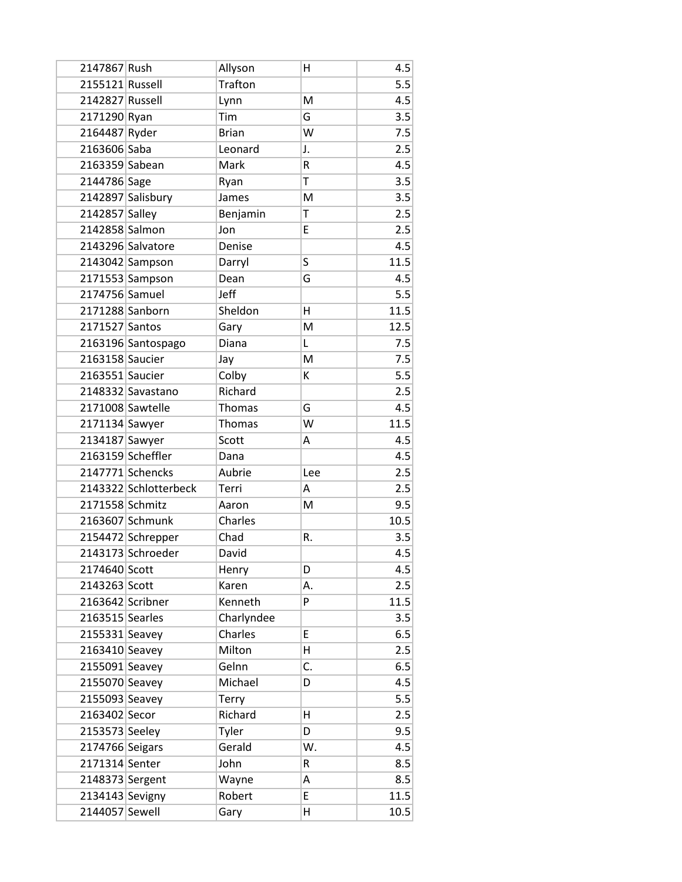| | | | | |
|---|---|---|---|---|
| 2147867 | Rush | Allyson | H | 4.5 |
| 2155121 | Russell | Trafton | | 5.5 |
| 2142827 | Russell | Lynn | M | 4.5 |
| 2171290 | Ryan | Tim | G | 3.5 |
| 2164487 | Ryder | Brian | W | 7.5 |
| 2163606 | Saba | Leonard | J. | 2.5 |
| 2163359 | Sabean | Mark | R | 4.5 |
| 2144786 | Sage | Ryan | T | 3.5 |
| 2142897 | Salisbury | James | M | 3.5 |
| 2142857 | Salley | Benjamin | T | 2.5 |
| 2142858 | Salmon | Jon | E | 2.5 |
| 2143296 | Salvatore | Denise | | 4.5 |
| 2143042 | Sampson | Darryl | S | 11.5 |
| 2171553 | Sampson | Dean | G | 4.5 |
| 2174756 | Samuel | Jeff | | 5.5 |
| 2171288 | Sanborn | Sheldon | H | 11.5 |
| 2171527 | Santos | Gary | M | 12.5 |
| 2163196 | Santospago | Diana | L | 7.5 |
| 2163158 | Saucier | Jay | M | 7.5 |
| 2163551 | Saucier | Colby | K | 5.5 |
| 2148332 | Savastano | Richard | | 2.5 |
| 2171008 | Sawtelle | Thomas | G | 4.5 |
| 2171134 | Sawyer | Thomas | W | 11.5 |
| 2134187 | Sawyer | Scott | A | 4.5 |
| 2163159 | Scheffler | Dana | | 4.5 |
| 2147771 | Schencks | Aubrie | Lee | 2.5 |
| 2143322 | Schlotterbeck | Terri | A | 2.5 |
| 2171558 | Schmitz | Aaron | M | 9.5 |
| 2163607 | Schmunk | Charles | | 10.5 |
| 2154472 | Schrepper | Chad | R. | 3.5 |
| 2143173 | Schroeder | David | | 4.5 |
| 2174640 | Scott | Henry | D | 4.5 |
| 2143263 | Scott | Karen | A. | 2.5 |
| 2163642 | Scribner | Kenneth | P | 11.5 |
| 2163515 | Searles | Charlyndee | | 3.5 |
| 2155331 | Seavey | Charles | E | 6.5 |
| 2163410 | Seavey | Milton | H | 2.5 |
| 2155091 | Seavey | Gelnn | C. | 6.5 |
| 2155070 | Seavey | Michael | D | 4.5 |
| 2155093 | Seavey | Terry | | 5.5 |
| 2163402 | Secor | Richard | H | 2.5 |
| 2153573 | Seeley | Tyler | D | 9.5 |
| 2174766 | Seigars | Gerald | W. | 4.5 |
| 2171314 | Senter | John | R | 8.5 |
| 2148373 | Sergent | Wayne | A | 8.5 |
| 2134143 | Sevigny | Robert | E | 11.5 |
| 2144057 | Sewell | Gary | H | 10.5 |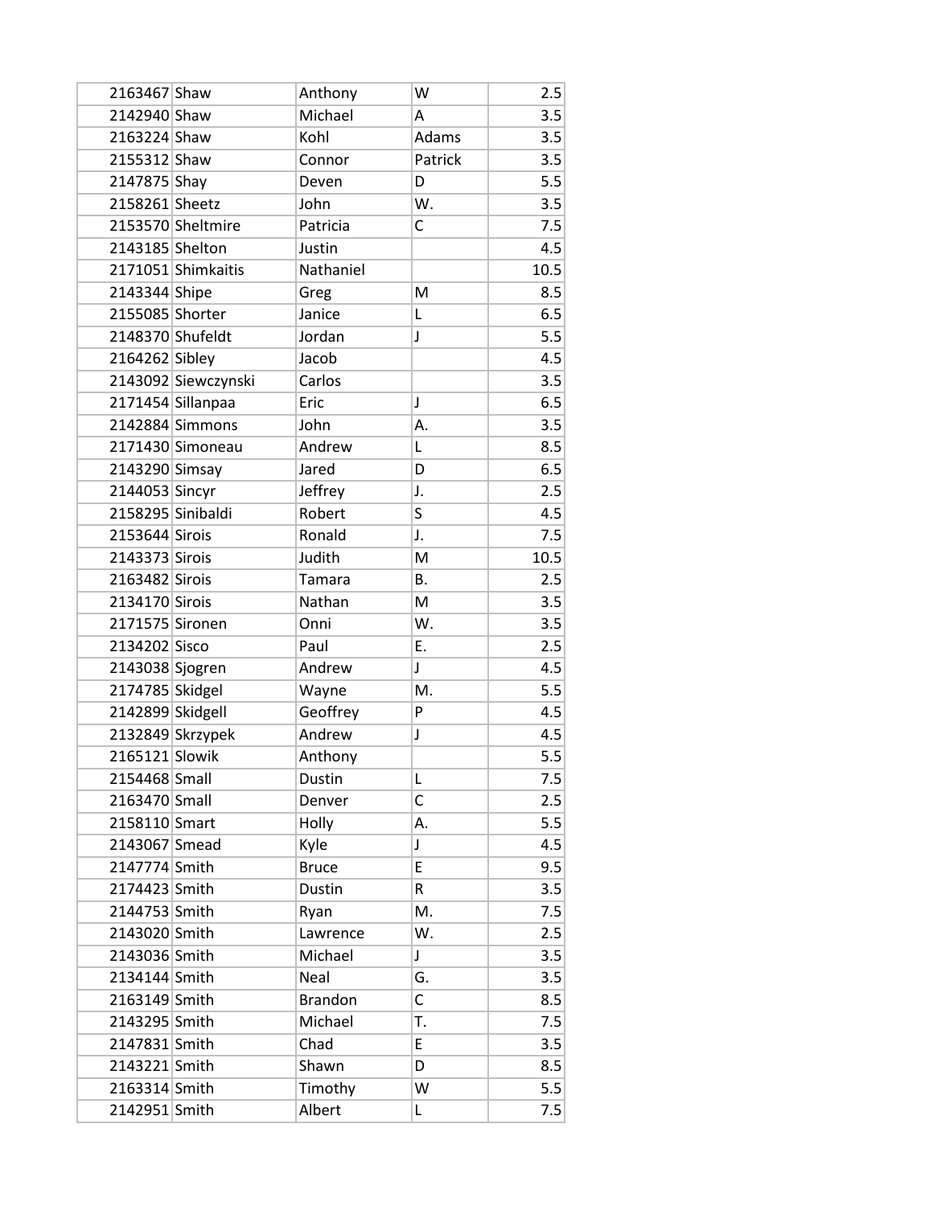| | | | | |
|---|---|---|---|---|
| 2163467 | Shaw | Anthony | W | 2.5 |
| 2142940 | Shaw | Michael | A | 3.5 |
| 2163224 | Shaw | Kohl | Adams | 3.5 |
| 2155312 | Shaw | Connor | Patrick | 3.5 |
| 2147875 | Shay | Deven | D | 5.5 |
| 2158261 | Sheetz | John | W. | 3.5 |
| 2153570 | Sheltmire | Patricia | C | 7.5 |
| 2143185 | Shelton | Justin | | 4.5 |
| 2171051 | Shimkaitis | Nathaniel | | 10.5 |
| 2143344 | Shipe | Greg | M | 8.5 |
| 2155085 | Shorter | Janice | L | 6.5 |
| 2148370 | Shufeldt | Jordan | J | 5.5 |
| 2164262 | Sibley | Jacob | | 4.5 |
| 2143092 | Siewczynski | Carlos | | 3.5 |
| 2171454 | Sillanpaa | Eric | J | 6.5 |
| 2142884 | Simmons | John | A. | 3.5 |
| 2171430 | Simoneau | Andrew | L | 8.5 |
| 2143290 | Simsay | Jared | D | 6.5 |
| 2144053 | Sincyr | Jeffrey | J. | 2.5 |
| 2158295 | Sinibaldi | Robert | S | 4.5 |
| 2153644 | Sirois | Ronald | J. | 7.5 |
| 2143373 | Sirois | Judith | M | 10.5 |
| 2163482 | Sirois | Tamara | B. | 2.5 |
| 2134170 | Sirois | Nathan | M | 3.5 |
| 2171575 | Sironen | Onni | W. | 3.5 |
| 2134202 | Sisco | Paul | E. | 2.5 |
| 2143038 | Sjogren | Andrew | J | 4.5 |
| 2174785 | Skidgel | Wayne | M. | 5.5 |
| 2142899 | Skidgell | Geoffrey | P | 4.5 |
| 2132849 | Skrzypek | Andrew | J | 4.5 |
| 2165121 | Slowik | Anthony | | 5.5 |
| 2154468 | Small | Dustin | L | 7.5 |
| 2163470 | Small | Denver | C | 2.5 |
| 2158110 | Smart | Holly | A. | 5.5 |
| 2143067 | Smead | Kyle | J | 4.5 |
| 2147774 | Smith | Bruce | E | 9.5 |
| 2174423 | Smith | Dustin | R | 3.5 |
| 2144753 | Smith | Ryan | M. | 7.5 |
| 2143020 | Smith | Lawrence | W. | 2.5 |
| 2143036 | Smith | Michael | J | 3.5 |
| 2134144 | Smith | Neal | G. | 3.5 |
| 2163149 | Smith | Brandon | C | 8.5 |
| 2143295 | Smith | Michael | T. | 7.5 |
| 2147831 | Smith | Chad | E | 3.5 |
| 2143221 | Smith | Shawn | D | 8.5 |
| 2163314 | Smith | Timothy | W | 5.5 |
| 2142951 | Smith | Albert | L | 7.5 |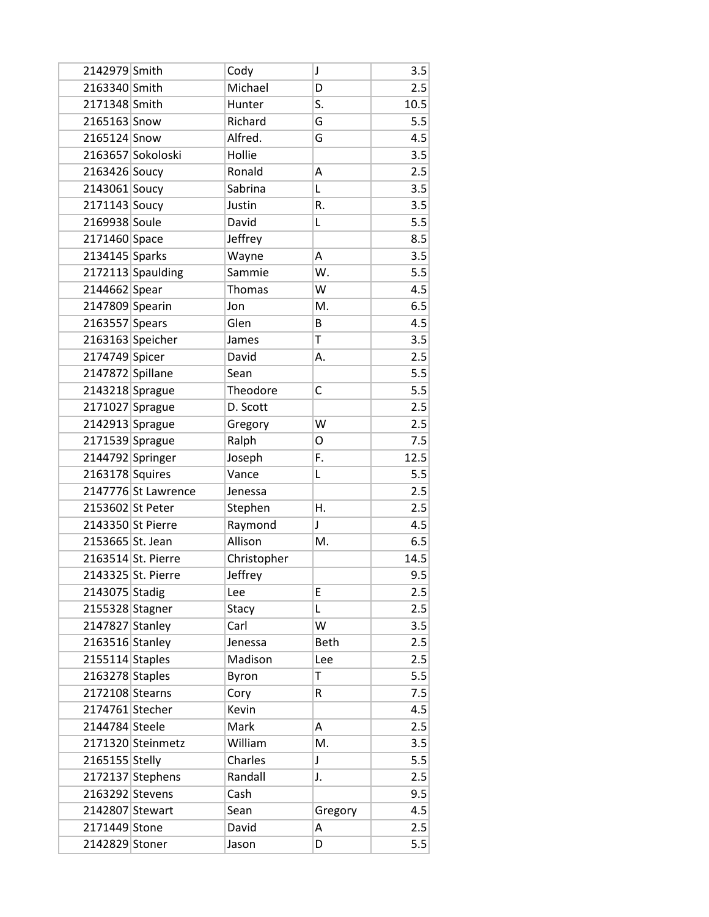| | | | | |
|---|---|---|---|---|
| 2142979 | Smith | Cody | J | 3.5 |
| 2163340 | Smith | Michael | D | 2.5 |
| 2171348 | Smith | Hunter | S. | 10.5 |
| 2165163 | Snow | Richard | G | 5.5 |
| 2165124 | Snow | Alfred. | G | 4.5 |
| 2163657 | Sokoloski | Hollie | | 3.5 |
| 2163426 | Soucy | Ronald | A | 2.5 |
| 2143061 | Soucy | Sabrina | L | 3.5 |
| 2171143 | Soucy | Justin | R. | 3.5 |
| 2169938 | Soule | David | L | 5.5 |
| 2171460 | Space | Jeffrey | | 8.5 |
| 2134145 | Sparks | Wayne | A | 3.5 |
| 2172113 | Spaulding | Sammie | W. | 5.5 |
| 2144662 | Spear | Thomas | W | 4.5 |
| 2147809 | Spearin | Jon | M. | 6.5 |
| 2163557 | Spears | Glen | B | 4.5 |
| 2163163 | Speicher | James | T | 3.5 |
| 2174749 | Spicer | David | A. | 2.5 |
| 2147872 | Spillane | Sean | | 5.5 |
| 2143218 | Sprague | Theodore | C | 5.5 |
| 2171027 | Sprague | D. Scott | | 2.5 |
| 2142913 | Sprague | Gregory | W | 2.5 |
| 2171539 | Sprague | Ralph | O | 7.5 |
| 2144792 | Springer | Joseph | F. | 12.5 |
| 2163178 | Squires | Vance | L | 5.5 |
| 2147776 | St Lawrence | Jenessa | | 2.5 |
| 2153602 | St Peter | Stephen | H. | 2.5 |
| 2143350 | St Pierre | Raymond | J | 4.5 |
| 2153665 | St. Jean | Allison | M. | 6.5 |
| 2163514 | St. Pierre | Christopher | | 14.5 |
| 2143325 | St. Pierre | Jeffrey | | 9.5 |
| 2143075 | Stadig | Lee | E | 2.5 |
| 2155328 | Stagner | Stacy | L | 2.5 |
| 2147827 | Stanley | Carl | W | 3.5 |
| 2163516 | Stanley | Jenessa | Beth | 2.5 |
| 2155114 | Staples | Madison | Lee | 2.5 |
| 2163278 | Staples | Byron | T | 5.5 |
| 2172108 | Stearns | Cory | R | 7.5 |
| 2174761 | Stecher | Kevin | | 4.5 |
| 2144784 | Steele | Mark | A | 2.5 |
| 2171320 | Steinmetz | William | M. | 3.5 |
| 2165155 | Stelly | Charles | J | 5.5 |
| 2172137 | Stephens | Randall | J. | 2.5 |
| 2163292 | Stevens | Cash | | 9.5 |
| 2142807 | Stewart | Sean | Gregory | 4.5 |
| 2171449 | Stone | David | A | 2.5 |
| 2142829 | Stoner | Jason | D | 5.5 |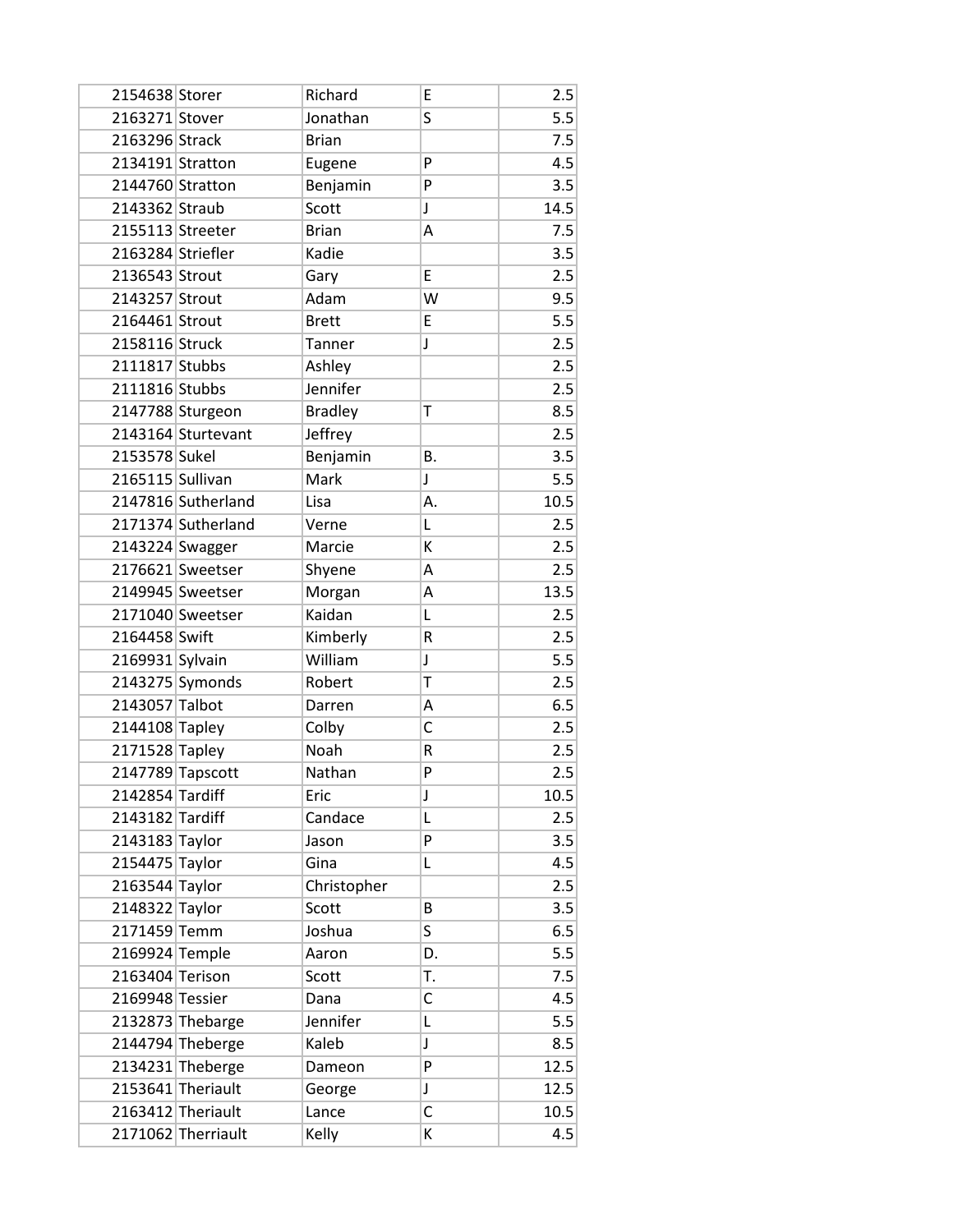| | | | | |
|---|---|---|---|---|
| 2154638 | Storer | Richard | E | 2.5 |
| 2163271 | Stover | Jonathan | S | 5.5 |
| 2163296 | Strack | Brian | | 7.5 |
| 2134191 | Stratton | Eugene | P | 4.5 |
| 2144760 | Stratton | Benjamin | P | 3.5 |
| 2143362 | Straub | Scott | J | 14.5 |
| 2155113 | Streeter | Brian | A | 7.5 |
| 2163284 | Striefler | Kadie | | 3.5 |
| 2136543 | Strout | Gary | E | 2.5 |
| 2143257 | Strout | Adam | W | 9.5 |
| 2164461 | Strout | Brett | E | 5.5 |
| 2158116 | Struck | Tanner | J | 2.5 |
| 2111817 | Stubbs | Ashley | | 2.5 |
| 2111816 | Stubbs | Jennifer | | 2.5 |
| 2147788 | Sturgeon | Bradley | T | 8.5 |
| 2143164 | Sturtevant | Jeffrey | | 2.5 |
| 2153578 | Sukel | Benjamin | B. | 3.5 |
| 2165115 | Sullivan | Mark | J | 5.5 |
| 2147816 | Sutherland | Lisa | A. | 10.5 |
| 2171374 | Sutherland | Verne | L | 2.5 |
| 2143224 | Swagger | Marcie | K | 2.5 |
| 2176621 | Sweetser | Shyene | A | 2.5 |
| 2149945 | Sweetser | Morgan | A | 13.5 |
| 2171040 | Sweetser | Kaidan | L | 2.5 |
| 2164458 | Swift | Kimberly | R | 2.5 |
| 2169931 | Sylvain | William | J | 5.5 |
| 2143275 | Symonds | Robert | T | 2.5 |
| 2143057 | Talbot | Darren | A | 6.5 |
| 2144108 | Tapley | Colby | C | 2.5 |
| 2171528 | Tapley | Noah | R | 2.5 |
| 2147789 | Tapscott | Nathan | P | 2.5 |
| 2142854 | Tardiff | Eric | J | 10.5 |
| 2143182 | Tardiff | Candace | L | 2.5 |
| 2143183 | Taylor | Jason | P | 3.5 |
| 2154475 | Taylor | Gina | L | 4.5 |
| 2163544 | Taylor | Christopher | | 2.5 |
| 2148322 | Taylor | Scott | B | 3.5 |
| 2171459 | Temm | Joshua | S | 6.5 |
| 2169924 | Temple | Aaron | D. | 5.5 |
| 2163404 | Terison | Scott | T. | 7.5 |
| 2169948 | Tessier | Dana | C | 4.5 |
| 2132873 | Thebarge | Jennifer | L | 5.5 |
| 2144794 | Theberge | Kaleb | J | 8.5 |
| 2134231 | Theberge | Dameon | P | 12.5 |
| 2153641 | Theriault | George | J | 12.5 |
| 2163412 | Theriault | Lance | C | 10.5 |
| 2171062 | Therriault | Kelly | K | 4.5 |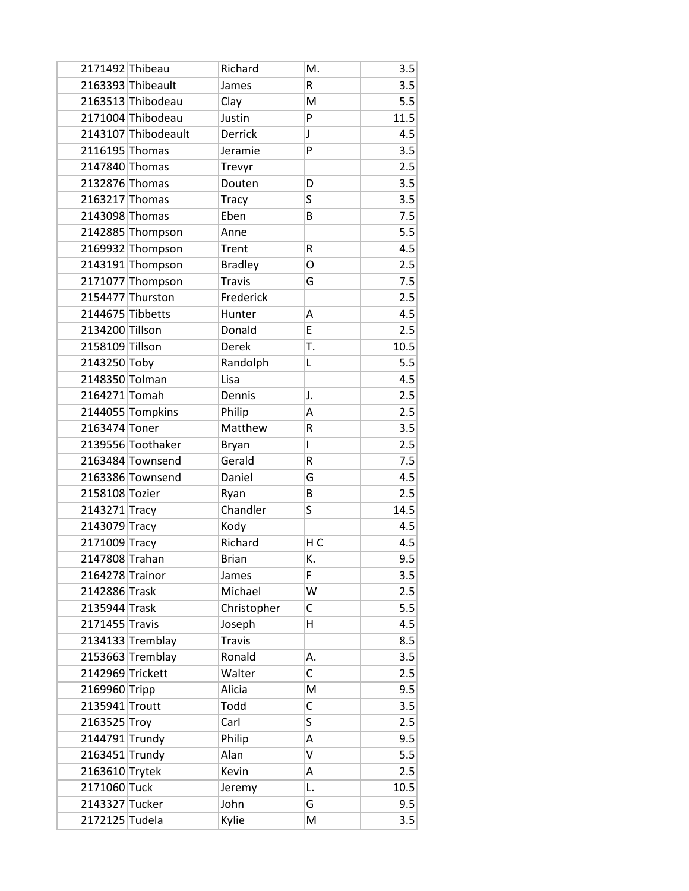| | | | | |
|---|---|---|---|---|
| 2171492 | Thibeau | Richard | M. | 3.5 |
| 2163393 | Thibeault | James | R | 3.5 |
| 2163513 | Thibodeau | Clay | M | 5.5 |
| 2171004 | Thibodeau | Justin | P | 11.5 |
| 2143107 | Thibodeault | Derrick | J | 4.5 |
| 2116195 | Thomas | Jeramie | P | 3.5 |
| 2147840 | Thomas | Trevyr | | 2.5 |
| 2132876 | Thomas | Douten | D | 3.5 |
| 2163217 | Thomas | Tracy | S | 3.5 |
| 2143098 | Thomas | Eben | B | 7.5 |
| 2142885 | Thompson | Anne | | 5.5 |
| 2169932 | Thompson | Trent | R | 4.5 |
| 2143191 | Thompson | Bradley | O | 2.5 |
| 2171077 | Thompson | Travis | G | 7.5 |
| 2154477 | Thurston | Frederick | | 2.5 |
| 2144675 | Tibbetts | Hunter | A | 4.5 |
| 2134200 | Tillson | Donald | E | 2.5 |
| 2158109 | Tillson | Derek | T. | 10.5 |
| 2143250 | Toby | Randolph | L | 5.5 |
| 2148350 | Tolman | Lisa | | 4.5 |
| 2164271 | Tomah | Dennis | J. | 2.5 |
| 2144055 | Tompkins | Philip | A | 2.5 |
| 2163474 | Toner | Matthew | R | 3.5 |
| 2139556 | Toothaker | Bryan | I | 2.5 |
| 2163484 | Townsend | Gerald | R | 7.5 |
| 2163386 | Townsend | Daniel | G | 4.5 |
| 2158108 | Tozier | Ryan | B | 2.5 |
| 2143271 | Tracy | Chandler | S | 14.5 |
| 2143079 | Tracy | Kody | | 4.5 |
| 2171009 | Tracy | Richard | H C | 4.5 |
| 2147808 | Trahan | Brian | K. | 9.5 |
| 2164278 | Trainor | James | F | 3.5 |
| 2142886 | Trask | Michael | W | 2.5 |
| 2135944 | Trask | Christopher | C | 5.5 |
| 2171455 | Travis | Joseph | H | 4.5 |
| 2134133 | Tremblay | Travis | | 8.5 |
| 2153663 | Tremblay | Ronald | A. | 3.5 |
| 2142969 | Trickett | Walter | C | 2.5 |
| 2169960 | Tripp | Alicia | M | 9.5 |
| 2135941 | Troutt | Todd | C | 3.5 |
| 2163525 | Troy | Carl | S | 2.5 |
| 2144791 | Trundy | Philip | A | 9.5 |
| 2163451 | Trundy | Alan | V | 5.5 |
| 2163610 | Trytek | Kevin | A | 2.5 |
| 2171060 | Tuck | Jeremy | L. | 10.5 |
| 2143327 | Tucker | John | G | 9.5 |
| 2172125 | Tudela | Kylie | M | 3.5 |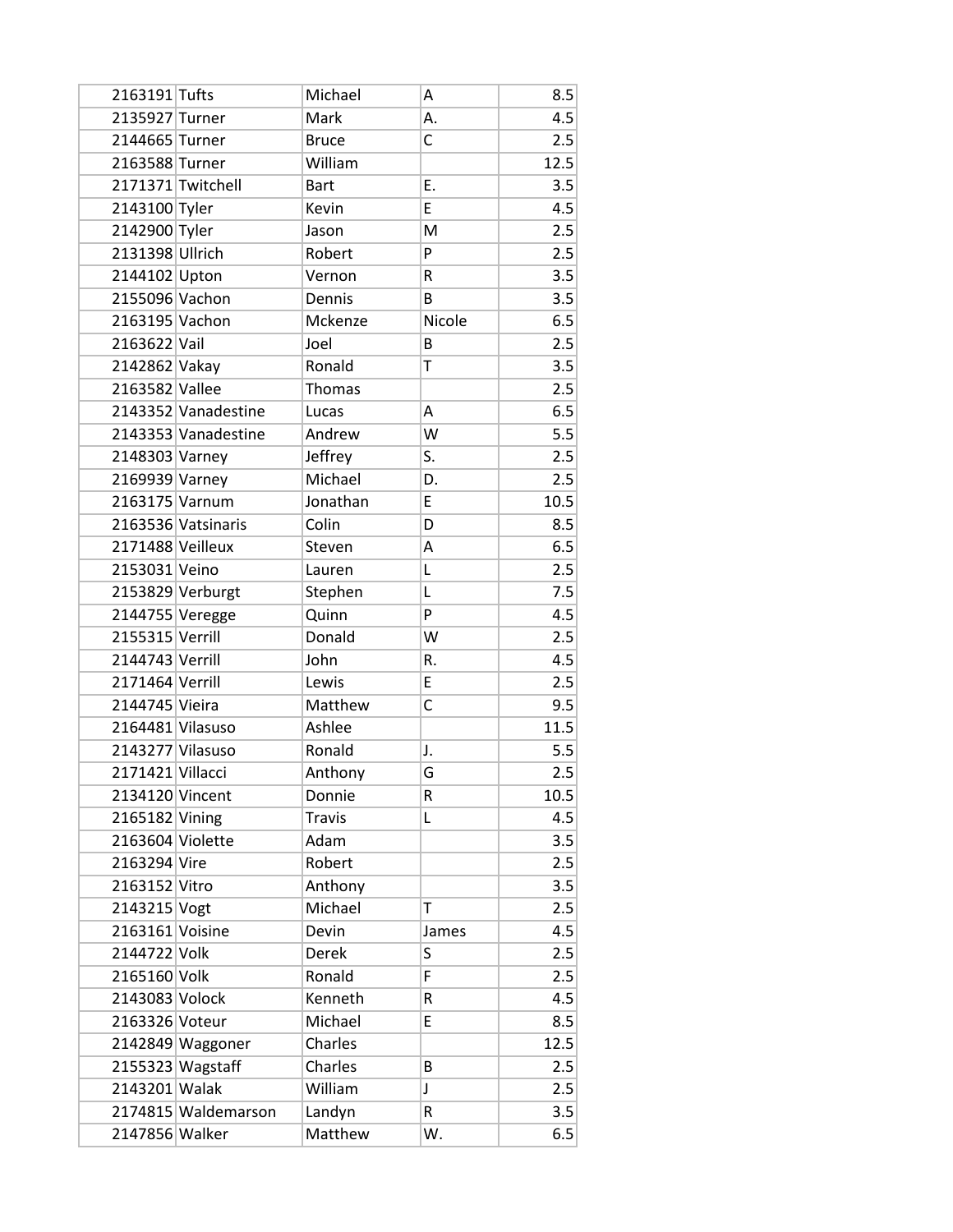| | | | | |
|---|---|---|---|---|
| 2163191 | Tufts | Michael | A | 8.5 |
| 2135927 | Turner | Mark | A. | 4.5 |
| 2144665 | Turner | Bruce | C | 2.5 |
| 2163588 | Turner | William | | 12.5 |
| 2171371 | Twitchell | Bart | E. | 3.5 |
| 2143100 | Tyler | Kevin | E | 4.5 |
| 2142900 | Tyler | Jason | M | 2.5 |
| 2131398 | Ullrich | Robert | P | 2.5 |
| 2144102 | Upton | Vernon | R | 3.5 |
| 2155096 | Vachon | Dennis | B | 3.5 |
| 2163195 | Vachon | Mckenze | Nicole | 6.5 |
| 2163622 | Vail | Joel | B | 2.5 |
| 2142862 | Vakay | Ronald | T | 3.5 |
| 2163582 | Vallee | Thomas | | 2.5 |
| 2143352 | Vanadestine | Lucas | A | 6.5 |
| 2143353 | Vanadestine | Andrew | W | 5.5 |
| 2148303 | Varney | Jeffrey | S. | 2.5 |
| 2169939 | Varney | Michael | D. | 2.5 |
| 2163175 | Varnum | Jonathan | E | 10.5 |
| 2163536 | Vatsinaris | Colin | D | 8.5 |
| 2171488 | Veilleux | Steven | A | 6.5 |
| 2153031 | Veino | Lauren | L | 2.5 |
| 2153829 | Verburgt | Stephen | L | 7.5 |
| 2144755 | Veregge | Quinn | P | 4.5 |
| 2155315 | Verrill | Donald | W | 2.5 |
| 2144743 | Verrill | John | R. | 4.5 |
| 2171464 | Verrill | Lewis | E | 2.5 |
| 2144745 | Vieira | Matthew | C | 9.5 |
| 2164481 | Vilasuso | Ashlee | | 11.5 |
| 2143277 | Vilasuso | Ronald | J. | 5.5 |
| 2171421 | Villacci | Anthony | G | 2.5 |
| 2134120 | Vincent | Donnie | R | 10.5 |
| 2165182 | Vining | Travis | L | 4.5 |
| 2163604 | Violette | Adam | | 3.5 |
| 2163294 | Vire | Robert | | 2.5 |
| 2163152 | Vitro | Anthony | | 3.5 |
| 2143215 | Vogt | Michael | T | 2.5 |
| 2163161 | Voisine | Devin | James | 4.5 |
| 2144722 | Volk | Derek | S | 2.5 |
| 2165160 | Volk | Ronald | F | 2.5 |
| 2143083 | Volock | Kenneth | R | 4.5 |
| 2163326 | Voteur | Michael | E | 8.5 |
| 2142849 | Waggoner | Charles | | 12.5 |
| 2155323 | Wagstaff | Charles | B | 2.5 |
| 2143201 | Walak | William | J | 2.5 |
| 2174815 | Waldemarson | Landyn | R | 3.5 |
| 2147856 | Walker | Matthew | W. | 6.5 |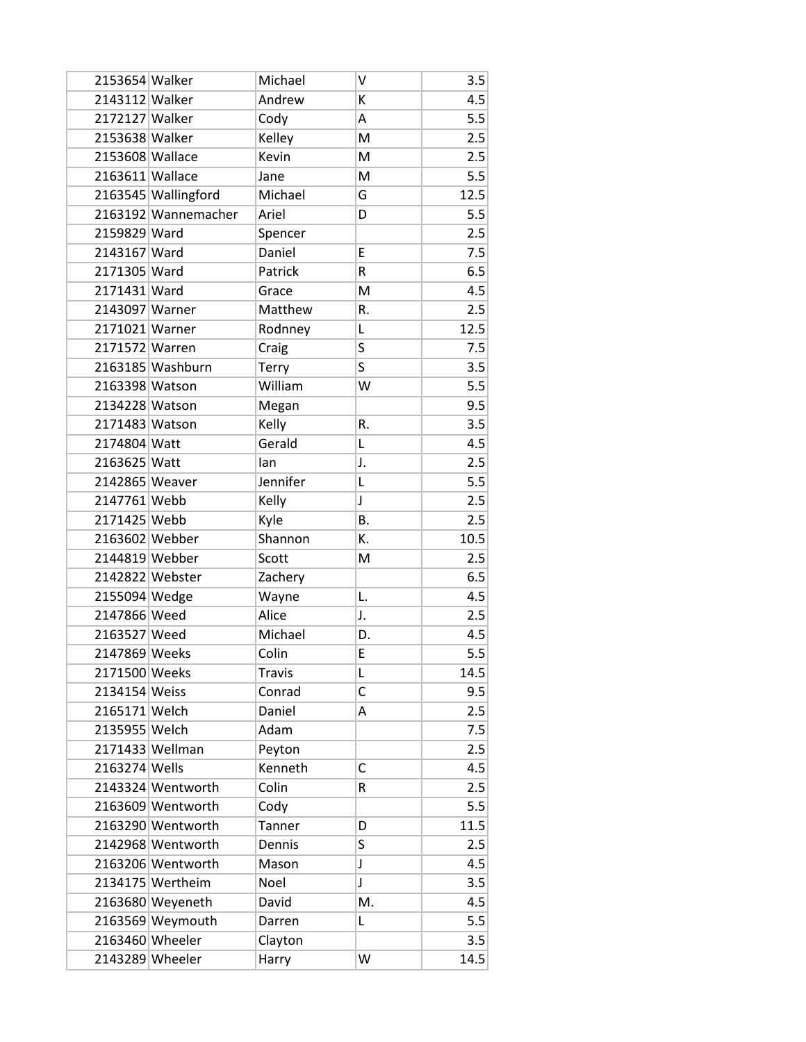| | | | | |
|---|---|---|---|---|
| 2153654 | Walker | Michael | V | 3.5 |
| 2143112 | Walker | Andrew | K | 4.5 |
| 2172127 | Walker | Cody | A | 5.5 |
| 2153638 | Walker | Kelley | M | 2.5 |
| 2153608 | Wallace | Kevin | M | 2.5 |
| 2163611 | Wallace | Jane | M | 5.5 |
| 2163545 | Wallingford | Michael | G | 12.5 |
| 2163192 | Wannemacher | Ariel | D | 5.5 |
| 2159829 | Ward | Spencer | | 2.5 |
| 2143167 | Ward | Daniel | E | 7.5 |
| 2171305 | Ward | Patrick | R | 6.5 |
| 2171431 | Ward | Grace | M | 4.5 |
| 2143097 | Warner | Matthew | R. | 2.5 |
| 2171021 | Warner | Rodnney | L | 12.5 |
| 2171572 | Warren | Craig | S | 7.5 |
| 2163185 | Washburn | Terry | S | 3.5 |
| 2163398 | Watson | William | W | 5.5 |
| 2134228 | Watson | Megan | | 9.5 |
| 2171483 | Watson | Kelly | R. | 3.5 |
| 2174804 | Watt | Gerald | L | 4.5 |
| 2163625 | Watt | Ian | J. | 2.5 |
| 2142865 | Weaver | Jennifer | L | 5.5 |
| 2147761 | Webb | Kelly | J | 2.5 |
| 2171425 | Webb | Kyle | B. | 2.5 |
| 2163602 | Webber | Shannon | K. | 10.5 |
| 2144819 | Webber | Scott | M | 2.5 |
| 2142822 | Webster | Zachery | | 6.5 |
| 2155094 | Wedge | Wayne | L. | 4.5 |
| 2147866 | Weed | Alice | J. | 2.5 |
| 2163527 | Weed | Michael | D. | 4.5 |
| 2147869 | Weeks | Colin | E | 5.5 |
| 2171500 | Weeks | Travis | L | 14.5 |
| 2134154 | Weiss | Conrad | C | 9.5 |
| 2165171 | Welch | Daniel | A | 2.5 |
| 2135955 | Welch | Adam | | 7.5 |
| 2171433 | Wellman | Peyton | | 2.5 |
| 2163274 | Wells | Kenneth | C | 4.5 |
| 2143324 | Wentworth | Colin | R | 2.5 |
| 2163609 | Wentworth | Cody | | 5.5 |
| 2163290 | Wentworth | Tanner | D | 11.5 |
| 2142968 | Wentworth | Dennis | S | 2.5 |
| 2163206 | Wentworth | Mason | J | 4.5 |
| 2134175 | Wertheim | Noel | J | 3.5 |
| 2163680 | Weyeneth | David | M. | 4.5 |
| 2163569 | Weymouth | Darren | L | 5.5 |
| 2163460 | Wheeler | Clayton | | 3.5 |
| 2143289 | Wheeler | Harry | W | 14.5 |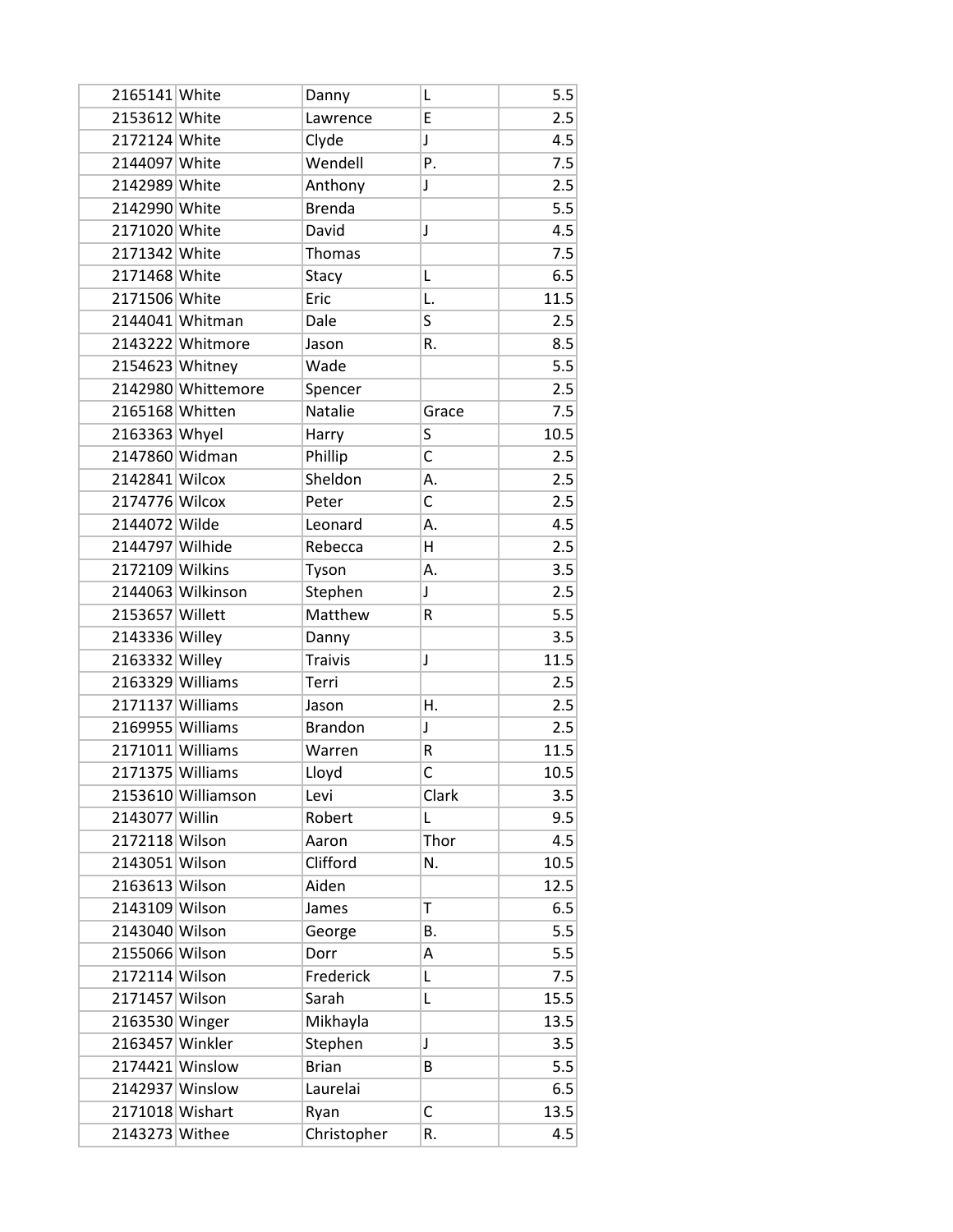| | | | | |
|---|---|---|---|---|
| 2165141 | White | Danny | L | 5.5 |
| 2153612 | White | Lawrence | E | 2.5 |
| 2172124 | White | Clyde | J | 4.5 |
| 2144097 | White | Wendell | P. | 7.5 |
| 2142989 | White | Anthony | J | 2.5 |
| 2142990 | White | Brenda | | 5.5 |
| 2171020 | White | David | J | 4.5 |
| 2171342 | White | Thomas | | 7.5 |
| 2171468 | White | Stacy | L | 6.5 |
| 2171506 | White | Eric | L. | 11.5 |
| 2144041 | Whitman | Dale | S | 2.5 |
| 2143222 | Whitmore | Jason | R. | 8.5 |
| 2154623 | Whitney | Wade | | 5.5 |
| 2142980 | Whittemore | Spencer | | 2.5 |
| 2165168 | Whitten | Natalie | Grace | 7.5 |
| 2163363 | Whyel | Harry | S | 10.5 |
| 2147860 | Widman | Phillip | C | 2.5 |
| 2142841 | Wilcox | Sheldon | A. | 2.5 |
| 2174776 | Wilcox | Peter | C | 2.5 |
| 2144072 | Wilde | Leonard | A. | 4.5 |
| 2144797 | Wilhide | Rebecca | H | 2.5 |
| 2172109 | Wilkins | Tyson | A. | 3.5 |
| 2144063 | Wilkinson | Stephen | J | 2.5 |
| 2153657 | Willett | Matthew | R | 5.5 |
| 2143336 | Willey | Danny | | 3.5 |
| 2163332 | Willey | Traivis | J | 11.5 |
| 2163329 | Williams | Terri | | 2.5 |
| 2171137 | Williams | Jason | H. | 2.5 |
| 2169955 | Williams | Brandon | J | 2.5 |
| 2171011 | Williams | Warren | R | 11.5 |
| 2171375 | Williams | Lloyd | C | 10.5 |
| 2153610 | Williamson | Levi | Clark | 3.5 |
| 2143077 | Willin | Robert | L | 9.5 |
| 2172118 | Wilson | Aaron | Thor | 4.5 |
| 2143051 | Wilson | Clifford | N. | 10.5 |
| 2163613 | Wilson | Aiden | | 12.5 |
| 2143109 | Wilson | James | T | 6.5 |
| 2143040 | Wilson | George | B. | 5.5 |
| 2155066 | Wilson | Dorr | A | 5.5 |
| 2172114 | Wilson | Frederick | L | 7.5 |
| 2171457 | Wilson | Sarah | L | 15.5 |
| 2163530 | Winger | Mikhayla | | 13.5 |
| 2163457 | Winkler | Stephen | J | 3.5 |
| 2174421 | Winslow | Brian | B | 5.5 |
| 2142937 | Winslow | Laurelai | | 6.5 |
| 2171018 | Wishart | Ryan | C | 13.5 |
| 2143273 | Withee | Christopher | R. | 4.5 |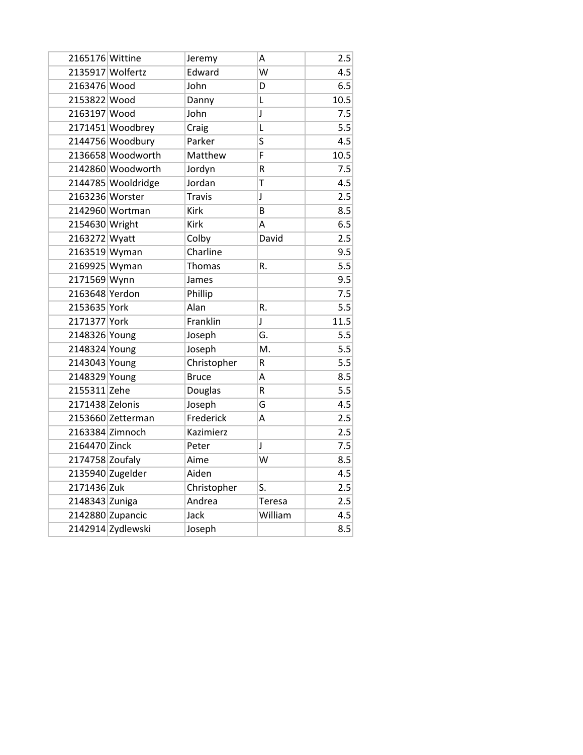| | | | | |
|---|---|---|---|---|
| 2165176 | Wittine | Jeremy | A | 2.5 |
| 2135917 | Wolfertz | Edward | W | 4.5 |
| 2163476 | Wood | John | D | 6.5 |
| 2153822 | Wood | Danny | L | 10.5 |
| 2163197 | Wood | John | J | 7.5 |
| 2171451 | Woodbrey | Craig | L | 5.5 |
| 2144756 | Woodbury | Parker | S | 4.5 |
| 2136658 | Woodworth | Matthew | F | 10.5 |
| 2142860 | Woodworth | Jordyn | R | 7.5 |
| 2144785 | Wooldridge | Jordan | T | 4.5 |
| 2163236 | Worster | Travis | J | 2.5 |
| 2142960 | Wortman | Kirk | B | 8.5 |
| 2154630 | Wright | Kirk | A | 6.5 |
| 2163272 | Wyatt | Colby | David | 2.5 |
| 2163519 | Wyman | Charline | | 9.5 |
| 2169925 | Wyman | Thomas | R. | 5.5 |
| 2171569 | Wynn | James | | 9.5 |
| 2163648 | Yerdon | Phillip | | 7.5 |
| 2153635 | York | Alan | R. | 5.5 |
| 2171377 | York | Franklin | J | 11.5 |
| 2148326 | Young | Joseph | G. | 5.5 |
| 2148324 | Young | Joseph | M. | 5.5 |
| 2143043 | Young | Christopher | R | 5.5 |
| 2148329 | Young | Bruce | A | 8.5 |
| 2155311 | Zehe | Douglas | R | 5.5 |
| 2171438 | Zelonis | Joseph | G | 4.5 |
| 2153660 | Zetterman | Frederick | A | 2.5 |
| 2163384 | Zimnoch | Kazimierz | | 2.5 |
| 2164470 | Zinck | Peter | J | 7.5 |
| 2174758 | Zoufaly | Aime | W | 8.5 |
| 2135940 | Zugelder | Aiden | | 4.5 |
| 2171436 | Zuk | Christopher | S. | 2.5 |
| 2148343 | Zuniga | Andrea | Teresa | 2.5 |
| 2142880 | Zupancic | Jack | William | 4.5 |
| 2142914 | Zydlewski | Joseph | | 8.5 |